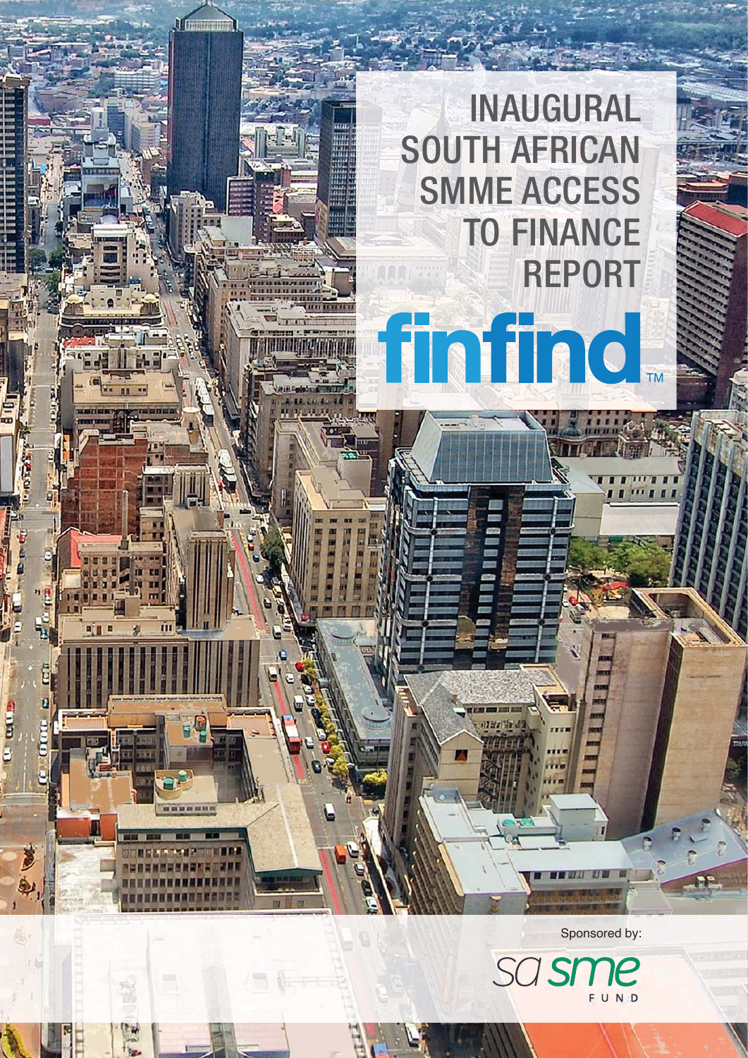# INAUGURAL SOUTH AFRICAN SMME ACCESS TO FINANCE REPORT

finfind™

Sponsored by:

sa sme FUND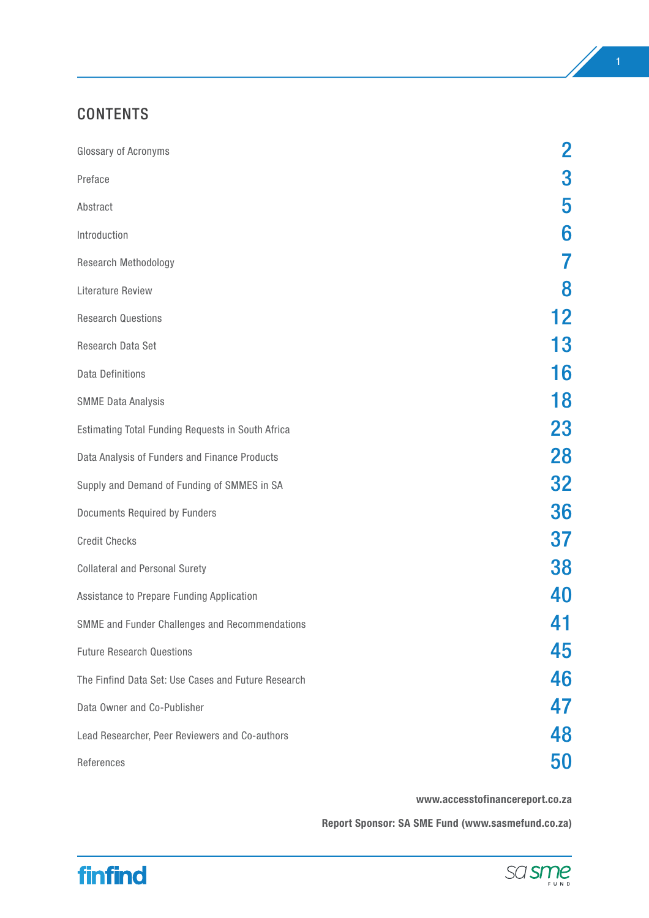## CONTENTS

| | |
|---|---|
| Glossary of Acronyms | 2 |
| Preface | 3 |
| Abstract | 5 |
| Introduction | 6 |
| Research Methodology | 7 |
| Literature Review | 8 |
| Research Questions | 12 |
| Research Data Set | 13 |
| Data Definitions | 16 |
| SMME Data Analysis | 18 |
| Estimating Total Funding Requests in South Africa | 23 |
| Data Analysis of Funders and Finance Products | 28 |
| Supply and Demand of Funding of SMMES in SA | 32 |
| Documents Required by Funders | 36 |
| Credit Checks | 37 |
| Collateral and Personal Surety | 38 |
| Assistance to Prepare Funding Application | 40 |
| SMME and Funder Challenges and Recommendations | 41 |
| Future Research Questions | 45 |
| The Finfind Data Set: Use Cases and Future Research | 46 |
| Data Owner and Co-Publisher | 47 |
| Lead Researcher, Peer Reviewers and Co-authors | 48 |
| References | 50 |

**www.accesstofinancereport.co.za**

**Report Sponsor: SA SME Fund (www.sasmefund.co.za)**

finfind

sa sme FUND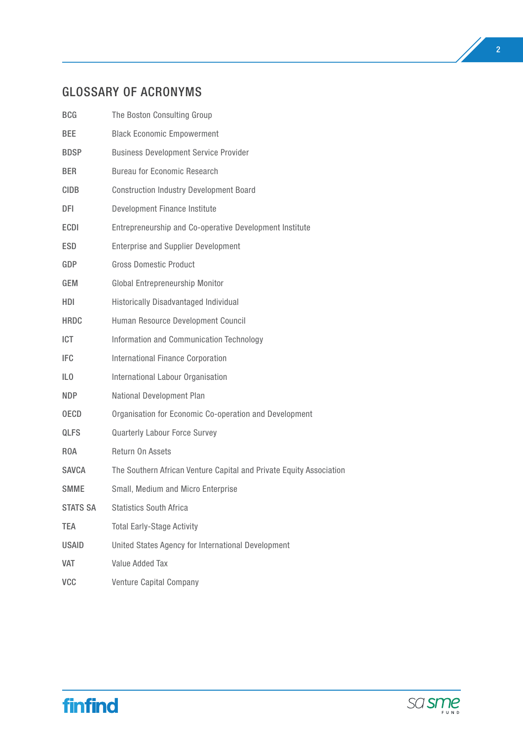## GLOSSARY OF ACRONYMS

| | |
|---|---|
| BCG | The Boston Consulting Group |
| BEE | Black Economic Empowerment |
| BDSP | Business Development Service Provider |
| BER | Bureau for Economic Research |
| CIDB | Construction Industry Development Board |
| DFI | Development Finance Institute |
| ECDI | Entrepreneurship and Co-operative Development Institute |
| ESD | Enterprise and Supplier Development |
| GDP | Gross Domestic Product |
| GEM | Global Entrepreneurship Monitor |
| HDI | Historically Disadvantaged Individual |
| HRDC | Human Resource Development Council |
| ICT | Information and Communication Technology |
| IFC | International Finance Corporation |
| ILO | International Labour Organisation |
| NDP | National Development Plan |
| OECD | Organisation for Economic Co-operation and Development |
| QLFS | Quarterly Labour Force Survey |
| ROA | Return On Assets |
| SAVCA | The Southern African Venture Capital and Private Equity Association |
| SMME | Small, Medium and Micro Enterprise |
| STATS SA | Statistics South Africa |
| TEA | Total Early-Stage Activity |
| USAID | United States Agency for International Development |
| VAT | Value Added Tax |
| VCC | Venture Capital Company |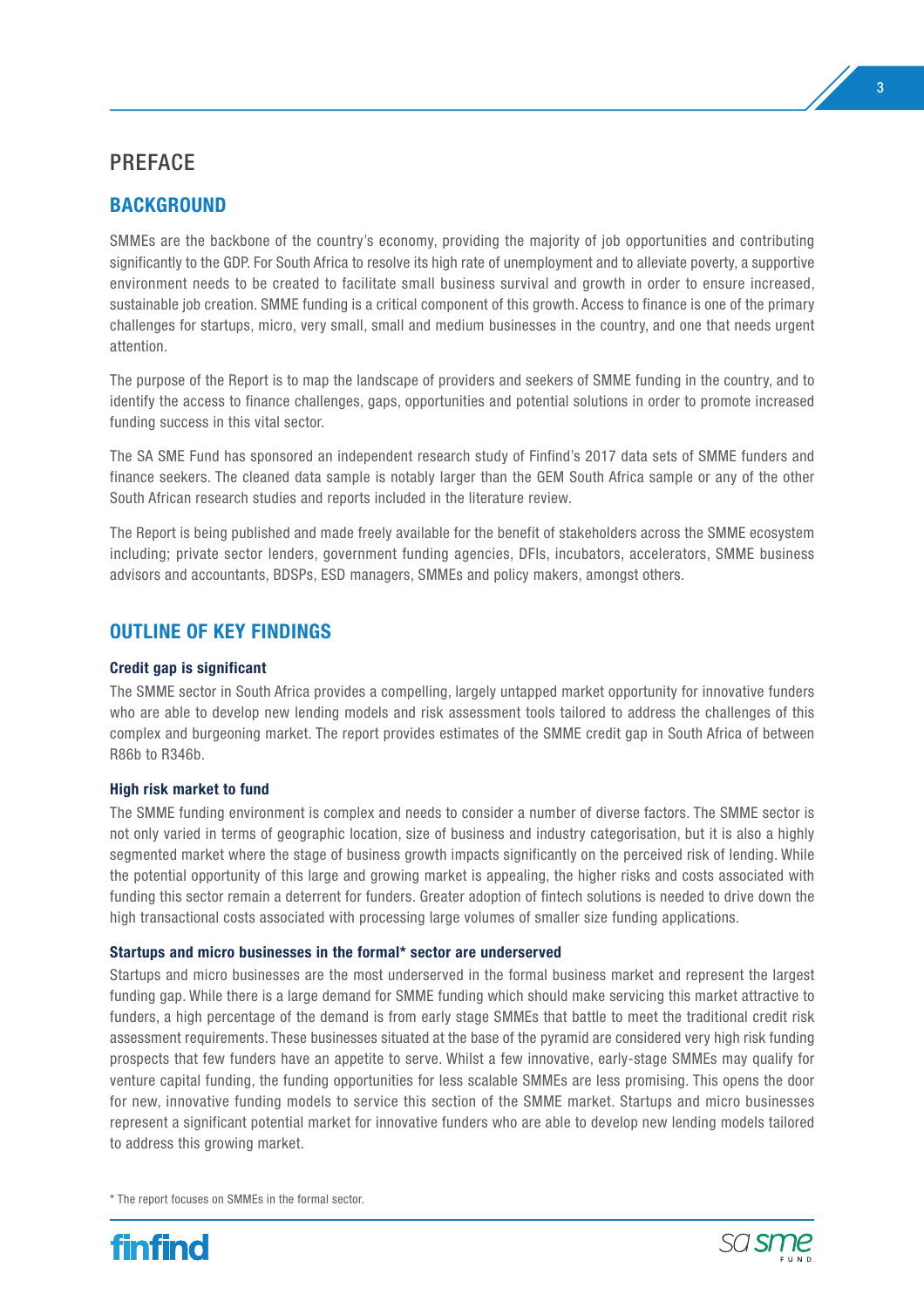# PREFACE

## BACKGROUND

SMMEs are the backbone of the country's economy, providing the majority of job opportunities and contributing significantly to the GDP. For South Africa to resolve its high rate of unemployment and to alleviate poverty, a supportive environment needs to be created to facilitate small business survival and growth in order to ensure increased, sustainable job creation. SMME funding is a critical component of this growth. Access to finance is one of the primary challenges for startups, micro, very small, small and medium businesses in the country, and one that needs urgent attention.

The purpose of the Report is to map the landscape of providers and seekers of SMME funding in the country, and to identify the access to finance challenges, gaps, opportunities and potential solutions in order to promote increased funding success in this vital sector.

The SA SME Fund has sponsored an independent research study of Finfind's 2017 data sets of SMME funders and finance seekers. The cleaned data sample is notably larger than the GEM South Africa sample or any of the other South African research studies and reports included in the literature review.

The Report is being published and made freely available for the benefit of stakeholders across the SMME ecosystem including; private sector lenders, government funding agencies, DFIs, incubators, accelerators, SMME business advisors and accountants, BDSPs, ESD managers, SMMEs and policy makers, amongst others.

## OUTLINE OF KEY FINDINGS

**Credit gap is significant**

The SMME sector in South Africa provides a compelling, largely untapped market opportunity for innovative funders who are able to develop new lending models and risk assessment tools tailored to address the challenges of this complex and burgeoning market. The report provides estimates of the SMME credit gap in South Africa of between R86b to R346b.

**High risk market to fund**

The SMME funding environment is complex and needs to consider a number of diverse factors. The SMME sector is not only varied in terms of geographic location, size of business and industry categorisation, but it is also a highly segmented market where the stage of business growth impacts significantly on the perceived risk of lending. While the potential opportunity of this large and growing market is appealing, the higher risks and costs associated with funding this sector remain a deterrent for funders. Greater adoption of fintech solutions is needed to drive down the high transactional costs associated with processing large volumes of smaller size funding applications.

**Startups and micro businesses in the formal* sector are underserved**

Startups and micro businesses are the most underserved in the formal business market and represent the largest funding gap. While there is a large demand for SMME funding which should make servicing this market attractive to funders, a high percentage of the demand is from early stage SMMEs that battle to meet the traditional credit risk assessment requirements. These businesses situated at the base of the pyramid are considered very high risk funding prospects that few funders have an appetite to serve. Whilst a few innovative, early-stage SMMEs may qualify for venture capital funding, the funding opportunities for less scalable SMMEs are less promising. This opens the door for new, innovative funding models to service this section of the SMME market. Startups and micro businesses represent a significant potential market for innovative funders who are able to develop new lending models tailored to address this growing market.

* The report focuses on SMMEs in the formal sector.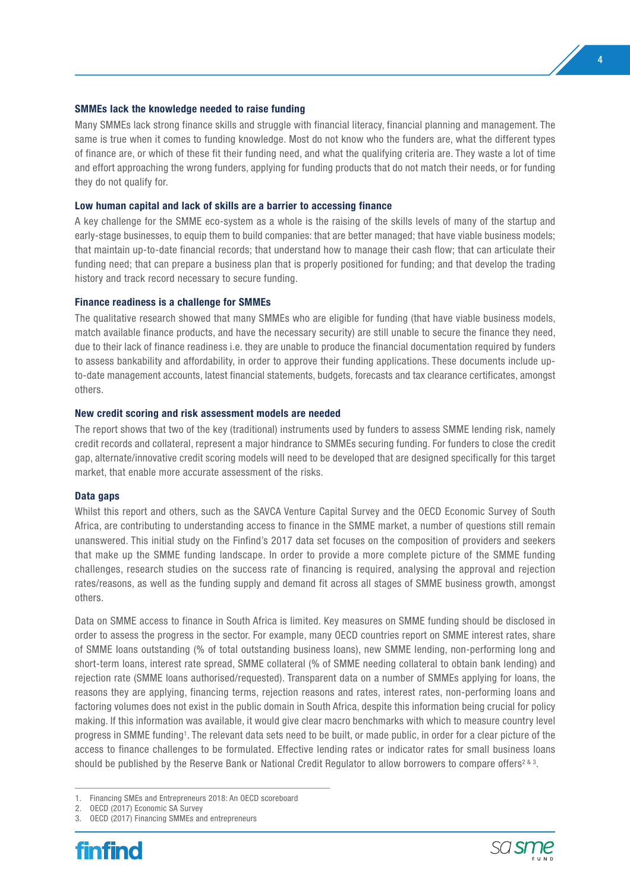### SMMEs lack the knowledge needed to raise funding

Many SMMEs lack strong finance skills and struggle with financial literacy, financial planning and management. The same is true when it comes to funding knowledge. Most do not know who the funders are, what the different types of finance are, or which of these fit their funding need, and what the qualifying criteria are. They waste a lot of time and effort approaching the wrong funders, applying for funding products that do not match their needs, or for funding they do not qualify for.

### Low human capital and lack of skills are a barrier to accessing finance

A key challenge for the SMME eco-system as a whole is the raising of the skills levels of many of the startup and early-stage businesses, to equip them to build companies: that are better managed; that have viable business models; that maintain up-to-date financial records; that understand how to manage their cash flow; that can articulate their funding need; that can prepare a business plan that is properly positioned for funding; and that develop the trading history and track record necessary to secure funding.

### Finance readiness is a challenge for SMMEs

The qualitative research showed that many SMMEs who are eligible for funding (that have viable business models, match available finance products, and have the necessary security) are still unable to secure the finance they need, due to their lack of finance readiness i.e. they are unable to produce the financial documentation required by funders to assess bankability and affordability, in order to approve their funding applications. These documents include up-to-date management accounts, latest financial statements, budgets, forecasts and tax clearance certificates, amongst others.

### New credit scoring and risk assessment models are needed

The report shows that two of the key (traditional) instruments used by funders to assess SMME lending risk, namely credit records and collateral, represent a major hindrance to SMMEs securing funding. For funders to close the credit gap, alternate/innovative credit scoring models will need to be developed that are designed specifically for this target market, that enable more accurate assessment of the risks.

### Data gaps

Whilst this report and others, such as the SAVCA Venture Capital Survey and the OECD Economic Survey of South Africa, are contributing to understanding access to finance in the SMME market, a number of questions still remain unanswered. This initial study on the Finfind's 2017 data set focuses on the composition of providers and seekers that make up the SMME funding landscape. In order to provide a more complete picture of the SMME funding challenges, research studies on the success rate of financing is required, analysing the approval and rejection rates/reasons, as well as the funding supply and demand fit across all stages of SMME business growth, amongst others.

Data on SMME access to finance in South Africa is limited. Key measures on SMME funding should be disclosed in order to assess the progress in the sector. For example, many OECD countries report on SMME interest rates, share of SMME loans outstanding (% of total outstanding business loans), new SMME lending, non-performing long and short-term loans, interest rate spread, SMME collateral (% of SMME needing collateral to obtain bank lending) and rejection rate (SMME loans authorised/requested). Transparent data on a number of SMMEs applying for loans, the reasons they are applying, financing terms, rejection reasons and rates, interest rates, non-performing loans and factoring volumes does not exist in the public domain in South Africa, despite this information being crucial for policy making. If this information was available, it would give clear macro benchmarks with which to measure country level progress in SMME funding[1]. The relevant data sets need to be built, or made public, in order for a clear picture of the access to finance challenges to be formulated. Effective lending rates or indicator rates for small business loans should be published by the Reserve Bank or National Credit Regulator to allow borrowers to compare offers[2 & 3].

1. Financing SMEs and Entrepreneurs 2018: An OECD scoreboard
2. OECD (2017) Economic SA Survey
3. OECD (2017) Financing SMMEs and entrepreneurs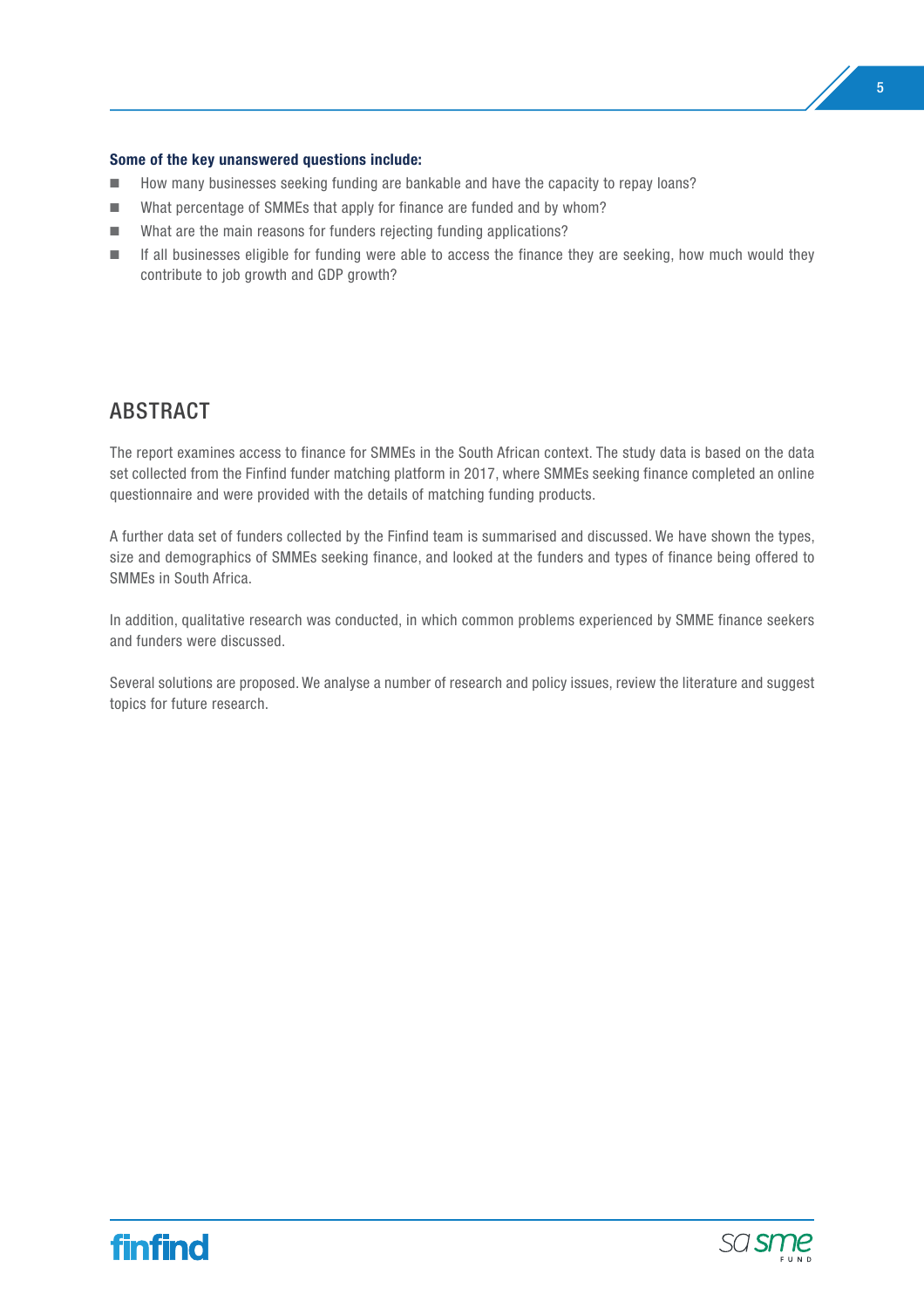**Some of the key unanswered questions include:**

- How many businesses seeking funding are bankable and have the capacity to repay loans?
- What percentage of SMMEs that apply for finance are funded and by whom?
- What are the main reasons for funders rejecting funding applications?
- If all businesses eligible for funding were able to access the finance they are seeking, how much would they contribute to job growth and GDP growth?

## ABSTRACT

The report examines access to finance for SMMEs in the South African context. The study data is based on the data set collected from the Finfind funder matching platform in 2017, where SMMEs seeking finance completed an online questionnaire and were provided with the details of matching funding products.

A further data set of funders collected by the Finfind team is summarised and discussed. We have shown the types, size and demographics of SMMEs seeking finance, and looked at the funders and types of finance being offered to SMMEs in South Africa.

In addition, qualitative research was conducted, in which common problems experienced by SMME finance seekers and funders were discussed.

Several solutions are proposed. We analyse a number of research and policy issues, review the literature and suggest topics for future research.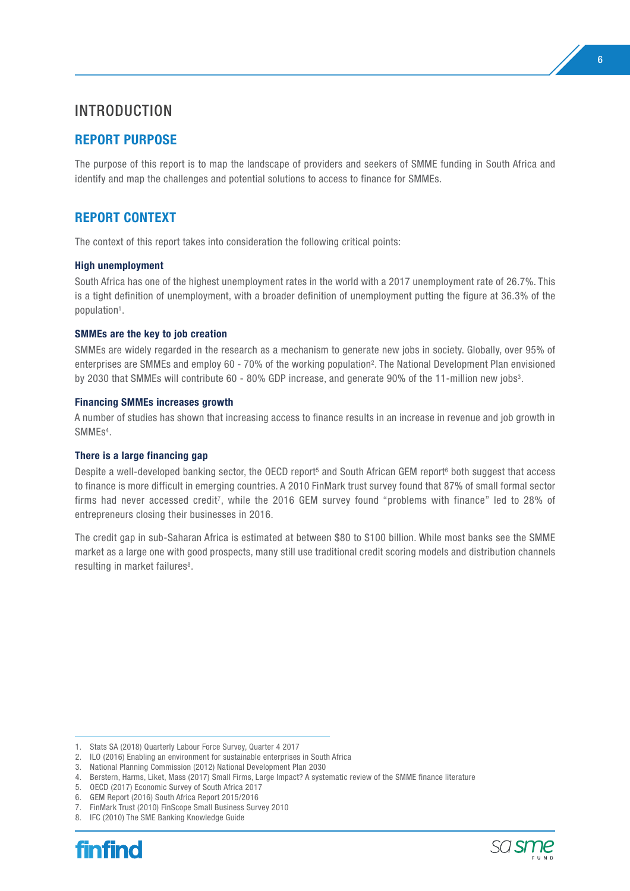# INTRODUCTION

## REPORT PURPOSE

The purpose of this report is to map the landscape of providers and seekers of SMME funding in South Africa and identify and map the challenges and potential solutions to access to finance for SMMEs.

## REPORT CONTEXT

The context of this report takes into consideration the following critical points:

### High unemployment

South Africa has one of the highest unemployment rates in the world with a 2017 unemployment rate of 26.7%. This is a tight definition of unemployment, with a broader definition of unemployment putting the figure at 36.3% of the population[1].

### SMMEs are the key to job creation

SMMEs are widely regarded in the research as a mechanism to generate new jobs in society. Globally, over 95% of enterprises are SMMEs and employ 60 - 70% of the working population[2]. The National Development Plan envisioned by 2030 that SMMEs will contribute 60 - 80% GDP increase, and generate 90% of the 11-million new jobs[3].

### Financing SMMEs increases growth

A number of studies has shown that increasing access to finance results in an increase in revenue and job growth in SMMEs[4].

### There is a large financing gap

Despite a well-developed banking sector, the OECD report[5] and South African GEM report[6] both suggest that access to finance is more difficult in emerging countries. A 2010 FinMark trust survey found that 87% of small formal sector firms had never accessed credit[7], while the 2016 GEM survey found "problems with finance" led to 28% of entrepreneurs closing their businesses in 2016.

The credit gap in sub-Saharan Africa is estimated at between $80 to $100 billion. While most banks see the SMME market as a large one with good prospects, many still use traditional credit scoring models and distribution channels resulting in market failures[8].

---

1. Stats SA (2018) Quarterly Labour Force Survey, Quarter 4 2017
2. ILO (2016) Enabling an environment for sustainable enterprises in South Africa
3. National Planning Commission (2012) National Development Plan 2030
4. Berstern, Harms, Liket, Mass (2017) Small Firms, Large Impact? A systematic review of the SMME finance literature
5. OECD (2017) Economic Survey of South Africa 2017
6. GEM Report (2016) South Africa Report 2015/2016
7. FinMark Trust (2010) FinScope Small Business Survey 2010
8. IFC (2010) The SME Banking Knowledge Guide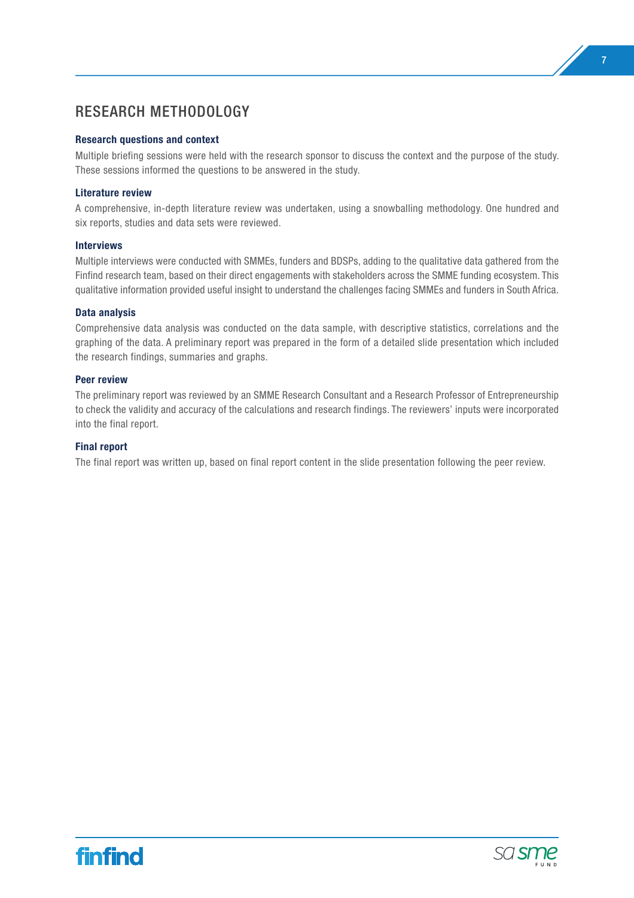# RESEARCH METHODOLOGY

### Research questions and context

Multiple briefing sessions were held with the research sponsor to discuss the context and the purpose of the study. These sessions informed the questions to be answered in the study.

### Literature review

A comprehensive, in-depth literature review was undertaken, using a snowballing methodology. One hundred and six reports, studies and data sets were reviewed.

### Interviews

Multiple interviews were conducted with SMMEs, funders and BDSPs, adding to the qualitative data gathered from the Finfind research team, based on their direct engagements with stakeholders across the SMME funding ecosystem. This qualitative information provided useful insight to understand the challenges facing SMMEs and funders in South Africa.

### Data analysis

Comprehensive data analysis was conducted on the data sample, with descriptive statistics, correlations and the graphing of the data. A preliminary report was prepared in the form of a detailed slide presentation which included the research findings, summaries and graphs.

### Peer review

The preliminary report was reviewed by an SMME Research Consultant and a Research Professor of Entrepreneurship to check the validity and accuracy of the calculations and research findings. The reviewers' inputs were incorporated into the final report.

### Final report

The final report was written up, based on final report content in the slide presentation following the peer review.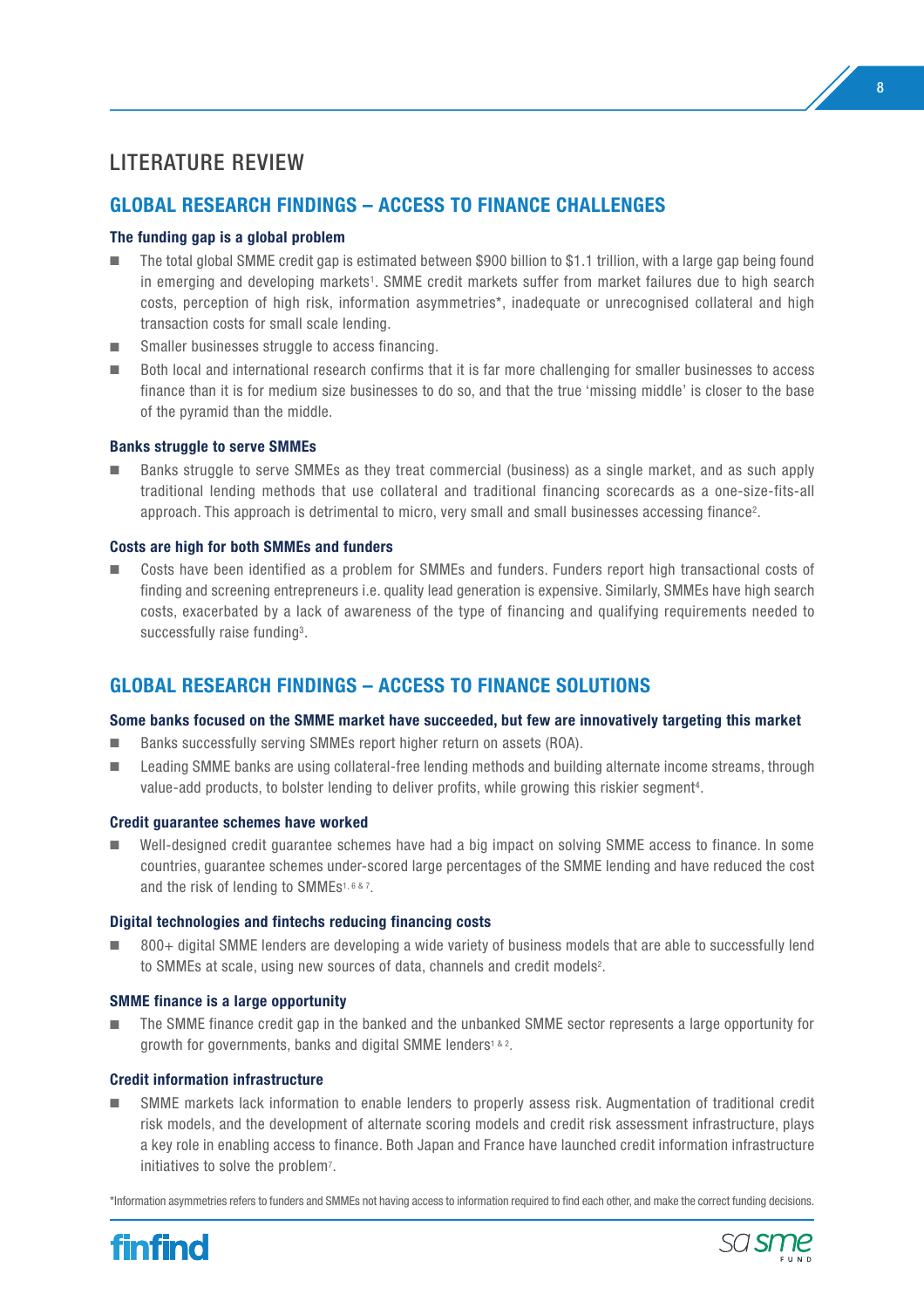# LITERATURE REVIEW

## GLOBAL RESEARCH FINDINGS – ACCESS TO FINANCE CHALLENGES

### The funding gap is a global problem

- The total global SMME credit gap is estimated between $900 billion to $1.1 trillion, with a large gap being found in emerging and developing markets[1]. SMME credit markets suffer from market failures due to high search costs, perception of high risk, information asymmetries*, inadequate or unrecognised collateral and high transaction costs for small scale lending.
- Smaller businesses struggle to access financing.
- Both local and international research confirms that it is far more challenging for smaller businesses to access finance than it is for medium size businesses to do so, and that the true 'missing middle' is closer to the base of the pyramid than the middle.

### Banks struggle to serve SMMEs

- Banks struggle to serve SMMEs as they treat commercial (business) as a single market, and as such apply traditional lending methods that use collateral and traditional financing scorecards as a one-size-fits-all approach. This approach is detrimental to micro, very small and small businesses accessing finance[2].

### Costs are high for both SMMEs and funders

- Costs have been identified as a problem for SMMEs and funders. Funders report high transactional costs of finding and screening entrepreneurs i.e. quality lead generation is expensive. Similarly, SMMEs have high search costs, exacerbated by a lack of awareness of the type of financing and qualifying requirements needed to successfully raise funding[3].

## GLOBAL RESEARCH FINDINGS – ACCESS TO FINANCE SOLUTIONS

### Some banks focused on the SMME market have succeeded, but few are innovatively targeting this market

- Banks successfully serving SMMEs report higher return on assets (ROA).
- Leading SMME banks are using collateral-free lending methods and building alternate income streams, through value-add products, to bolster lending to deliver profits, while growing this riskier segment[4].

### Credit guarantee schemes have worked

- Well-designed credit guarantee schemes have had a big impact on solving SMME access to finance. In some countries, guarantee schemes under-scored large percentages of the SMME lending and have reduced the cost and the risk of lending to SMMEs[1, 6 & 7].

### Digital technologies and fintechs reducing financing costs

- 800+ digital SMME lenders are developing a wide variety of business models that are able to successfully lend to SMMEs at scale, using new sources of data, channels and credit models[2].

### SMME finance is a large opportunity

- The SMME finance credit gap in the banked and the unbanked SMME sector represents a large opportunity for growth for governments, banks and digital SMME lenders[1 & 2].

### Credit information infrastructure

- SMME markets lack information to enable lenders to properly assess risk. Augmentation of traditional credit risk models, and the development of alternate scoring models and credit risk assessment infrastructure, plays a key role in enabling access to finance. Both Japan and France have launched credit information infrastructure initiatives to solve the problem[7].

*Information asymmetries refers to funders and SMMEs not having access to information required to find each other, and make the correct funding decisions.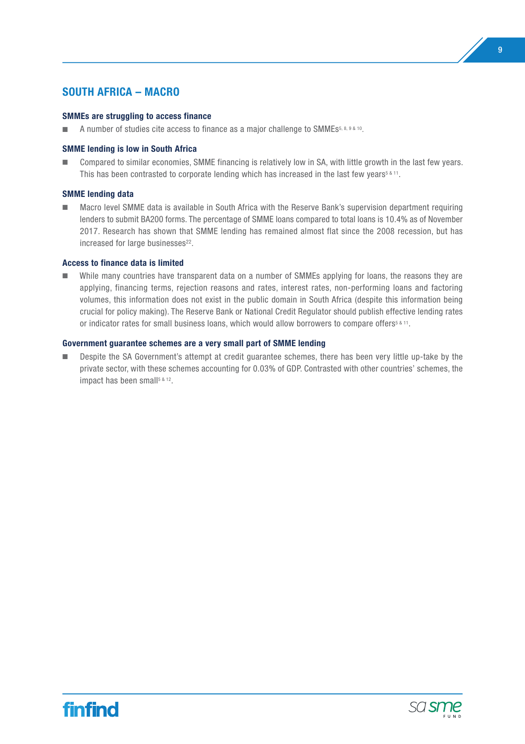## SOUTH AFRICA – MACRO

**SMMEs are struggling to access finance**

- A number of studies cite access to finance as a major challenge to SMMEs[5, 8, 9 & 10].

**SMME lending is low in South Africa**

- Compared to similar economies, SMME financing is relatively low in SA, with little growth in the last few years. This has been contrasted to corporate lending which has increased in the last few years[5 & 11].

**SMME lending data**

- Macro level SMME data is available in South Africa with the Reserve Bank's supervision department requiring lenders to submit BA200 forms. The percentage of SMME loans compared to total loans is 10.4% as of November 2017. Research has shown that SMME lending has remained almost flat since the 2008 recession, but has increased for large businesses[22].

**Access to finance data is limited**

- While many countries have transparent data on a number of SMMEs applying for loans, the reasons they are applying, financing terms, rejection reasons and rates, interest rates, non-performing loans and factoring volumes, this information does not exist in the public domain in South Africa (despite this information being crucial for policy making). The Reserve Bank or National Credit Regulator should publish effective lending rates or indicator rates for small business loans, which would allow borrowers to compare offers[5 & 11].

**Government guarantee schemes are a very small part of SMME lending**

- Despite the SA Government's attempt at credit guarantee schemes, there has been very little up-take by the private sector, with these schemes accounting for 0.03% of GDP. Contrasted with other countries' schemes, the impact has been small[5 & 12].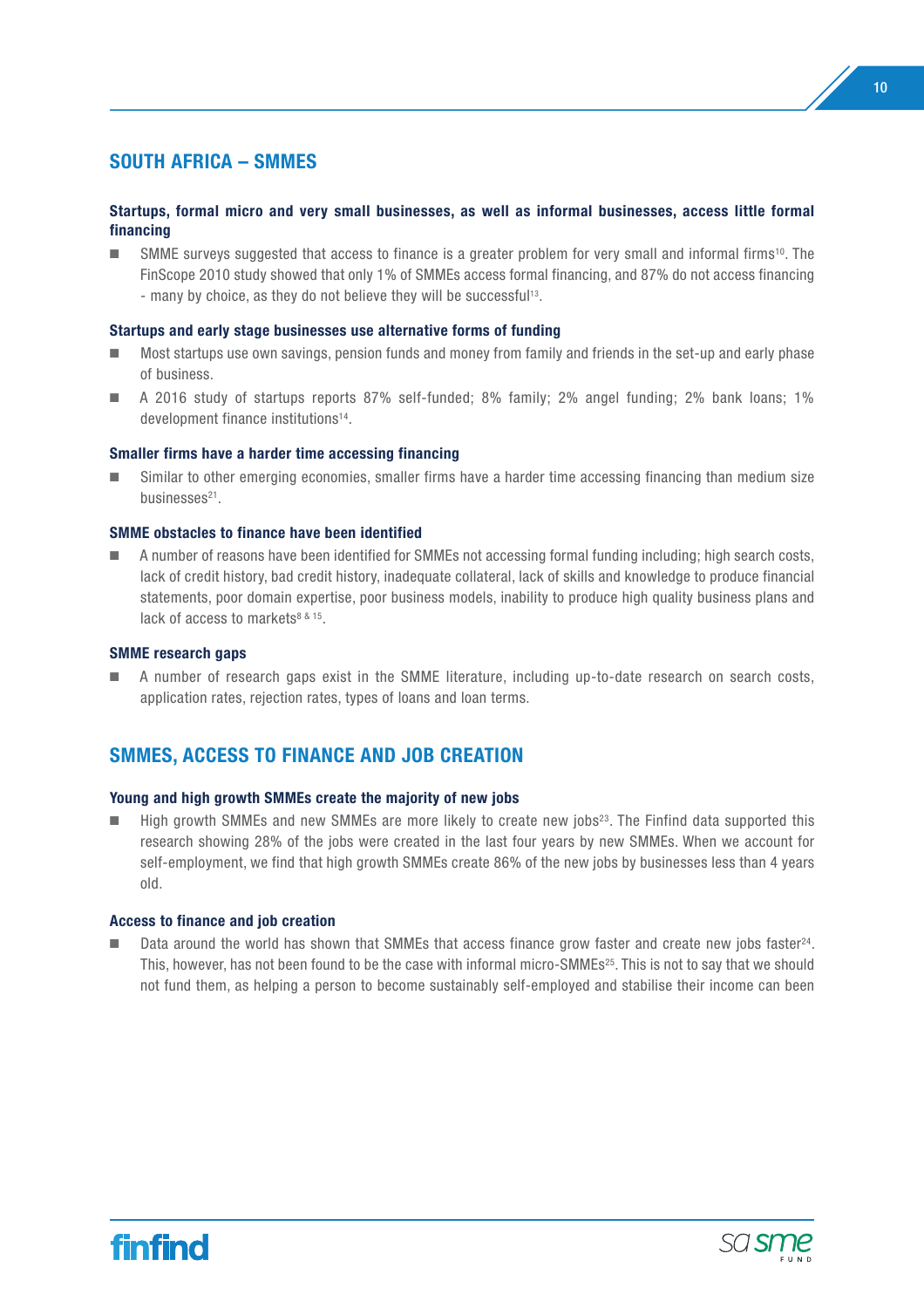## SOUTH AFRICA – SMMES

### Startups, formal micro and very small businesses, as well as informal businesses, access little formal financing

- SMME surveys suggested that access to finance is a greater problem for very small and informal firms[10]. The FinScope 2010 study showed that only 1% of SMMEs access formal financing, and 87% do not access financing - many by choice, as they do not believe they will be successful[13].

### Startups and early stage businesses use alternative forms of funding

- Most startups use own savings, pension funds and money from family and friends in the set-up and early phase of business.
- A 2016 study of startups reports 87% self-funded; 8% family; 2% angel funding; 2% bank loans; 1% development finance institutions[14].

### Smaller firms have a harder time accessing financing

- Similar to other emerging economies, smaller firms have a harder time accessing financing than medium size businesses[21].

### SMME obstacles to finance have been identified

- A number of reasons have been identified for SMMEs not accessing formal funding including; high search costs, lack of credit history, bad credit history, inadequate collateral, lack of skills and knowledge to produce financial statements, poor domain expertise, poor business models, inability to produce high quality business plans and lack of access to markets[8 & 15].

### SMME research gaps

- A number of research gaps exist in the SMME literature, including up-to-date research on search costs, application rates, rejection rates, types of loans and loan terms.

## SMMES, ACCESS TO FINANCE AND JOB CREATION

### Young and high growth SMMEs create the majority of new jobs

- High growth SMMEs and new SMMEs are more likely to create new jobs[23]. The Finfind data supported this research showing 28% of the jobs were created in the last four years by new SMMEs. When we account for self-employment, we find that high growth SMMEs create 86% of the new jobs by businesses less than 4 years old.

### Access to finance and job creation

- Data around the world has shown that SMMEs that access finance grow faster and create new jobs faster[24]. This, however, has not been found to be the case with informal micro-SMMEs[25]. This is not to say that we should not fund them, as helping a person to become sustainably self-employed and stabilise their income can been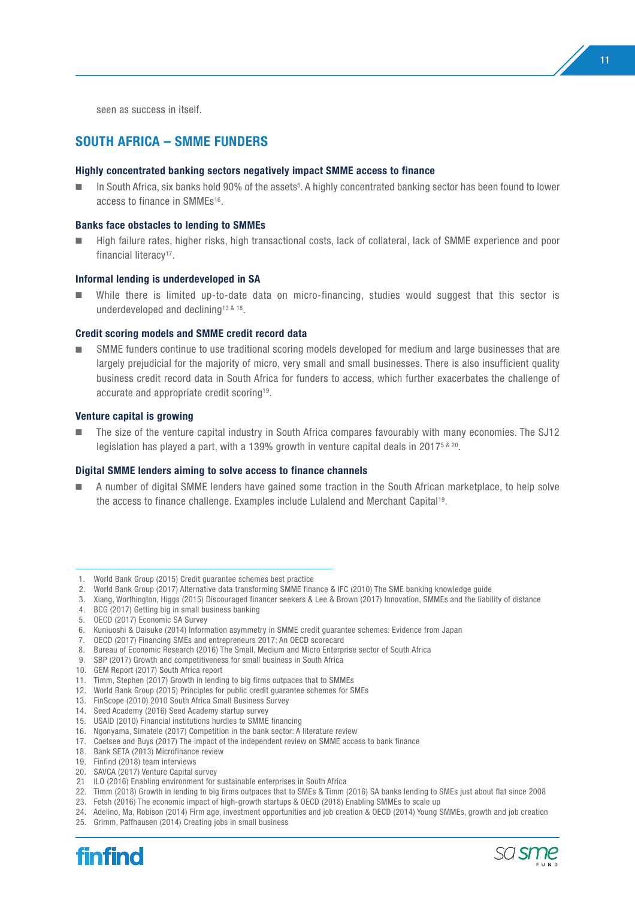seen as success in itself.

## SOUTH AFRICA – SMME FUNDERS

### Highly concentrated banking sectors negatively impact SMME access to finance

- In South Africa, six banks hold 90% of the assets[5]. A highly concentrated banking sector has been found to lower access to finance in SMMEs[16].

### Banks face obstacles to lending to SMMEs

- High failure rates, higher risks, high transactional costs, lack of collateral, lack of SMME experience and poor financial literacy[17].

### Informal lending is underdeveloped in SA

- While there is limited up-to-date data on micro-financing, studies would suggest that this sector is underdeveloped and declining[13 & 18].

### Credit scoring models and SMME credit record data

- SMME funders continue to use traditional scoring models developed for medium and large businesses that are largely prejudicial for the majority of micro, very small and small businesses. There is also insufficient quality business credit record data in South Africa for funders to access, which further exacerbates the challenge of accurate and appropriate credit scoring[19].

### Venture capital is growing

- The size of the venture capital industry in South Africa compares favourably with many economies. The SJ12 legislation has played a part, with a 139% growth in venture capital deals in 2017[5 & 20].

### Digital SMME lenders aiming to solve access to finance channels

- A number of digital SMME lenders have gained some traction in the South African marketplace, to help solve the access to finance challenge. Examples include Lulalend and Merchant Capital[19].

---

1. World Bank Group (2015) Credit guarantee schemes best practice
2. World Bank Group (2017) Alternative data transforming SMME finance & IFC (2010) The SME banking knowledge guide
3. Xiang, Worthington, Higgs (2015) Discouraged financer seekers & Lee & Brown (2017) Innovation, SMMEs and the liability of distance
4. BCG (2017) Getting big in small business banking
5. OECD (2017) Economic SA Survey
6. Kuniuoshi & Daisuke (2014) Information asymmetry in SMME credit guarantee schemes: Evidence from Japan
7. OECD (2017) Financing SMEs and entrepreneurs 2017: An OECD scorecard
8. Bureau of Economic Research (2016) The Small, Medium and Micro Enterprise sector of South Africa
9. SBP (2017) Growth and competitiveness for small business in South Africa
10. GEM Report (2017) South Africa report
11. Timm, Stephen (2017) Growth in lending to big firms outpaces that to SMMEs
12. World Bank Group (2015) Principles for public credit guarantee schemes for SMEs
13. FinScope (2010) 2010 South Africa Small Business Survey
14. Seed Academy (2016) Seed Academy startup survey
15. USAID (2010) Financial institutions hurdles to SMME financing
16. Ngonyama, Simatele (2017) Competition in the bank sector: A literature review
17. Coetsee and Buys (2017) The impact of the independent review on SMME access to bank finance
18. Bank SETA (2013) Microfinance review
19. Finfind (2018) team interviews
20. SAVCA (2017) Venture Capital survey
21. ILO (2016) Enabling environment for sustainable enterprises in South Africa
22. Timm (2018) Growth in lending to big firms outpaces that to SMEs & Timm (2016) SA banks lending to SMEs just about flat since 2008
23. Fetsh (2016) The economic impact of high-growth startups & OECD (2018) Enabling SMMEs to scale up
24. Adelino, Ma, Robison (2014) Firm age, investment opportunities and job creation & OECD (2014) Young SMMEs, growth and job creation
25. Grimm, Paffhausen (2014) Creating jobs in small business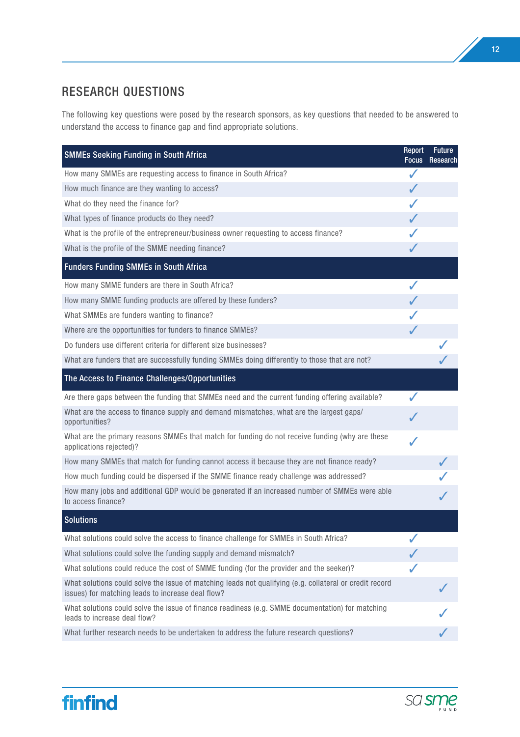## RESEARCH QUESTIONS

The following key questions were posed by the research sponsors, as key questions that needed to be answered to understand the access to finance gap and find appropriate solutions.

| SMMEs Seeking Funding in South Africa | Report Focus | Future Research |
|---|---|---|
| How many SMMEs are requesting access to finance in South Africa? | ✓ | |
| How much finance are they wanting to access? | ✓ | |
| What do they need the finance for? | ✓ | |
| What types of finance products do they need? | ✓ | |
| What is the profile of the entrepreneur/business owner requesting to access finance? | ✓ | |
| What is the profile of the SMME needing finance? | ✓ | |
| **Funders Funding SMMEs in South Africa** | | |
| How many SMME funders are there in South Africa? | ✓ | |
| How many SMME funding products are offered by these funders? | ✓ | |
| What SMMEs are funders wanting to finance? | ✓ | |
| Where are the opportunities for funders to finance SMMEs? | ✓ | |
| Do funders use different criteria for different size businesses? | | ✓ |
| What are funders that are successfully funding SMMEs doing differently to those that are not? | | ✓ |
| **The Access to Finance Challenges/Opportunities** | | |
| Are there gaps between the funding that SMMEs need and the current funding offering available? | ✓ | |
| What are the access to finance supply and demand mismatches, what are the largest gaps/ opportunities? | ✓ | |
| What are the primary reasons SMMEs that match for funding do not receive funding (why are these applications rejected)? | ✓ | |
| How many SMMEs that match for funding cannot access it because they are not finance ready? | | ✓ |
| How much funding could be dispersed if the SMME finance ready challenge was addressed? | | ✓ |
| How many jobs and additional GDP would be generated if an increased number of SMMEs were able to access finance? | | ✓ |
| **Solutions** | | |
| What solutions could solve the access to finance challenge for SMMEs in South Africa? | ✓ | |
| What solutions could solve the funding supply and demand mismatch? | ✓ | |
| What solutions could reduce the cost of SMME funding (for the provider and the seeker)? | ✓ | |
| What solutions could solve the issue of matching leads not qualifying (e.g. collateral or credit record issues) for matching leads to increase deal flow? | | ✓ |
| What solutions could solve the issue of finance readiness (e.g. SMME documentation) for matching leads to increase deal flow? | | ✓ |
| What further research needs to be undertaken to address the future research questions? | | ✓ |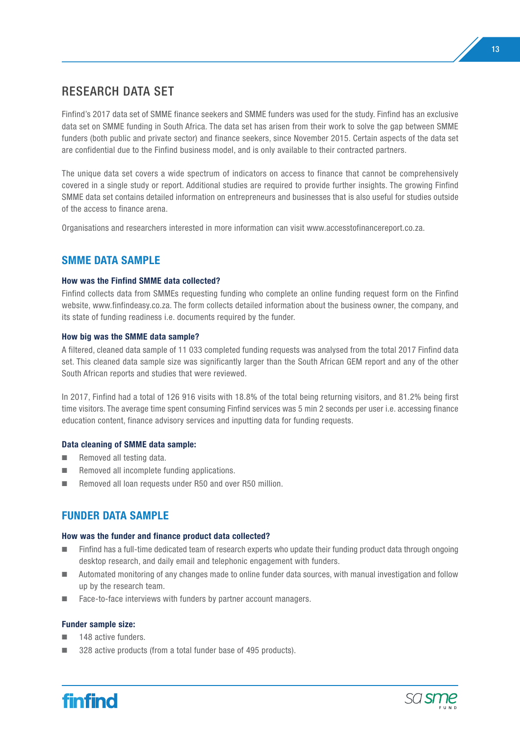# RESEARCH DATA SET

Finfind's 2017 data set of SMME finance seekers and SMME funders was used for the study. Finfind has an exclusive data set on SMME funding in South Africa. The data set has arisen from their work to solve the gap between SMME funders (both public and private sector) and finance seekers, since November 2015. Certain aspects of the data set are confidential due to the Finfind business model, and is only available to their contracted partners.

The unique data set covers a wide spectrum of indicators on access to finance that cannot be comprehensively covered in a single study or report. Additional studies are required to provide further insights. The growing Finfind SMME data set contains detailed information on entrepreneurs and businesses that is also useful for studies outside of the access to finance arena.

Organisations and researchers interested in more information can visit www.accesstofinancereport.co.za.

## SMME DATA SAMPLE

**How was the Finfind SMME data collected?**

Finfind collects data from SMMEs requesting funding who complete an online funding request form on the Finfind website, www.finfindeasy.co.za. The form collects detailed information about the business owner, the company, and its state of funding readiness i.e. documents required by the funder.

**How big was the SMME data sample?**

A filtered, cleaned data sample of 11 033 completed funding requests was analysed from the total 2017 Finfind data set. This cleaned data sample size was significantly larger than the South African GEM report and any of the other South African reports and studies that were reviewed.

In 2017, Finfind had a total of 126 916 visits with 18.8% of the total being returning visitors, and 81.2% being first time visitors. The average time spent consuming Finfind services was 5 min 2 seconds per user i.e. accessing finance education content, finance advisory services and inputting data for funding requests.

**Data cleaning of SMME data sample:**

- Removed all testing data.
- Removed all incomplete funding applications.
- Removed all loan requests under R50 and over R50 million.

## FUNDER DATA SAMPLE

**How was the funder and finance product data collected?**

- Finfind has a full-time dedicated team of research experts who update their funding product data through ongoing desktop research, and daily email and telephonic engagement with funders.
- Automated monitoring of any changes made to online funder data sources, with manual investigation and follow up by the research team.
- Face-to-face interviews with funders by partner account managers.

**Funder sample size:**

- 148 active funders.
- 328 active products (from a total funder base of 495 products).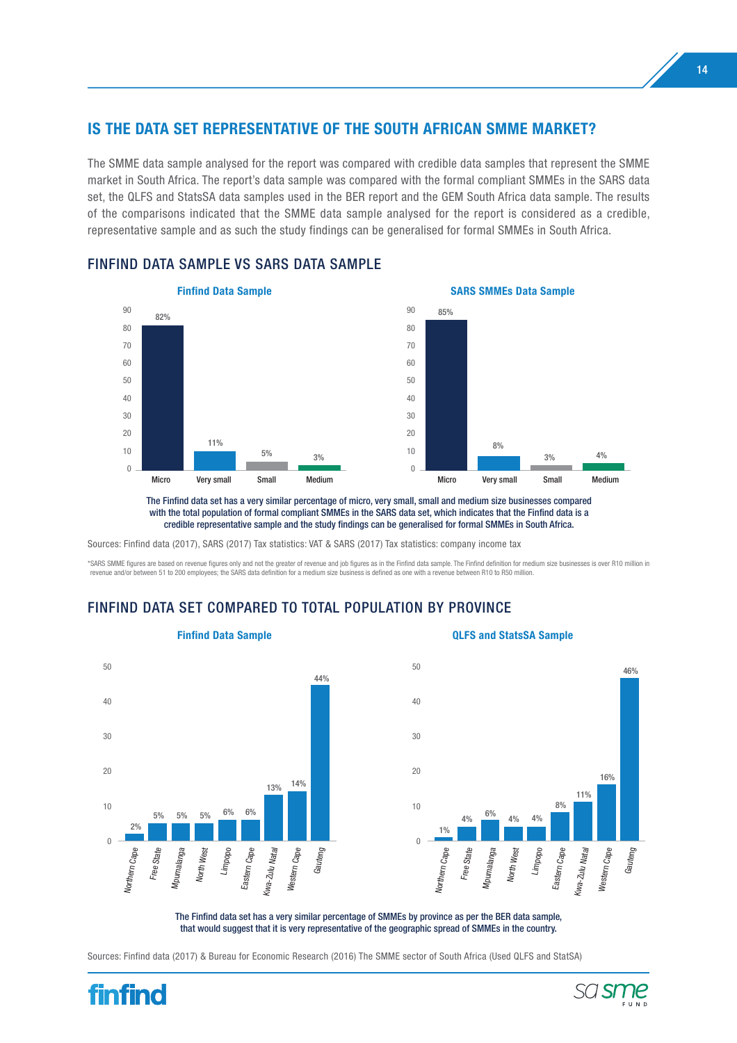## IS THE DATA SET REPRESENTATIVE OF THE SOUTH AFRICAN SMME MARKET?

The SMME data sample analysed for the report was compared with credible data samples that represent the SMME market in South Africa. The report's data sample was compared with the formal compliant SMMEs in the SARS data set, the QLFS and StatsSA data samples used in the BER report and the GEM South Africa data sample. The results of the comparisons indicated that the SMME data sample analysed for the report is considered as a credible, representative sample and as such the study findings can be generalised for formal SMMEs in South Africa.

### FINFIND DATA SAMPLE VS SARS DATA SAMPLE

**Finfind Data Sample**

| Micro | Very small | Small | Medium |
|---|---|---|---|
| 82% | 11% | 5% | 3% |

**SARS SMMEs Data Sample**

| Micro | Very small | Small | Medium |
|---|---|---|---|
| 85% | 8% | 3% | 4% |

**The Finfind data set has a very similar percentage of micro, very small, small and medium size businesses compared with the total population of formal compliant SMMEs in the SARS data set, which indicates that the Finfind data is a credible representative sample and the study findings can be generalised for formal SMMEs in South Africa.**

Sources: Finfind data (2017), SARS (2017) Tax statistics: VAT & SARS (2017) Tax statistics: company income tax

*SARS SMME figures are based on revenue figures only and not the greater of revenue and job figures as in the Finfind data sample. The Finfind definition for medium size businesses is over R10 million in revenue and/or between 51 to 200 employees; the SARS data definition for a medium size business is defined as one with a revenue between R10 to R50 million.

### FINFIND DATA SET COMPARED TO TOTAL POPULATION BY PROVINCE

**Finfind Data Sample**

| Northern Cape | Free State | Mpumalanga | North West | Limpopo | Eastern Cape | Kwa-Zulu Natal | Western Cape | Gauteng |
|---|---|---|---|---|---|---|---|---|
| 2% | 5% | 5% | 5% | 6% | 6% | 13% | 14% | 44% |

**QLFS and StatsSA Sample**

| Northern Cape | Free State | Mpumalanga | North West | Limpopo | Eastern Cape | Kwa-Zulu Natal | Western Cape | Gauteng |
|---|---|---|---|---|---|---|---|---|
| 1% | 4% | 6% | 4% | 4% | 8% | 11% | 16% | 46% |

**The Finfind data set has a very similar percentage of SMMEs by province as per the BER data sample, that would suggest that it is very representative of the geographic spread of SMMEs in the country.**

Sources: Finfind data (2017) & Bureau for Economic Research (2016) The SMME sector of South Africa (Used QLFS and StatSA)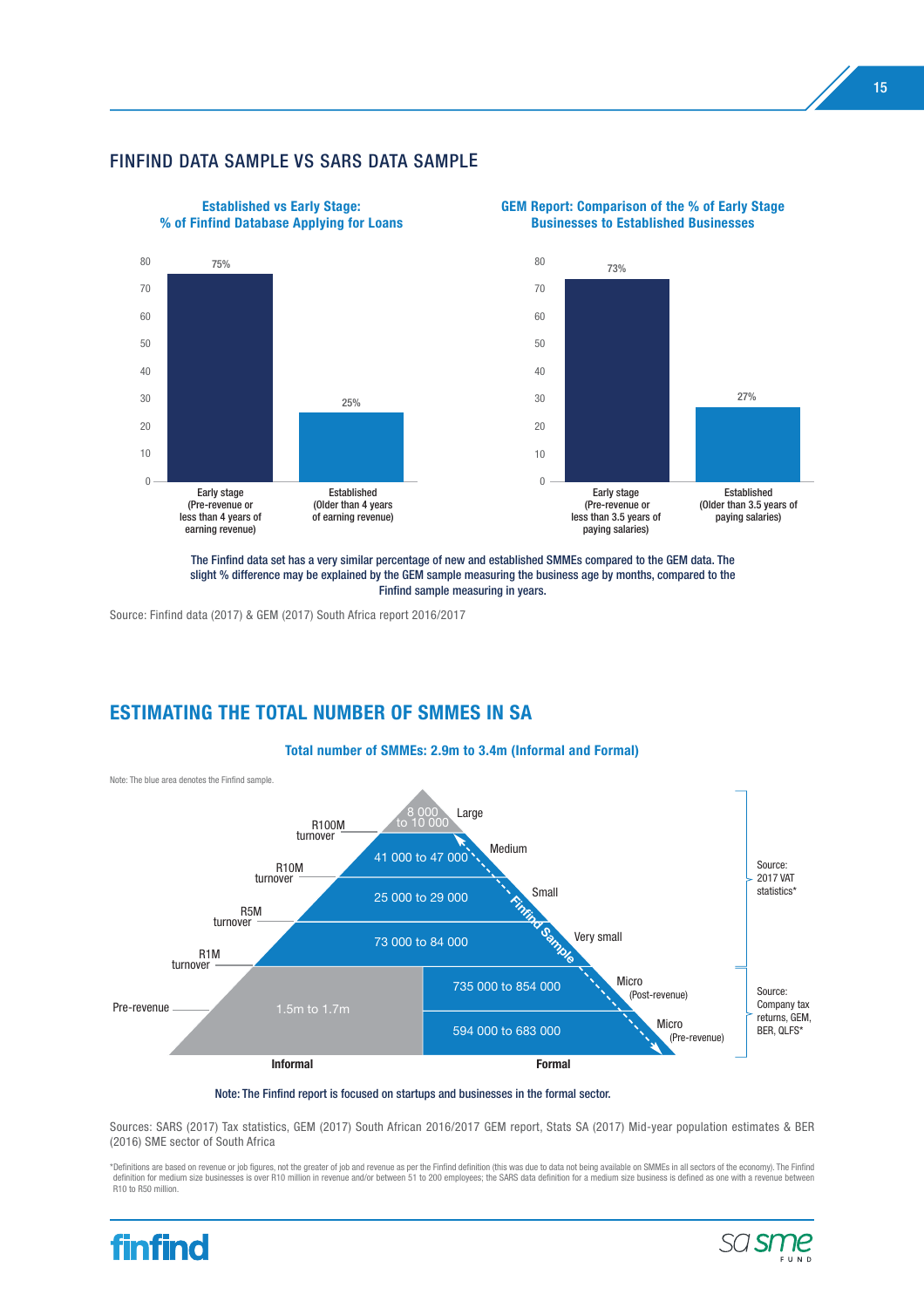## FINFIND DATA SAMPLE VS SARS DATA SAMPLE

**Established vs Early Stage: % of Finfind Database Applying for Loans**

| Category | % |
| --- | --- |
| Early stage (Pre-revenue or less than 4 years of earning revenue) | 75% |
| Established (Older than 4 years of earning revenue) | 25% |

**GEM Report: Comparison of the % of Early Stage Businesses to Established Businesses**

| Category | % |
| --- | --- |
| Early stage (Pre-revenue or less than 3.5 years of paying salaries) | 73% |
| Established (Older than 3.5 years of paying salaries) | 27% |

The Finfind data set has a very similar percentage of new and established SMMEs compared to the GEM data. The slight % difference may be explained by the GEM sample measuring the business age by months, compared to the Finfind sample measuring in years.

Source: Finfind data (2017) & GEM (2017) South Africa report 2016/2017

## ESTIMATING THE TOTAL NUMBER OF SMMES IN SA

**Total number of SMMEs: 2.9m to 3.4m (Informal and Formal)**

Note: The blue area denotes the Finfind sample.

| Size | Turnover threshold | Number | Sector | Source |
| --- | --- | --- | --- | --- |
| Large | R100M turnover | 8 000 to 10 000 | Formal | 2017 VAT statistics* |
| Medium | R10M turnover | 41 000 to 47 000 | Formal | 2017 VAT statistics* |
| Small | R5M turnover | 25 000 to 29 000 | Formal | 2017 VAT statistics* |
| Very small | R1M turnover | 73 000 to 84 000 | Formal | 2017 VAT statistics* |
| Micro (Post-revenue) | | 735 000 to 854 000 | Formal | Company tax returns, GEM, BER, QLFS* |
| Micro (Pre-revenue) | | 594 000 to 683 000 | Formal | Company tax returns, GEM, BER, QLFS* |
| Pre-revenue | | 1.5m to 1.7m | Informal | Company tax returns, GEM, BER, QLFS* |

Note: The Finfind report is focused on startups and businesses in the formal sector.

Sources: SARS (2017) Tax statistics, GEM (2017) South African 2016/2017 GEM report, Stats SA (2017) Mid-year population estimates & BER (2016) SME sector of South Africa

*Definitions are based on revenue or job figures, not the greater of job and revenue as per the Finfind definition (this was due to data not being available on SMMEs in all sectors of the economy). The Finfind definition for medium size businesses is over R10 million in revenue and/or between 51 to 200 employees; the SARS data definition for a medium size business is defined as one with a revenue between R10 to R50 million.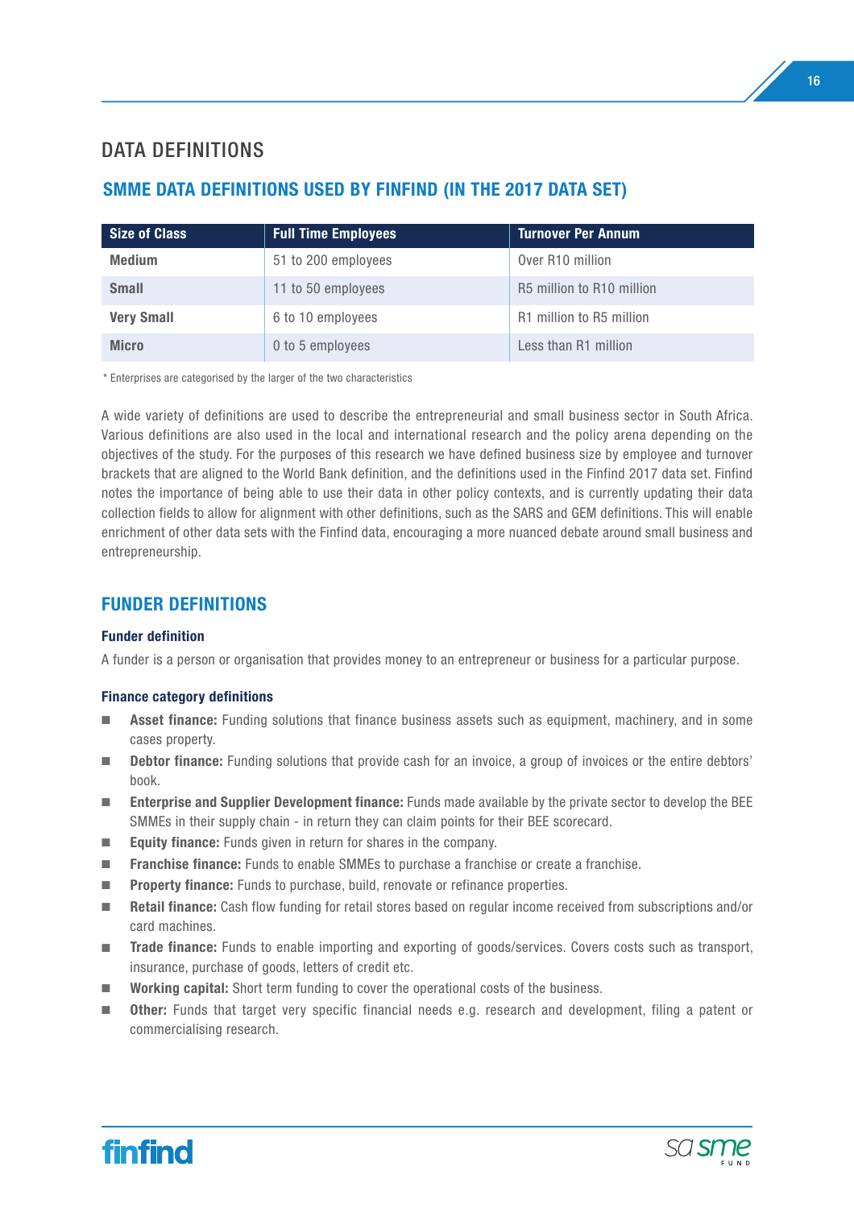# DATA DEFINITIONS

## SMME DATA DEFINITIONS USED BY FINFIND (IN THE 2017 DATA SET)

| Size of Class | Full Time Employees | Turnover Per Annum |
|---|---|---|
| **Medium** | 51 to 200 employees | Over R10 million |
| **Small** | 11 to 50 employees | R5 million to R10 million |
| **Very Small** | 6 to 10 employees | R1 million to R5 million |
| **Micro** | 0 to 5 employees | Less than R1 million |

* Enterprises are categorised by the larger of the two characteristics

A wide variety of definitions are used to describe the entrepreneurial and small business sector in South Africa. Various definitions are also used in the local and international research and the policy arena depending on the objectives of the study. For the purposes of this research we have defined business size by employee and turnover brackets that are aligned to the World Bank definition, and the definitions used in the Finfind 2017 data set. Finfind notes the importance of being able to use their data in other policy contexts, and is currently updating their data collection fields to allow for alignment with other definitions, such as the SARS and GEM definitions. This will enable enrichment of other data sets with the Finfind data, encouraging a more nuanced debate around small business and entrepreneurship.

## FUNDER DEFINITIONS

### Funder definition

A funder is a person or organisation that provides money to an entrepreneur or business for a particular purpose.

### Finance category definitions

- **Asset finance:** Funding solutions that finance business assets such as equipment, machinery, and in some cases property.
- **Debtor finance:** Funding solutions that provide cash for an invoice, a group of invoices or the entire debtors' book.
- **Enterprise and Supplier Development finance:** Funds made available by the private sector to develop the BEE SMMEs in their supply chain - in return they can claim points for their BEE scorecard.
- **Equity finance:** Funds given in return for shares in the company.
- **Franchise finance:** Funds to enable SMMEs to purchase a franchise or create a franchise.
- **Property finance:** Funds to purchase, build, renovate or refinance properties.
- **Retail finance:** Cash flow funding for retail stores based on regular income received from subscriptions and/or card machines.
- **Trade finance:** Funds to enable importing and exporting of goods/services. Covers costs such as transport, insurance, purchase of goods, letters of credit etc.
- **Working capital:** Short term funding to cover the operational costs of the business.
- **Other:** Funds that target very specific financial needs e.g. research and development, filing a patent or commercialising research.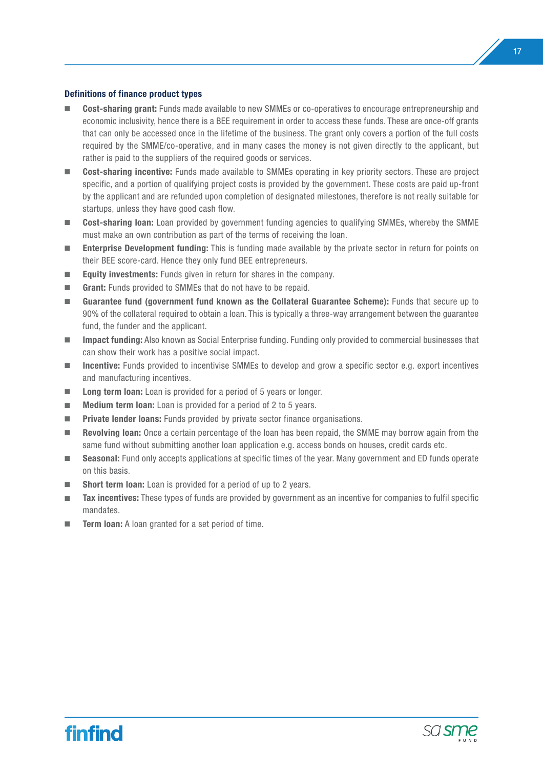### Definitions of finance product types

- **Cost-sharing grant:** Funds made available to new SMMEs or co-operatives to encourage entrepreneurship and economic inclusivity, hence there is a BEE requirement in order to access these funds. These are once-off grants that can only be accessed once in the lifetime of the business. The grant only covers a portion of the full costs required by the SMME/co-operative, and in many cases the money is not given directly to the applicant, but rather is paid to the suppliers of the required goods or services.
- **Cost-sharing incentive:** Funds made available to SMMEs operating in key priority sectors. These are project specific, and a portion of qualifying project costs is provided by the government. These costs are paid up-front by the applicant and are refunded upon completion of designated milestones, therefore is not really suitable for startups, unless they have good cash flow.
- **Cost-sharing loan:** Loan provided by government funding agencies to qualifying SMMEs, whereby the SMME must make an own contribution as part of the terms of receiving the loan.
- **Enterprise Development funding:** This is funding made available by the private sector in return for points on their BEE score-card. Hence they only fund BEE entrepreneurs.
- **Equity investments:** Funds given in return for shares in the company.
- **Grant:** Funds provided to SMMEs that do not have to be repaid.
- **Guarantee fund (government fund known as the Collateral Guarantee Scheme):** Funds that secure up to 90% of the collateral required to obtain a loan. This is typically a three-way arrangement between the guarantee fund, the funder and the applicant.
- **Impact funding:** Also known as Social Enterprise funding. Funding only provided to commercial businesses that can show their work has a positive social impact.
- **Incentive:** Funds provided to incentivise SMMEs to develop and grow a specific sector e.g. export incentives and manufacturing incentives.
- **Long term loan:** Loan is provided for a period of 5 years or longer.
- **Medium term loan:** Loan is provided for a period of 2 to 5 years.
- **Private lender loans:** Funds provided by private sector finance organisations.
- **Revolving loan:** Once a certain percentage of the loan has been repaid, the SMME may borrow again from the same fund without submitting another loan application e.g. access bonds on houses, credit cards etc.
- **Seasonal:** Fund only accepts applications at specific times of the year. Many government and ED funds operate on this basis.
- **Short term loan:** Loan is provided for a period of up to 2 years.
- **Tax incentives:** These types of funds are provided by government as an incentive for companies to fulfil specific mandates.
- **Term loan:** A loan granted for a set period of time.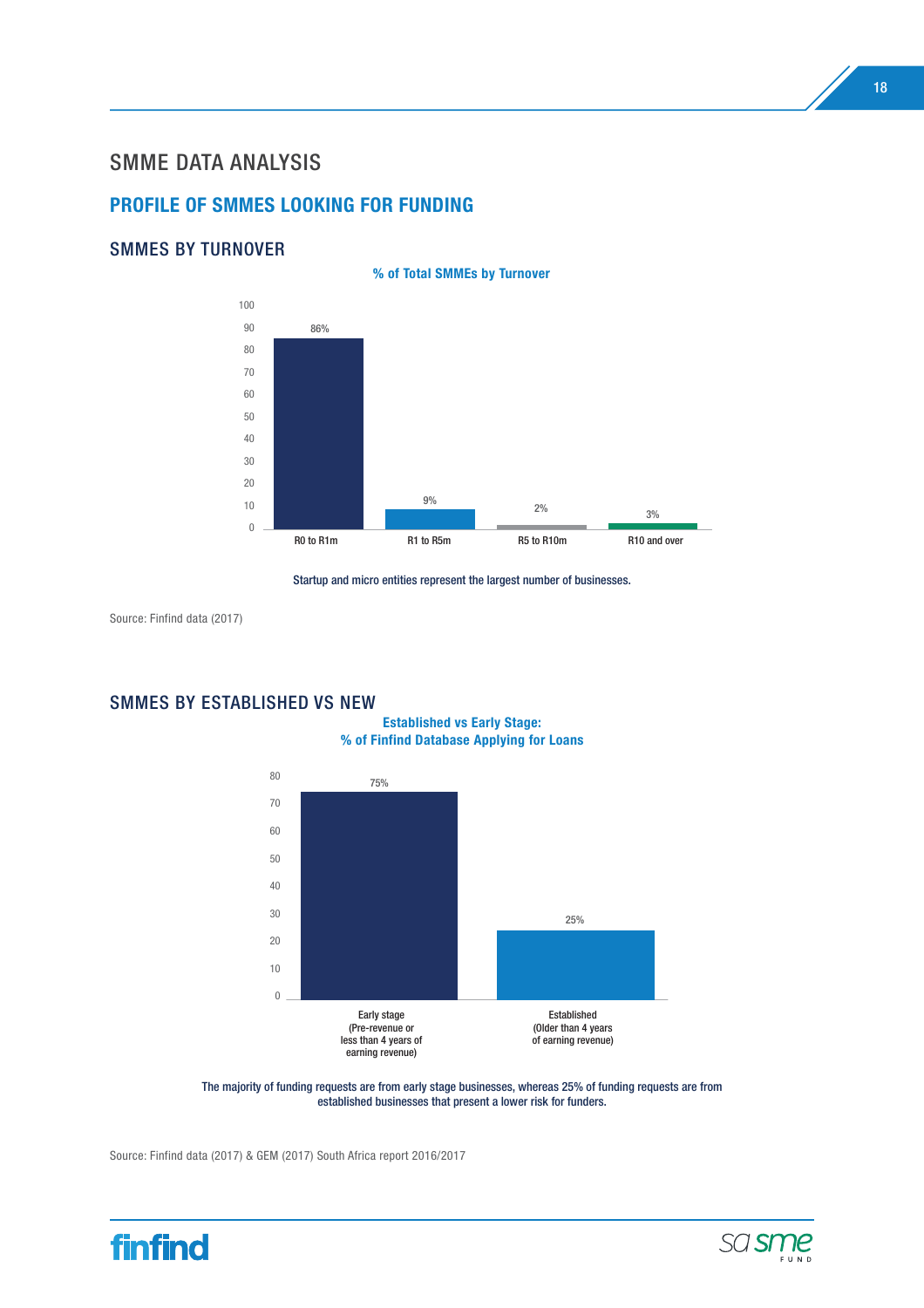# SMME DATA ANALYSIS

## PROFILE OF SMMES LOOKING FOR FUNDING

### SMMES BY TURNOVER

**% of Total SMMEs by Turnover**

| Turnover | % |
|---|---|
| R0 to R1m | 86% |
| R1 to R5m | 9% |
| R5 to R10m | 2% |
| R10 and over | 3% |

Startup and micro entities represent the largest number of businesses.

Source: Finfind data (2017)

### SMMES BY ESTABLISHED VS NEW

**Established vs Early Stage: % of Finfind Database Applying for Loans**

| Stage | % |
|---|---|
| Early stage (Pre-revenue or less than 4 years of earning revenue) | 75% |
| Established (Older than 4 years of earning revenue) | 25% |

The majority of funding requests are from early stage businesses, whereas 25% of funding requests are from established businesses that present a lower risk for funders.

Source: Finfind data (2017) & GEM (2017) South Africa report 2016/2017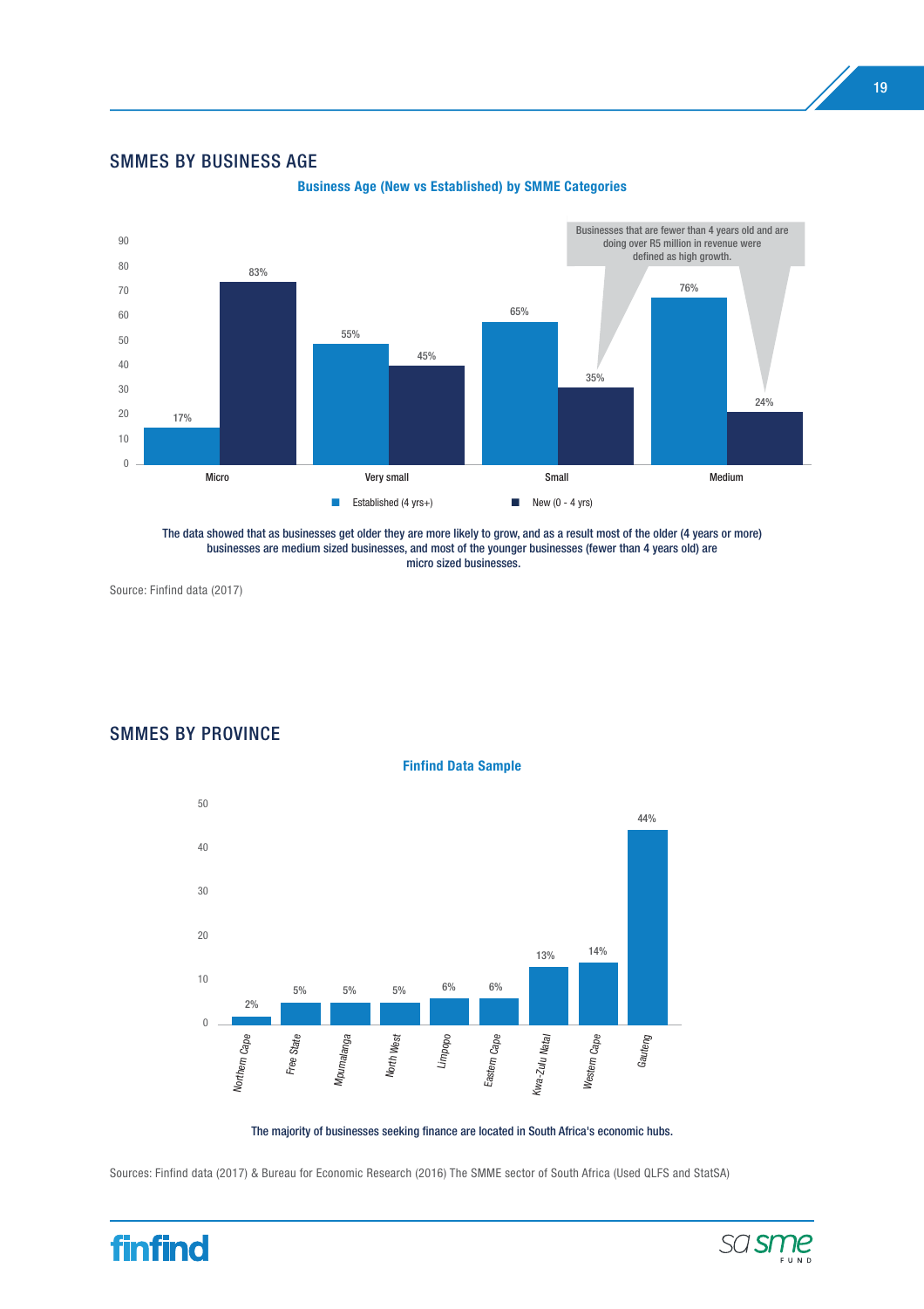## SMMES BY BUSINESS AGE

**Business Age (New vs Established) by SMME Categories**

| SMME Category | Established (4 yrs+) | New (0 - 4 yrs) |
|---|---|---|
| Micro | 17% | 83% |
| Very small | 55% | 45% |
| Small | 65% | 35% |
| Medium | 76% | 24% |

Businesses that are fewer than 4 years old and are doing over R5 million in revenue were defined as high growth.

The data showed that as businesses get older they are more likely to grow, and as a result most of the older (4 years or more) businesses are medium sized businesses, and most of the younger businesses (fewer than 4 years old) are micro sized businesses.

Source: Finfind data (2017)

## SMMES BY PROVINCE

**Finfind Data Sample**

| Province | % |
|---|---|
| Northern Cape | 2% |
| Free State | 5% |
| Mpumalanga | 5% |
| North West | 5% |
| Limpopo | 6% |
| Eastern Cape | 6% |
| Kwa-Zulu Natal | 13% |
| Western Cape | 14% |
| Gauteng | 44% |

The majority of businesses seeking finance are located in South Africa's economic hubs.

Sources: Finfind data (2017) & Bureau for Economic Research (2016) The SMME sector of South Africa (Used QLFS and StatSA)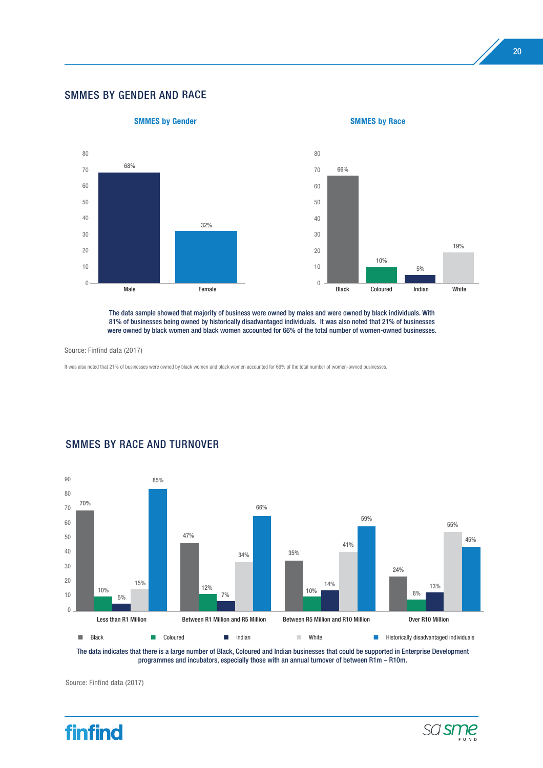## SMMES BY GENDER AND RACE

**SMMES by Gender**

| Gender | % |
|---|---|
| Male | 68% |
| Female | 32% |

**SMMES by Race**

| Race | % |
|---|---|
| Black | 66% |
| Coloured | 10% |
| Indian | 5% |
| White | 19% |

The data sample showed that majority of business were owned by males and were owned by black individuals. With 81% of businesses being owned by historically disadvantaged individuals. It was also noted that 21% of businesses were owned by black women and black women accounted for 66% of the total number of women-owned businesses.

Source: Finfind data (2017)

It was also noted that 21% of businesses were owned by black women and black women accounted for 66% of the total number of women-owned businesses.

## SMMES BY RACE AND TURNOVER

| Turnover | Black | Coloured | Indian | White | Historically disadvantaged individuals |
|---|---|---|---|---|---|
| Less than R1 Million | 70% | 10% | 5% | 15% | 85% |
| Between R1 Million and R5 Million | 47% | 12% | 7% | 34% | 66% |
| Between R5 Million and R10 Million | 35% | 10% | 14% | 41% | 59% |
| Over R10 Million | 24% | 8% | 13% | 55% | 45% |

The data indicates that there is a large number of Black, Coloured and Indian businesses that could be supported in Enterprise Development programmes and incubators, especially those with an annual turnover of between R1m – R10m.

Source: Finfind data (2017)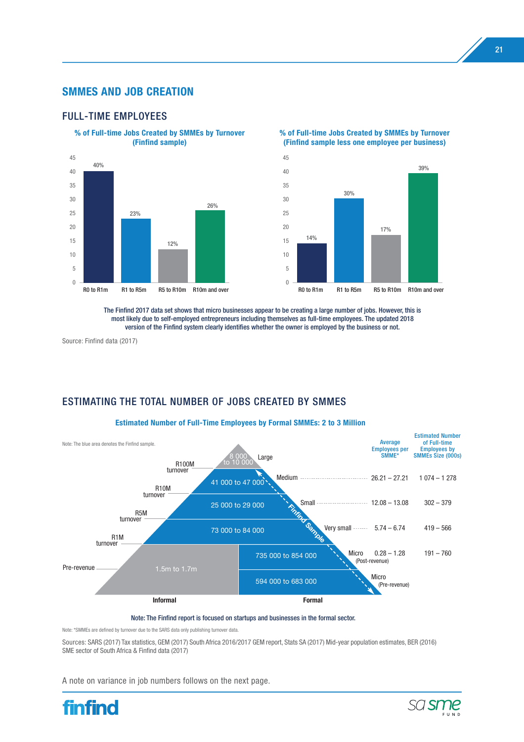## SMMES AND JOB CREATION

### FULL-TIME EMPLOYEES

**% of Full-time Jobs Created by SMMEs by Turnover (Finfind sample)**

| Turnover | % |
|---|---|
| R0 to R1m | 40% |
| R1 to R5m | 23% |
| R5 to R10m | 12% |
| R10m and over | 26% |

**% of Full-time Jobs Created by SMMEs by Turnover (Finfind sample less one employee per business)**

| Turnover | % |
|---|---|
| R0 to R1m | 14% |
| R1 to R5m | 30% |
| R5 to R10m | 17% |
| R10m and over | 39% |

The Finfind 2017 data set shows that micro businesses appear to be creating a large number of jobs. However, this is most likely due to self-employed entrepreneurs including themselves as full-time employees. The updated 2018 version of the Finfind system clearly identifies whether the owner is employed by the business or not.

Source: Finfind data (2017)

### ESTIMATING THE TOTAL NUMBER OF JOBS CREATED BY SMMES

**Estimated Number of Full-Time Employees by Formal SMMEs: 2 to 3 Million**

Note: The blue area denotes the Finfind sample.

| Turnover threshold | Size | Number of full-time employees | Average Employees per SMME* | Estimated Number of Full-time Employees by SMMEs Size (000s) |
|---|---|---|---|---|
| R100M turnover | Large | 8 000 to 10 000 | | |
| R10M turnover | Medium | 41 000 to 47 000 | 26.21 – 27.21 | 1 074 – 1 278 |
| R5M turnover | Small | 25 000 to 29 000 | 12.08 – 13.08 | 302 – 379 |
| R1M turnover | Very small | 73 000 to 84 000 | 5.74 – 6.74 | 419 – 566 |
| | Micro (Post-revenue) | 735 000 to 854 000 | 0.28 – 1.28 | 191 – 760 |
| Pre-revenue | Micro (Pre-revenue) | 594 000 to 683 000 | | |
| | Informal | 1.5m to 1.7m | | |

Informal | Formal

Note: The Finfind report is focused on startups and businesses in the formal sector.

Note: *SMMEs are defined by turnover due to the SARS data only publishing turnover data.

Sources: SARS (2017) Tax statistics, GEM (2017) South Africa 2016/2017 GEM report, Stats SA (2017) Mid-year population estimates, BER (2016) SME sector of South Africa & Finfind data (2017)

A note on variance in job numbers follows on the next page.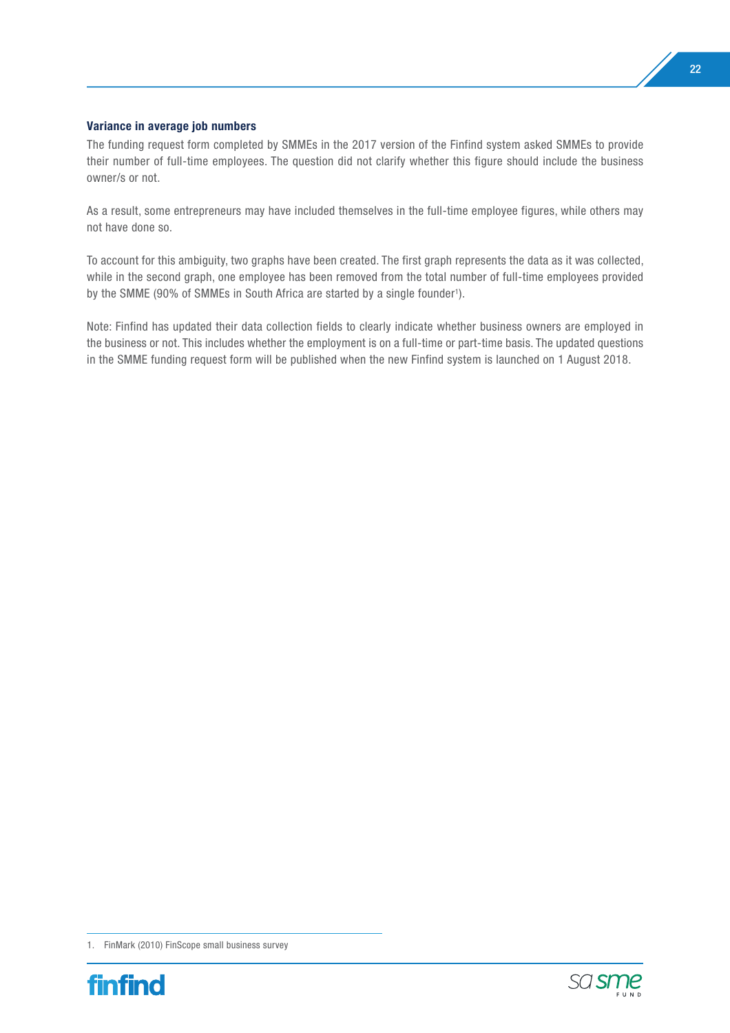**Variance in average job numbers**

The funding request form completed by SMMEs in the 2017 version of the Finfind system asked SMMEs to provide their number of full-time employees. The question did not clarify whether this figure should include the business owner/s or not.

As a result, some entrepreneurs may have included themselves in the full-time employee figures, while others may not have done so.

To account for this ambiguity, two graphs have been created. The first graph represents the data as it was collected, while in the second graph, one employee has been removed from the total number of full-time employees provided by the SMME (90% of SMMEs in South Africa are started by a single founder[1]).

Note: Finfind has updated their data collection fields to clearly indicate whether business owners are employed in the business or not. This includes whether the employment is on a full-time or part-time basis. The updated questions in the SMME funding request form will be published when the new Finfind system is launched on 1 August 2018.

---

1. FinMark (2010) FinScope small business survey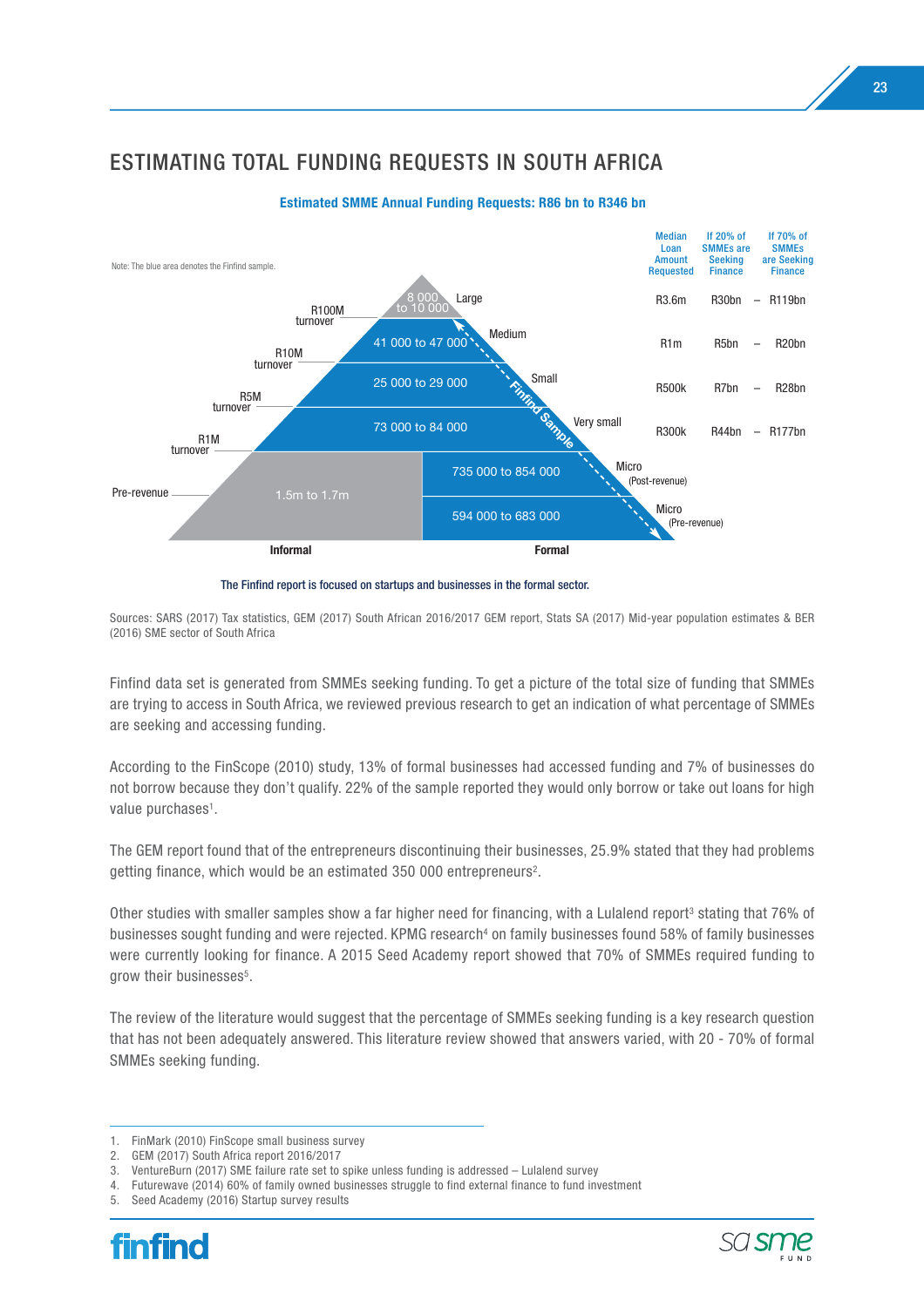# ESTIMATING TOTAL FUNDING REQUESTS IN SOUTH AFRICA

**Estimated SMME Annual Funding Requests: R86 bn to R346 bn**

Note: The blue area denotes the Finfind sample.

| Segment | Turnover threshold | Number of businesses | Median Loan Amount Requested | If 20% of SMMEs are Seeking Finance | If 70% of SMMEs are Seeking Finance |
|---|---|---|---|---|---|
| Large | R100M turnover | 8 000 to 10 000 | R3.6m | R30bn | R119bn |
| Medium | R10M turnover | 41 000 to 47 000 | R1m | R5bn | R20bn |
| Small | R5M turnover | 25 000 to 29 000 | R500k | R7bn | R28bn |
| Very small | R1M turnover | 73 000 to 84 000 | R300k | R44bn | R177bn |
| Micro (Post-revenue) – Formal | | 735 000 to 854 000 | | | |
| Micro (Pre-revenue) – Formal | Pre-revenue | 594 000 to 683 000 | | | |
| Informal | | 1.5m to 1.7m | | | |

Finfind Sample

The Finfind report is focused on startups and businesses in the formal sector.

Sources: SARS (2017) Tax statistics, GEM (2017) South African 2016/2017 GEM report, Stats SA (2017) Mid-year population estimates & BER (2016) SME sector of South Africa

Finfind data set is generated from SMMEs seeking funding. To get a picture of the total size of funding that SMMEs are trying to access in South Africa, we reviewed previous research to get an indication of what percentage of SMMEs are seeking and accessing funding.

According to the FinScope (2010) study, 13% of formal businesses had accessed funding and 7% of businesses do not borrow because they don't qualify. 22% of the sample reported they would only borrow or take out loans for high value purchases[1].

The GEM report found that of the entrepreneurs discontinuing their businesses, 25.9% stated that they had problems getting finance, which would be an estimated 350 000 entrepreneurs[2].

Other studies with smaller samples show a far higher need for financing, with a Lulalend report[3] stating that 76% of businesses sought funding and were rejected. KPMG research[4] on family businesses found 58% of family businesses were currently looking for finance. A 2015 Seed Academy report showed that 70% of SMMEs required funding to grow their businesses[5].

The review of the literature would suggest that the percentage of SMMEs seeking funding is a key research question that has not been adequately answered. This literature review showed that answers varied, with 20 - 70% of formal SMMEs seeking funding.

1. FinMark (2010) FinScope small business survey
2. GEM (2017) South Africa report 2016/2017
3. VentureBurn (2017) SME failure rate set to spike unless funding is addressed – Lulalend survey
4. Futurewave (2014) 60% of family owned businesses struggle to find external finance to fund investment
5. Seed Academy (2016) Startup survey results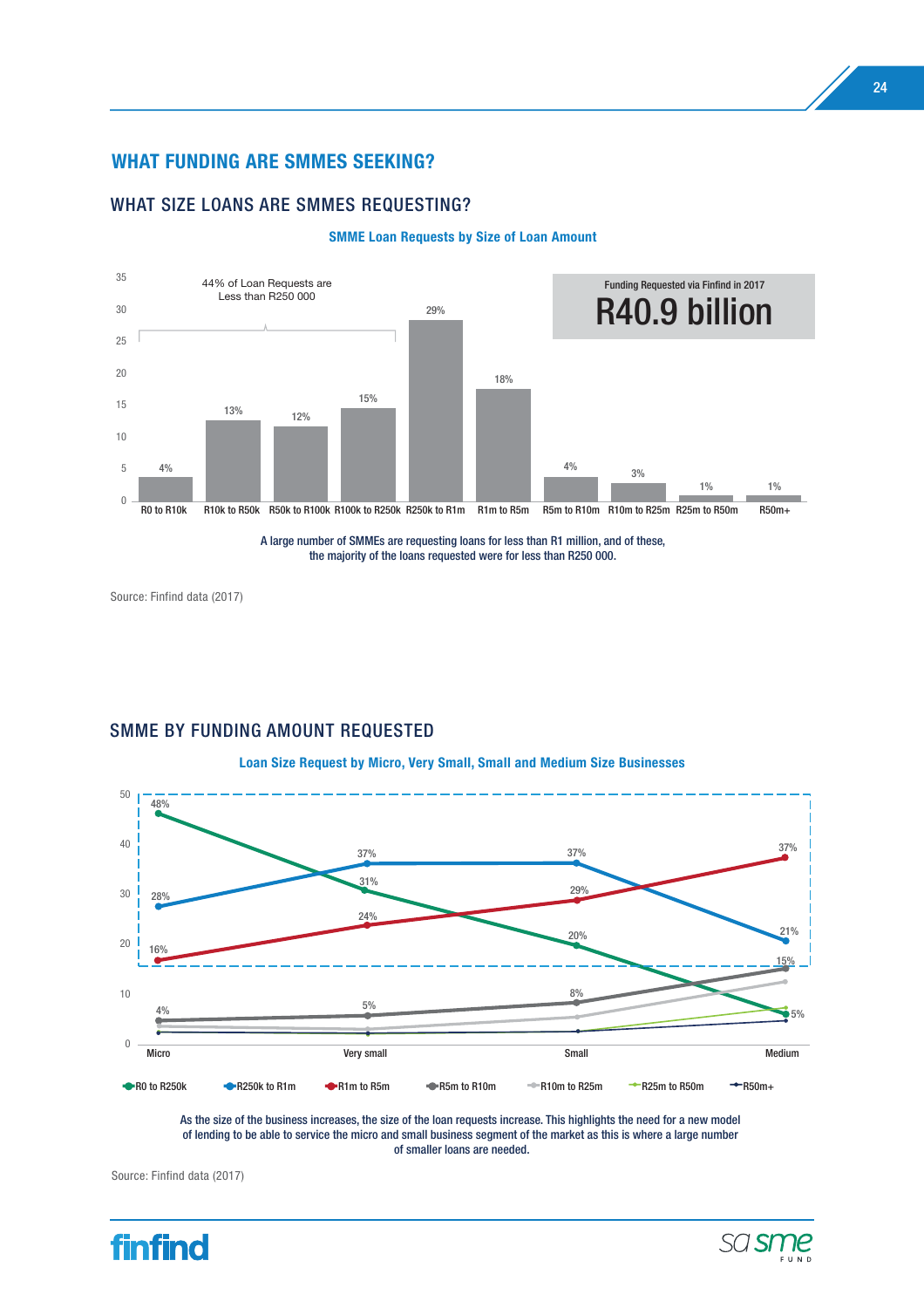## WHAT FUNDING ARE SMMES SEEKING?

### WHAT SIZE LOANS ARE SMMES REQUESTING?

**SMME Loan Requests by Size of Loan Amount**

44% of Loan Requests are Less than R250 000

Funding Requested via Finfind in 2017: **R40.9 billion**

| Loan Amount | % of Loan Requests |
|---|---|
| R0 to R10k | 4% |
| R10k to R50k | 13% |
| R50k to R100k | 12% |
| R100k to R250k | 15% |
| R250k to R1m | 29% |
| R1m to R5m | 18% |
| R5m to R10m | 4% |
| R10m to R25m | 3% |
| R25m to R50m | 1% |
| R50m+ | 1% |

A large number of SMMEs are requesting loans for less than R1 million, and of these, the majority of the loans requested were for less than R250 000.

Source: Finfind data (2017)

### SMME BY FUNDING AMOUNT REQUESTED

**Loan Size Request by Micro, Very Small, Small and Medium Size Businesses**

| Loan Amount | Micro | Very small | Small | Medium |
|---|---|---|---|---|
| R0 to R250k | 48% | 31% | 20% | 5% |
| R250k to R1m | 28% | 37% | 37% | 21% |
| R1m to R5m | 16% | 24% | 29% | 37% |
| R5m to R10m | 4% | 5% | 8% | 15% |

As the size of the business increases, the size of the loan requests increase. This highlights the need for a new model of lending to be able to service the micro and small business segment of the market as this is where a large number of smaller loans are needed.

Source: Finfind data (2017)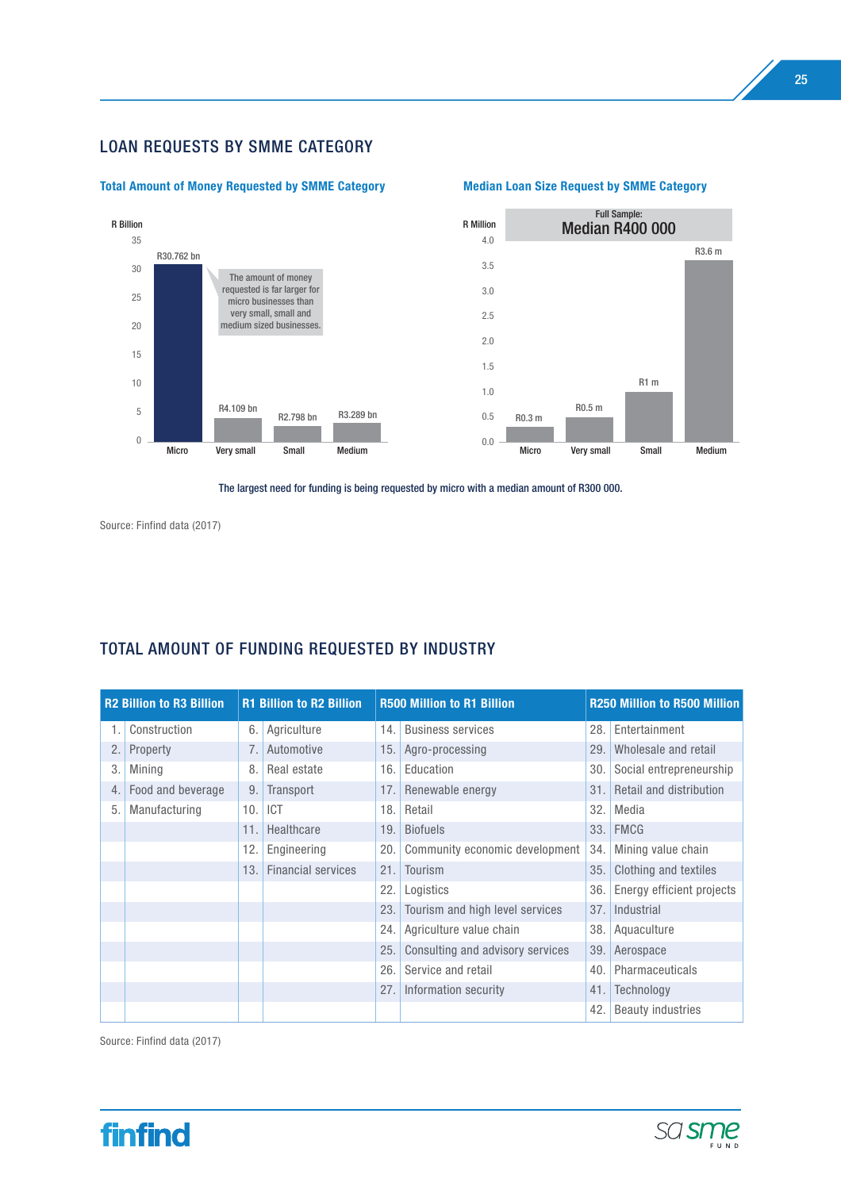## LOAN REQUESTS BY SMME CATEGORY

### Total Amount of Money Requested by SMME Category

R Billion

| Category | Amount |
|---|---|
| Micro | R30.762 bn |
| Very small | R4.109 bn |
| Small | R2.798 bn |
| Medium | R3.289 bn |

The amount of money requested is far larger for micro businesses than very small, small and medium sized businesses.

### Median Loan Size Request by SMME Category

Full Sample: Median R400 000

R Million

| Category | Median |
|---|---|
| Micro | R0.3 m |
| Very small | R0.5 m |
| Small | R1 m |
| Medium | R3.6 m |

The largest need for funding is being requested by micro with a median amount of R300 000.

Source: Finfind data (2017)

## TOTAL AMOUNT OF FUNDING REQUESTED BY INDUSTRY

| R2 Billion to R3 Billion | | R1 Billion to R2 Billion | | R500 Million to R1 Billion | | R250 Million to R500 Million | |
|---|---|---|---|---|---|---|---|
| 1. | Construction | 6. | Agriculture | 14. | Business services | 28. | Entertainment |
| 2. | Property | 7. | Automotive | 15. | Agro-processing | 29. | Wholesale and retail |
| 3. | Mining | 8. | Real estate | 16. | Education | 30. | Social entrepreneurship |
| 4. | Food and beverage | 9. | Transport | 17. | Renewable energy | 31. | Retail and distribution |
| 5. | Manufacturing | 10. | ICT | 18. | Retail | 32. | Media |
| | | 11. | Healthcare | 19. | Biofuels | 33. | FMCG |
| | | 12. | Engineering | 20. | Community economic development | 34. | Mining value chain |
| | | 13. | Financial services | 21. | Tourism | 35. | Clothing and textiles |
| | | | | 22. | Logistics | 36. | Energy efficient projects |
| | | | | 23. | Tourism and high level services | 37. | Industrial |
| | | | | 24. | Agriculture value chain | 38. | Aquaculture |
| | | | | 25. | Consulting and advisory services | 39. | Aerospace |
| | | | | 26. | Service and retail | 40. | Pharmaceuticals |
| | | | | 27. | Information security | 41. | Technology |
| | | | | | | 42. | Beauty industries |

Source: Finfind data (2017)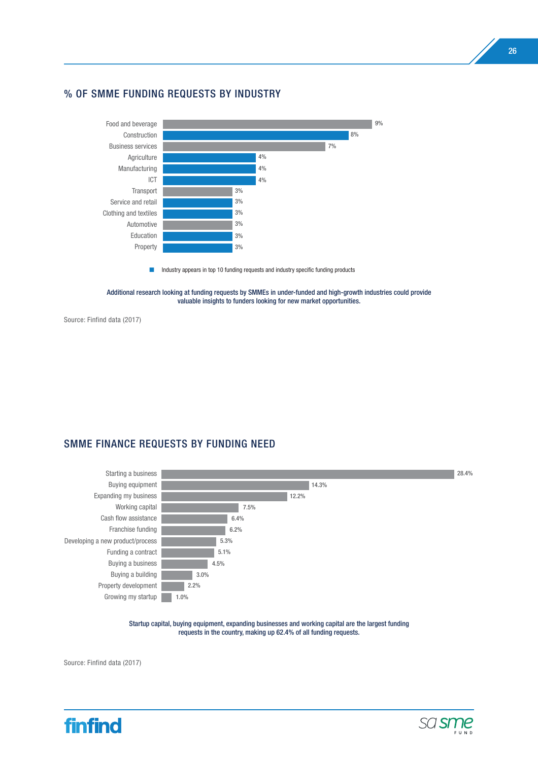## % OF SMME FUNDING REQUESTS BY INDUSTRY

| Industry | % |
|---|---|
| Food and beverage | 9% |
| Construction | 8% |
| Business services | 7% |
| Agriculture | 4% |
| Manufacturing | 4% |
| ICT | 4% |
| Transport | 3% |
| Service and retail | 3% |
| Clothing and textiles | 3% |
| Automotive | 3% |
| Education | 3% |
| Property | 3% |

■ Industry appears in top 10 funding requests and industry specific funding products

Additional research looking at funding requests by SMMEs in under-funded and high-growth industries could provide valuable insights to funders looking for new market opportunities.

Source: Finfind data (2017)

## SMME FINANCE REQUESTS BY FUNDING NEED

| Funding need | % |
|---|---|
| Starting a business | 28.4% |
| Buying equipment | 14.3% |
| Expanding my business | 12.2% |
| Working capital | 7.5% |
| Cash flow assistance | 6.4% |
| Franchise funding | 6.2% |
| Developing a new product/process | 5.3% |
| Funding a contract | 5.1% |
| Buying a business | 4.5% |
| Buying a building | 3.0% |
| Property development | 2.2% |
| Growing my startup | 1.0% |

Startup capital, buying equipment, expanding businesses and working capital are the largest funding requests in the country, making up 62.4% of all funding requests.

Source: Finfind data (2017)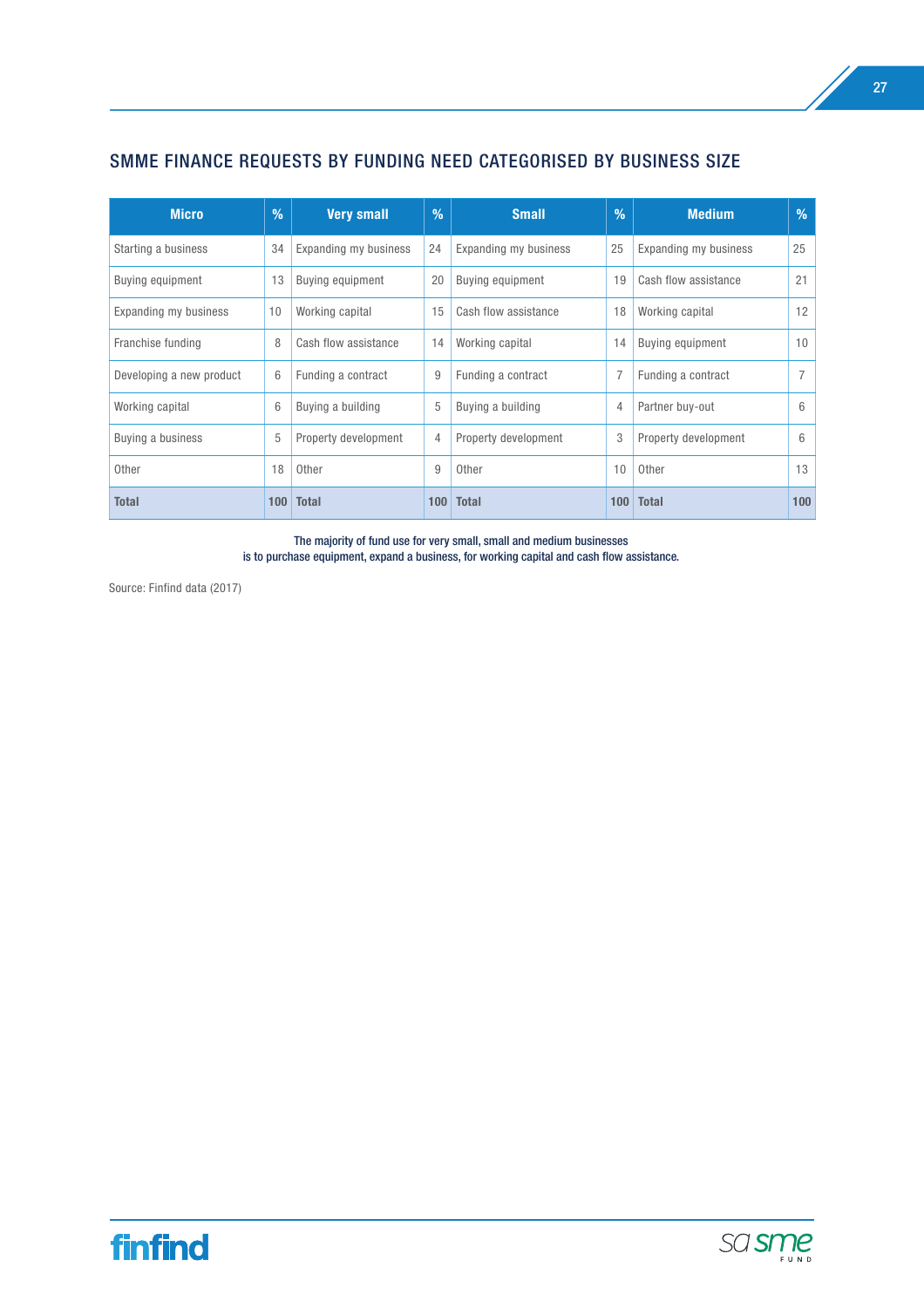## SMME FINANCE REQUESTS BY FUNDING NEED CATEGORISED BY BUSINESS SIZE

| Micro | % | Very small | % | Small | % | Medium | % |
|---|---|---|---|---|---|---|---|
| Starting a business | 34 | Expanding my business | 24 | Expanding my business | 25 | Expanding my business | 25 |
| Buying equipment | 13 | Buying equipment | 20 | Buying equipment | 19 | Cash flow assistance | 21 |
| Expanding my business | 10 | Working capital | 15 | Cash flow assistance | 18 | Working capital | 12 |
| Franchise funding | 8 | Cash flow assistance | 14 | Working capital | 14 | Buying equipment | 10 |
| Developing a new product | 6 | Funding a contract | 9 | Funding a contract | 7 | Funding a contract | 7 |
| Working capital | 6 | Buying a building | 5 | Buying a building | 4 | Partner buy-out | 6 |
| Buying a business | 5 | Property development | 4 | Property development | 3 | Property development | 6 |
| Other | 18 | Other | 9 | Other | 10 | Other | 13 |
| **Total** | **100** | **Total** | **100** | **Total** | **100** | **Total** | **100** |

The majority of fund use for very small, small and medium businesses
is to purchase equipment, expand a business, for working capital and cash flow assistance.

Source: Finfind data (2017)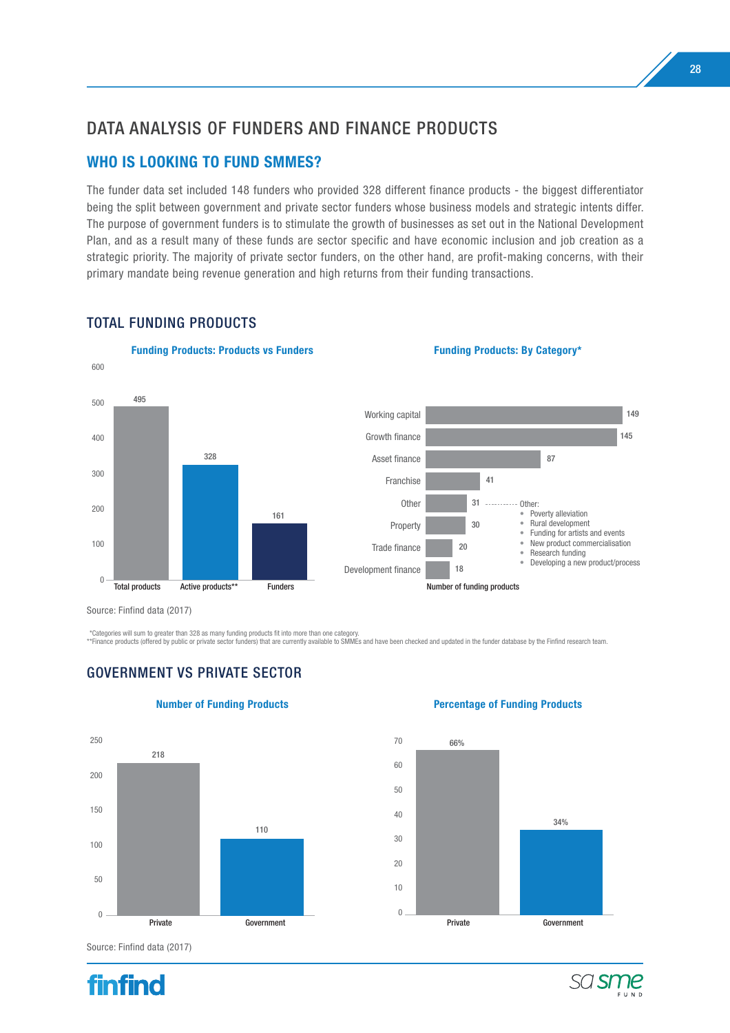# DATA ANALYSIS OF FUNDERS AND FINANCE PRODUCTS

## WHO IS LOOKING TO FUND SMMES?

The funder data set included 148 funders who provided 328 different finance products - the biggest differentiator being the split between government and private sector funders whose business models and strategic intents differ. The purpose of government funders is to stimulate the growth of businesses as set out in the National Development Plan, and as a result many of these funds are sector specific and have economic inclusion and job creation as a strategic priority. The majority of private sector funders, on the other hand, are profit-making concerns, with their primary mandate being revenue generation and high returns from their funding transactions.

### TOTAL FUNDING PRODUCTS

**Funding Products: Products vs Funders**

| | Value |
|---|---|
| Total products | 495 |
| Active products** | 328 |
| Funders | 161 |

**Funding Products: By Category***

| Category | Number of funding products |
|---|---|
| Working capital | 149 |
| Growth finance | 145 |
| Asset finance | 87 |
| Franchise | 41 |
| Other | 31 |
| Property | 30 |
| Trade finance | 20 |
| Development finance | 18 |

Other:
- Poverty alleviation
- Rural development
- Funding for artists and events
- New product commercialisation
- Research funding
- Developing a new product/process

Source: Finfind data (2017)

*Categories will sum to greater than 328 as many funding products fit into more than one category.
**Finance products (offered by public or private sector funders) that are currently available to SMMEs and have been checked and updated in the funder database by the Finfind research team.

### GOVERNMENT VS PRIVATE SECTOR

**Number of Funding Products**

| | Number |
|---|---|
| Private | 218 |
| Government | 110 |

**Percentage of Funding Products**

| | Percentage |
|---|---|
| Private | 66% |
| Government | 34% |

Source: Finfind data (2017)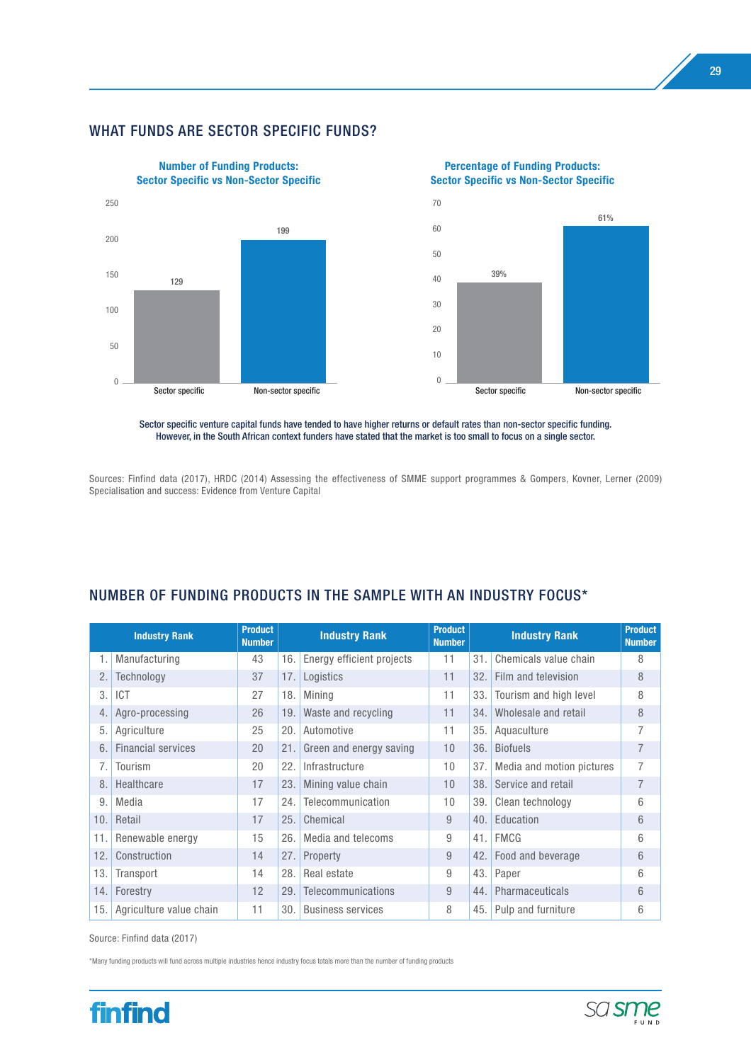## WHAT FUNDS ARE SECTOR SPECIFIC FUNDS?

**Number of Funding Products: Sector Specific vs Non-Sector Specific**

| | Number |
|---|---|
| Sector specific | 129 |
| Non-sector specific | 199 |

**Percentage of Funding Products: Sector Specific vs Non-Sector Specific**

| | Percentage |
|---|---|
| Sector specific | 39% |
| Non-sector specific | 61% |

Sector specific venture capital funds have tended to have higher returns or default rates than non-sector specific funding. However, in the South African context funders have stated that the market is too small to focus on a single sector.

Sources: Finfind data (2017), HRDC (2014) Assessing the effectiveness of SMME support programmes & Gompers, Kovner, Lerner (2009) Specialisation and success: Evidence from Venture Capital

## NUMBER OF FUNDING PRODUCTS IN THE SAMPLE WITH AN INDUSTRY FOCUS*

| Industry Rank | Product Number | Industry Rank | Product Number | Industry Rank | Product Number |
|---|---|---|---|---|---|
| 1. Manufacturing | 43 | 16. Energy efficient projects | 11 | 31. Chemicals value chain | 8 |
| 2. Technology | 37 | 17. Logistics | 11 | 32. Film and television | 8 |
| 3. ICT | 27 | 18. Mining | 11 | 33. Tourism and high level | 8 |
| 4. Agro-processing | 26 | 19. Waste and recycling | 11 | 34. Wholesale and retail | 8 |
| 5. Agriculture | 25 | 20. Automotive | 11 | 35. Aquaculture | 7 |
| 6. Financial services | 20 | 21. Green and energy saving | 10 | 36. Biofuels | 7 |
| 7. Tourism | 20 | 22. Infrastructure | 10 | 37. Media and motion pictures | 7 |
| 8. Healthcare | 17 | 23. Mining value chain | 10 | 38. Service and retail | 7 |
| 9. Media | 17 | 24. Telecommunication | 10 | 39. Clean technology | 6 |
| 10. Retail | 17 | 25. Chemical | 9 | 40. Education | 6 |
| 11. Renewable energy | 15 | 26. Media and telecoms | 9 | 41. FMCG | 6 |
| 12. Construction | 14 | 27. Property | 9 | 42. Food and beverage | 6 |
| 13. Transport | 14 | 28. Real estate | 9 | 43. Paper | 6 |
| 14. Forestry | 12 | 29. Telecommunications | 9 | 44. Pharmaceuticals | 6 |
| 15. Agriculture value chain | 11 | 30. Business services | 8 | 45. Pulp and furniture | 6 |

Source: Finfind data (2017)

*Many funding products will fund across multiple industries hence industry focus totals more than the number of funding products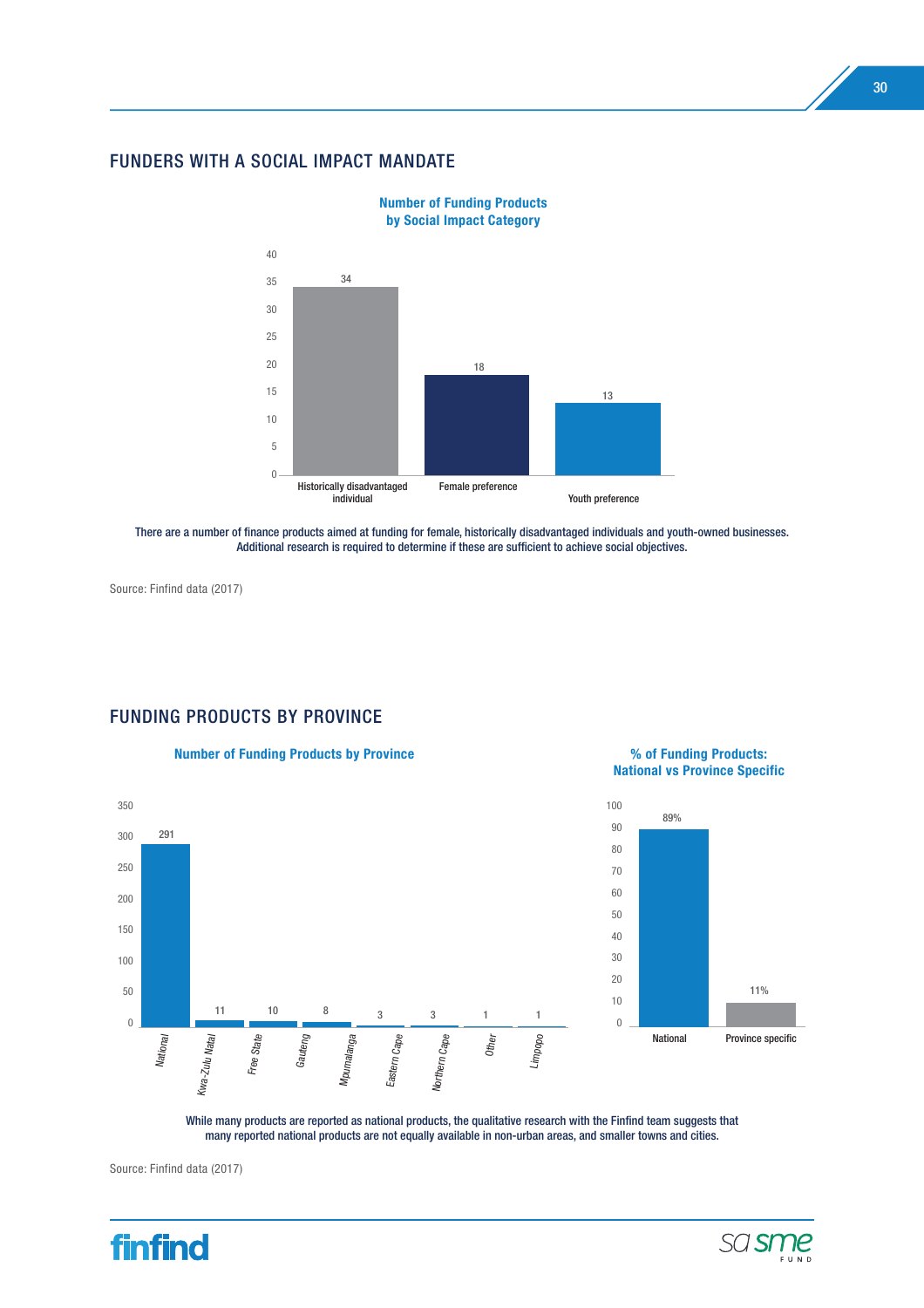## FUNDERS WITH A SOCIAL IMPACT MANDATE

**Number of Funding Products by Social Impact Category**

| Category | Number of Funding Products |
|---|---|
| Historically disadvantaged individual | 34 |
| Female preference | 18 |
| Youth preference | 13 |

There are a number of finance products aimed at funding for female, historically disadvantaged individuals and youth-owned businesses. Additional research is required to determine if these are sufficient to achieve social objectives.

Source: Finfind data (2017)

## FUNDING PRODUCTS BY PROVINCE

**Number of Funding Products by Province**

| Province | Number of Funding Products |
|---|---|
| National | 291 |
| Kwa-Zulu Natal | 11 |
| Free State | 10 |
| Gauteng | 8 |
| Mpumalanga | 3 |
| Eastern Cape | 3 |
| Northern Cape | 1 |
| Other | 1 |
| Limpopo | 1 |

**% of Funding Products: National vs Province Specific**

| Type | % of Funding Products |
|---|---|
| National | 89% |
| Province specific | 11% |

While many products are reported as national products, the qualitative research with the Finfind team suggests that many reported national products are not equally available in non-urban areas, and smaller towns and cities.

Source: Finfind data (2017)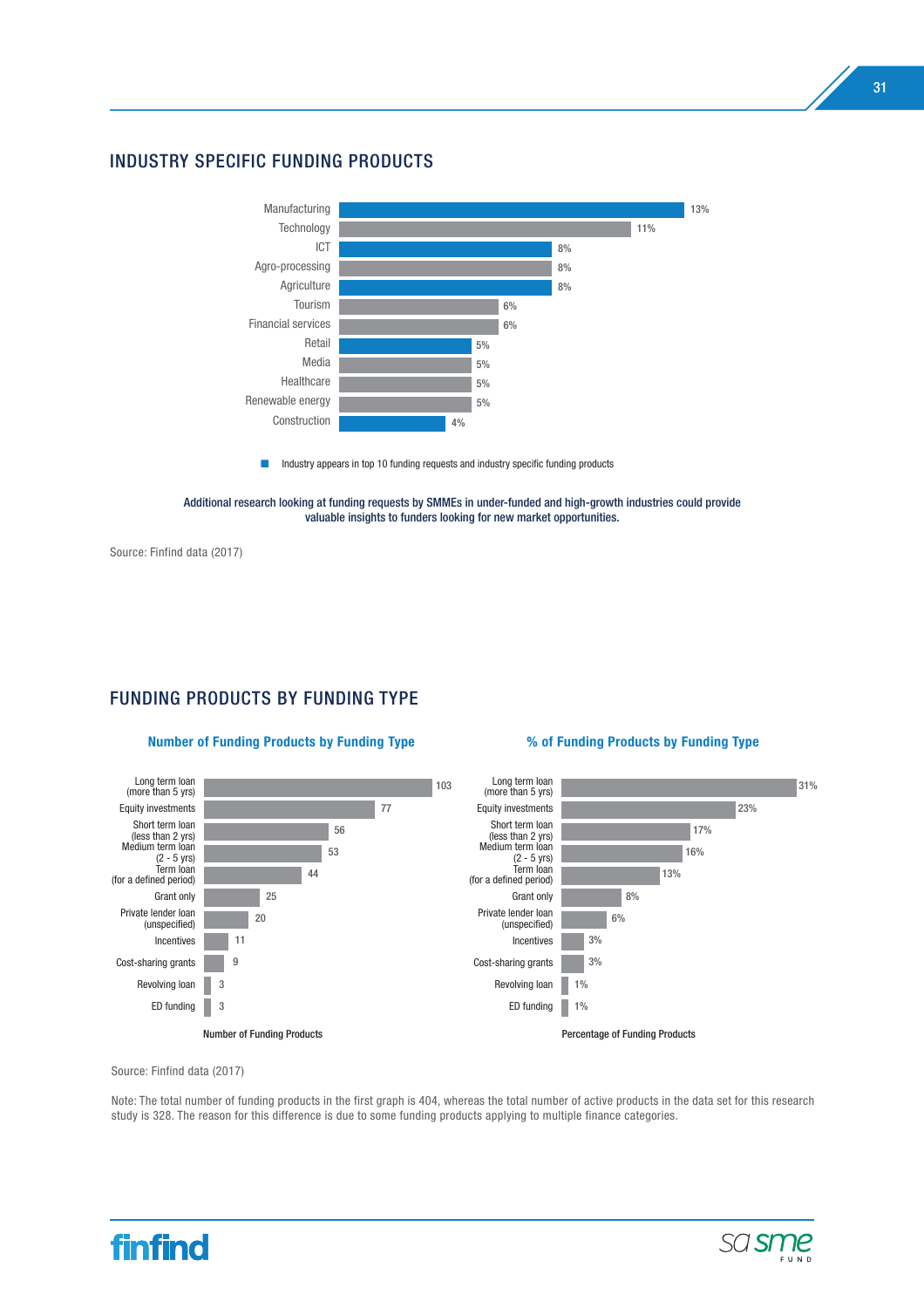## INDUSTRY SPECIFIC FUNDING PRODUCTS

| Industry | % |
|---|---|
| Manufacturing | 13% |
| Technology | 11% |
| ICT | 8% |
| Agro-processing | 8% |
| Agriculture | 8% |
| Tourism | 6% |
| Financial services | 6% |
| Retail | 5% |
| Media | 5% |
| Healthcare | 5% |
| Renewable energy | 5% |
| Construction | 4% |

■ Industry appears in top 10 funding requests and industry specific funding products

**Additional research looking at funding requests by SMMEs in under-funded and high-growth industries could provide valuable insights to funders looking for new market opportunities.**

Source: Finfind data (2017)

## FUNDING PRODUCTS BY FUNDING TYPE

| Funding Type | Number of Funding Products | Percentage of Funding Products |
|---|---|---|
| Long term loan (more than 5 yrs) | 103 | 31% |
| Equity investments | 77 | 23% |
| Short term loan (less than 2 yrs) | 56 | 17% |
| Medium term loan (2 - 5 yrs) | 53 | 16% |
| Term loan (for a defined period) | 44 | 13% |
| Grant only | 25 | 8% |
| Private lender loan (unspecified) | 20 | 6% |
| Incentives | 11 | 3% |
| Cost-sharing grants | 9 | 3% |
| Revolving loan | 3 | 1% |
| ED funding | 3 | 1% |

Source: Finfind data (2017)

Note: The total number of funding products in the first graph is 404, whereas the total number of active products in the data set for this research study is 328. The reason for this difference is due to some funding products applying to multiple finance categories.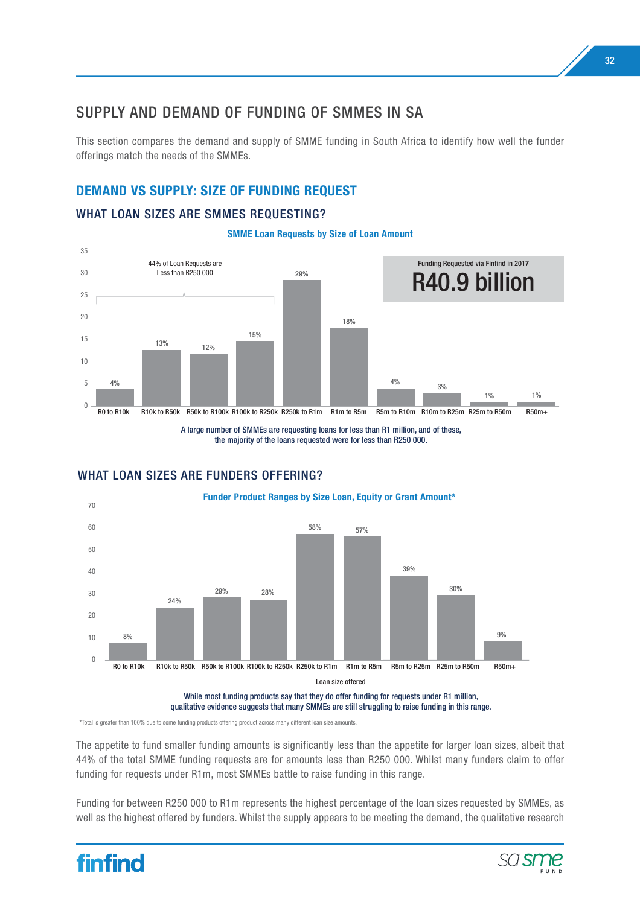# SUPPLY AND DEMAND OF FUNDING OF SMMES IN SA

This section compares the demand and supply of SMME funding in South Africa to identify how well the funder offerings match the needs of the SMMEs.

## DEMAND VS SUPPLY: SIZE OF FUNDING REQUEST

### WHAT LOAN SIZES ARE SMMES REQUESTING?

**SMME Loan Requests by Size of Loan Amount**

| Loan size | % of requests |
|---|---|
| R0 to R10k | 4% |
| R10k to R50k | 13% |
| R50k to R100k | 12% |
| R100k to R250k | 15% |
| R250k to R1m | 29% |
| R1m to R5m | 18% |
| R5m to R10m | 4% |
| R10m to R25m | 3% |
| R25m to R50m | 1% |
| R50m+ | 1% |

44% of Loan Requests are Less than R250 000

Funding Requested via Finfind in 2017: **R40.9 billion**

A large number of SMMEs are requesting loans for less than R1 million, and of these, the majority of the loans requested were for less than R250 000.

### WHAT LOAN SIZES ARE FUNDERS OFFERING?

**Funder Product Ranges by Size Loan, Equity or Grant Amount***

| Loan size offered | % of products |
|---|---|
| R0 to R10k | 8% |
| R10k to R50k | 24% |
| R50k to R100k | 29% |
| R100k to R250k | 28% |
| R250k to R1m | 58% |
| R1m to R5m | 57% |
| R5m to R25m | 39% |
| R25m to R50m | 30% |
| R50m+ | 9% |

While most funding products say that they do offer funding for requests under R1 million, qualitative evidence suggests that many SMMEs are still struggling to raise funding in this range.

*Total is greater than 100% due to some funding products offering product across many different loan size amounts.

The appetite to fund smaller funding amounts is significantly less than the appetite for larger loan sizes, albeit that 44% of the total SMME funding requests are for amounts less than R250 000. Whilst many funders claim to offer funding for requests under R1m, most SMMEs battle to raise funding in this range.

Funding for between R250 000 to R1m represents the highest percentage of the loan sizes requested by SMMEs, as well as the highest offered by funders. Whilst the supply appears to be meeting the demand, the qualitative research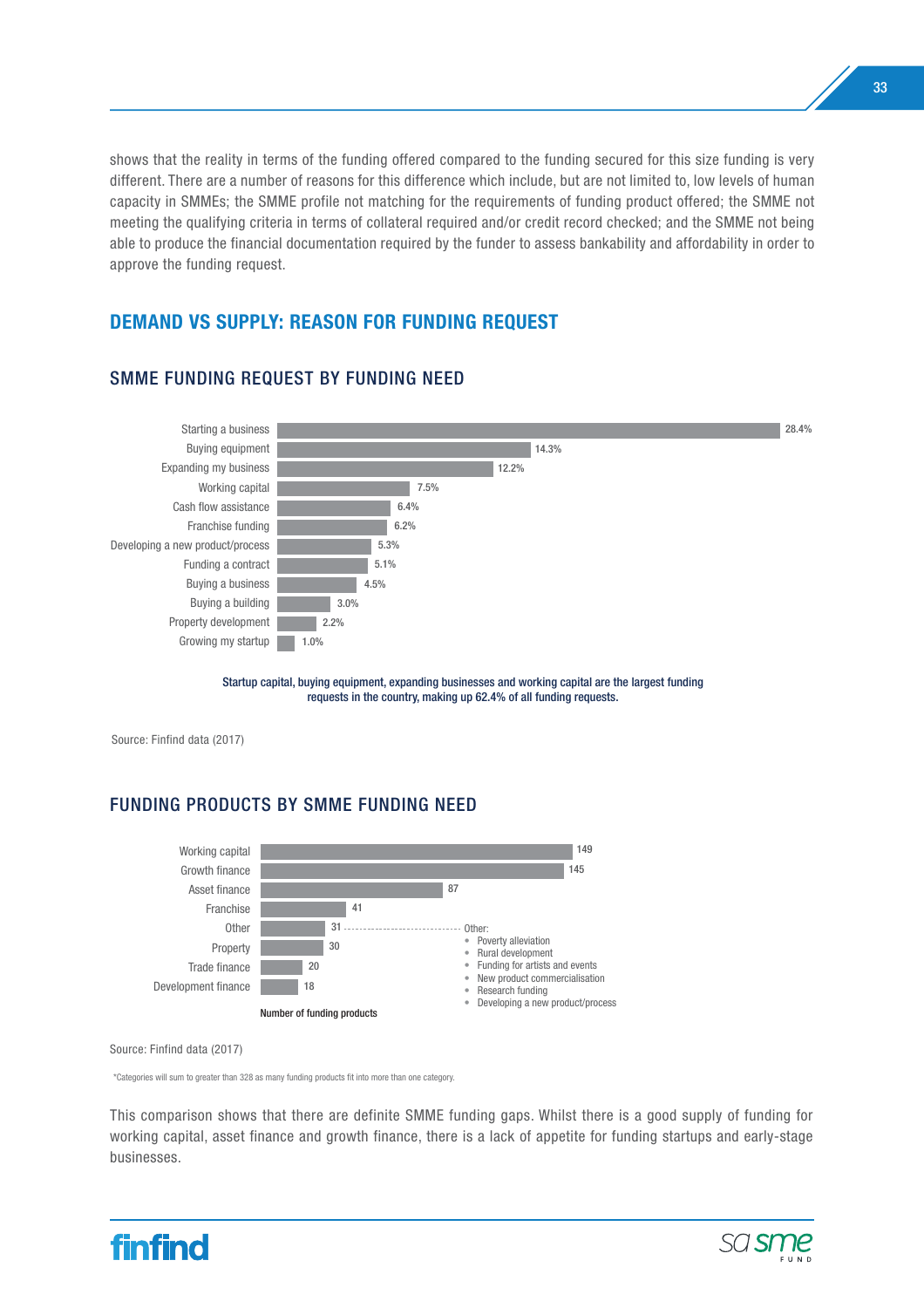shows that the reality in terms of the funding offered compared to the funding secured for this size funding is very different. There are a number of reasons for this difference which include, but are not limited to, low levels of human capacity in SMMEs; the SMME profile not matching for the requirements of funding product offered; the SMME not meeting the qualifying criteria in terms of collateral required and/or credit record checked; and the SMME not being able to produce the financial documentation required by the funder to assess bankability and affordability in order to approve the funding request.

## DEMAND VS SUPPLY: REASON FOR FUNDING REQUEST

### SMME FUNDING REQUEST BY FUNDING NEED

| Funding need | % |
|---|---|
| Starting a business | 28.4% |
| Buying equipment | 14.3% |
| Expanding my business | 12.2% |
| Working capital | 7.5% |
| Cash flow assistance | 6.4% |
| Franchise funding | 6.2% |
| Developing a new product/process | 5.3% |
| Funding a contract | 5.1% |
| Buying a business | 4.5% |
| Buying a building | 3.0% |
| Property development | 2.2% |
| Growing my startup | 1.0% |

Startup capital, buying equipment, expanding businesses and working capital are the largest funding requests in the country, making up 62.4% of all funding requests.

Source: Finfind data (2017)

### FUNDING PRODUCTS BY SMME FUNDING NEED

| Funding need | Number of funding products |
|---|---|
| Working capital | 149 |
| Growth finance | 145 |
| Asset finance | 87 |
| Franchise | 41 |
| Other | 31 |
| Property | 30 |
| Trade finance | 20 |
| Development finance | 18 |

Other:
- Poverty alleviation
- Rural development
- Funding for artists and events
- New product commercialisation
- Research funding
- Developing a new product/process

Source: Finfind data (2017)

*Categories will sum to greater than 328 as many funding products fit into more than one category.

This comparison shows that there are definite SMME funding gaps. Whilst there is a good supply of funding for working capital, asset finance and growth finance, there is a lack of appetite for funding startups and early-stage businesses.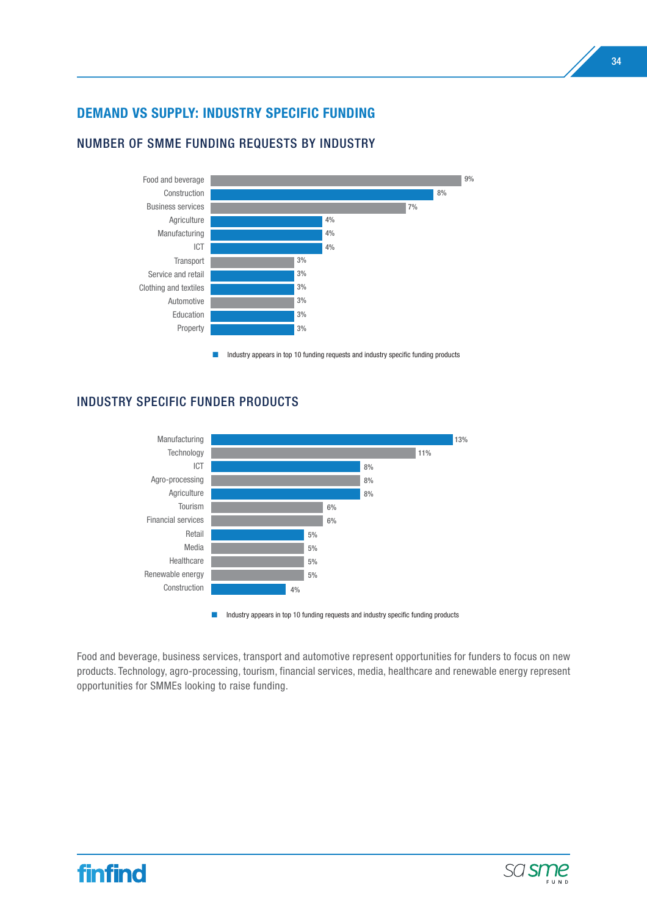## DEMAND VS SUPPLY: INDUSTRY SPECIFIC FUNDING

### NUMBER OF SMME FUNDING REQUESTS BY INDUSTRY

| Industry | % |
|---|---|
| Food and beverage | 9% |
| Construction | 8% |
| Business services | 7% |
| Agriculture | 4% |
| Manufacturing | 4% |
| ICT | 4% |
| Transport | 3% |
| Service and retail | 3% |
| Clothing and textiles | 3% |
| Automotive | 3% |
| Education | 3% |
| Property | 3% |

■ Industry appears in top 10 funding requests and industry specific funding products

### INDUSTRY SPECIFIC FUNDER PRODUCTS

| Industry | % |
|---|---|
| Manufacturing | 13% |
| Technology | 11% |
| ICT | 8% |
| Agro-processing | 8% |
| Agriculture | 8% |
| Tourism | 6% |
| Financial services | 6% |
| Retail | 5% |
| Media | 5% |
| Healthcare | 5% |
| Renewable energy | 5% |
| Construction | 4% |

■ Industry appears in top 10 funding requests and industry specific funding products

Food and beverage, business services, transport and automotive represent opportunities for funders to focus on new products. Technology, agro-processing, tourism, financial services, media, healthcare and renewable energy represent opportunities for SMMEs looking to raise funding.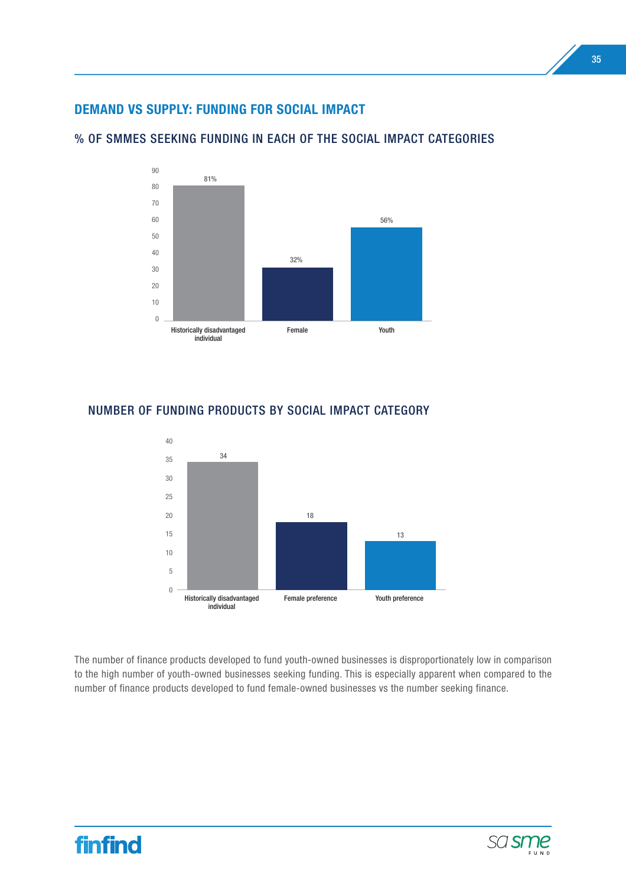## DEMAND VS SUPPLY: FUNDING FOR SOCIAL IMPACT

### % OF SMMES SEEKING FUNDING IN EACH OF THE SOCIAL IMPACT CATEGORIES

| Category | % |
| --- | --- |
| Historically disadvantaged individual | 81% |
| Female | 32% |
| Youth | 56% |

### NUMBER OF FUNDING PRODUCTS BY SOCIAL IMPACT CATEGORY

| Category | Number |
| --- | --- |
| Historically disadvantaged individual | 34 |
| Female preference | 18 |
| Youth preference | 13 |

The number of finance products developed to fund youth-owned businesses is disproportionately low in comparison to the high number of youth-owned businesses seeking funding. This is especially apparent when compared to the number of finance products developed to fund female-owned businesses vs the number seeking finance.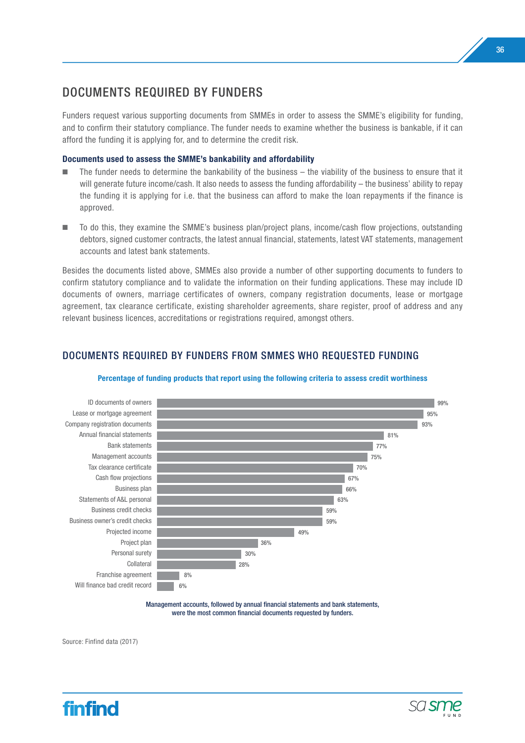## DOCUMENTS REQUIRED BY FUNDERS

Funders request various supporting documents from SMMEs in order to assess the SMME's eligibility for funding, and to confirm their statutory compliance. The funder needs to examine whether the business is bankable, if it can afford the funding it is applying for, and to determine the credit risk.

**Documents used to assess the SMME's bankability and affordability**

- The funder needs to determine the bankability of the business – the viability of the business to ensure that it will generate future income/cash. It also needs to assess the funding affordability – the business' ability to repay the funding it is applying for i.e. that the business can afford to make the loan repayments if the finance is approved.
- To do this, they examine the SMME's business plan/project plans, income/cash flow projections, outstanding debtors, signed customer contracts, the latest annual financial, statements, latest VAT statements, management accounts and latest bank statements.

Besides the documents listed above, SMMEs also provide a number of other supporting documents to funders to confirm statutory compliance and to validate the information on their funding applications. These may include ID documents of owners, marriage certificates of owners, company registration documents, lease or mortgage agreement, tax clearance certificate, existing shareholder agreements, share register, proof of address and any relevant business licences, accreditations or registrations required, amongst others.

## DOCUMENTS REQUIRED BY FUNDERS FROM SMMES WHO REQUESTED FUNDING

**Percentage of funding products that report using the following criteria to assess credit worthiness**

| Criteria | Percentage |
|---|---|
| ID documents of owners | 99% |
| Lease or mortgage agreement | 95% |
| Company registration documents | 93% |
| Annual financial statements | 81% |
| Bank statements | 77% |
| Management accounts | 75% |
| Tax clearance certificate | 70% |
| Cash flow projections | 67% |
| Business plan | 66% |
| Statements of A&L personal | 63% |
| Business credit checks | 59% |
| Business owner's credit checks | 59% |
| Projected income | 49% |
| Project plan | 36% |
| Personal surety | 30% |
| Collateral | 28% |
| Franchise agreement | 8% |
| Will finance bad credit record | 6% |

Management accounts, followed by annual financial statements and bank statements, were the most common financial documents requested by funders.

Source: Finfind data (2017)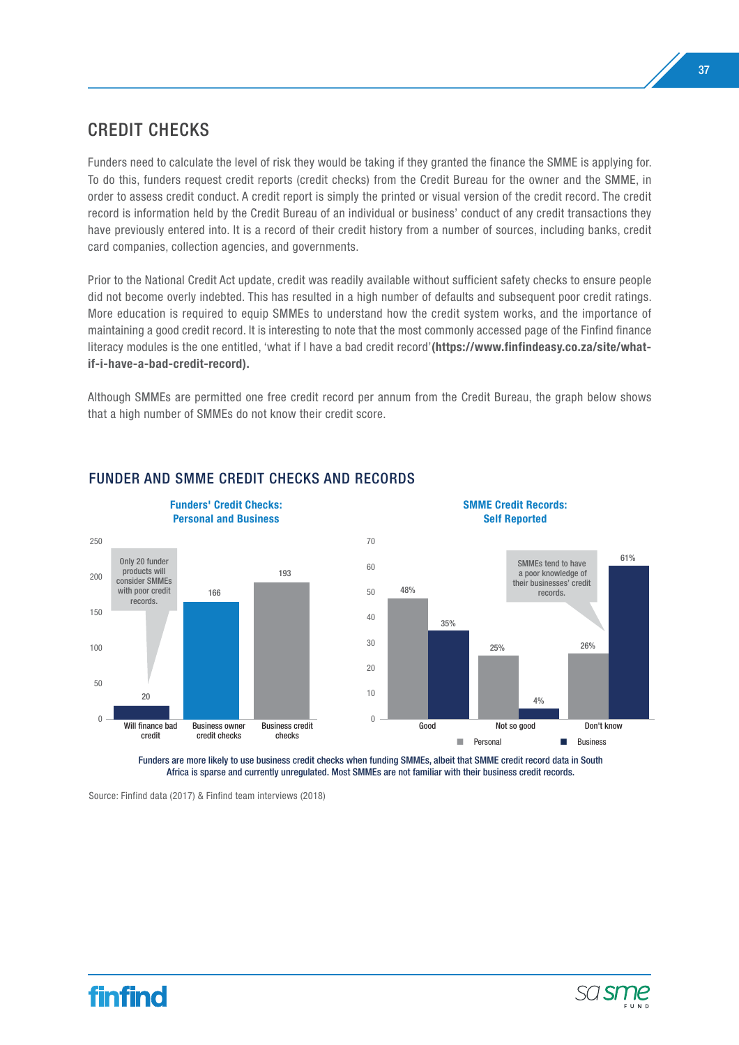## CREDIT CHECKS

Funders need to calculate the level of risk they would be taking if they granted the finance the SMME is applying for. To do this, funders request credit reports (credit checks) from the Credit Bureau for the owner and the SMME, in order to assess credit conduct. A credit report is simply the printed or visual version of the credit record. The credit record is information held by the Credit Bureau of an individual or business' conduct of any credit transactions they have previously entered into. It is a record of their credit history from a number of sources, including banks, credit card companies, collection agencies, and governments.

Prior to the National Credit Act update, credit was readily available without sufficient safety checks to ensure people did not become overly indebted. This has resulted in a high number of defaults and subsequent poor credit ratings. More education is required to equip SMMEs to understand how the credit system works, and the importance of maintaining a good credit record. It is interesting to note that the most commonly accessed page of the Finfind finance literacy modules is the one entitled, 'what if I have a bad credit record' **(https://www.finfindeasy.co.za/site/what-if-i-have-a-bad-credit-record).**

Although SMMEs are permitted one free credit record per annum from the Credit Bureau, the graph below shows that a high number of SMMEs do not know their credit score.

### FUNDER AND SMME CREDIT CHECKS AND RECORDS

**Funders' Credit Checks: Personal and Business**

| Category | Number |
| --- | --- |
| Will finance bad credit | 20 |
| Business owner credit checks | 166 |
| Business credit checks | 193 |

Only 20 funder products will consider SMMEs with poor credit records.

**SMME Credit Records: Self Reported**

| | Personal | Business |
| --- | --- | --- |
| Good | 48% | 35% |
| Not so good | 25% | 4% |
| Don't know | 26% | 61% |

SMMEs tend to have a poor knowledge of their businesses' credit records.

Funders are more likely to use business credit checks when funding SMMEs, albeit that SMME credit record data in South Africa is sparse and currently unregulated. Most SMMEs are not familiar with their business credit records.

Source: Finfind data (2017) & Finfind team interviews (2018)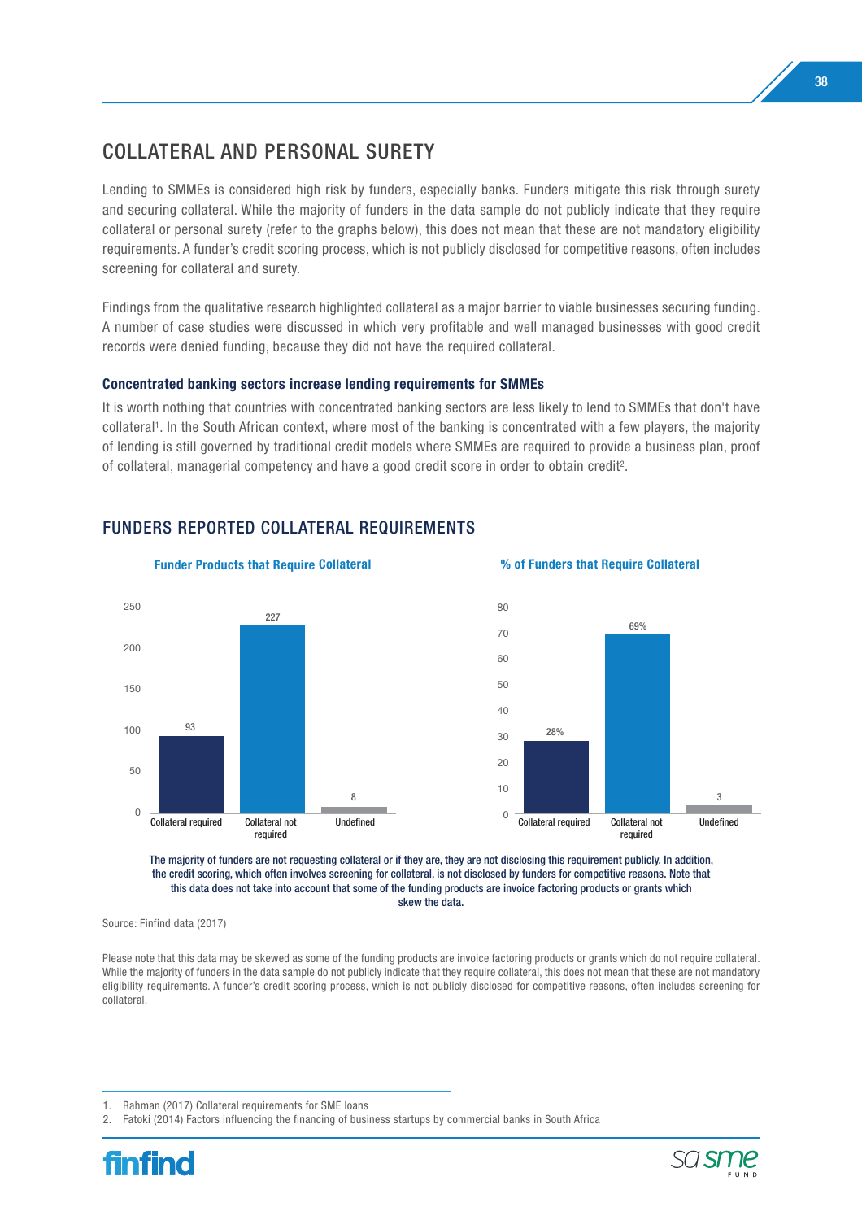## COLLATERAL AND PERSONAL SURETY

Lending to SMMEs is considered high risk by funders, especially banks. Funders mitigate this risk through surety and securing collateral. While the majority of funders in the data sample do not publicly indicate that they require collateral or personal surety (refer to the graphs below), this does not mean that these are not mandatory eligibility requirements. A funder's credit scoring process, which is not publicly disclosed for competitive reasons, often includes screening for collateral and surety.

Findings from the qualitative research highlighted collateral as a major barrier to viable businesses securing funding. A number of case studies were discussed in which very profitable and well managed businesses with good credit records were denied funding, because they did not have the required collateral.

### Concentrated banking sectors increase lending requirements for SMMEs

It is worth nothing that countries with concentrated banking sectors are less likely to lend to SMMEs that don't have collateral[1]. In the South African context, where most of the banking is concentrated with a few players, the majority of lending is still governed by traditional credit models where SMMEs are required to provide a business plan, proof of collateral, managerial competency and have a good credit score in order to obtain credit[2].

## FUNDERS REPORTED COLLATERAL REQUIREMENTS

**Funder Products that Require Collateral**

| Category | Number of products |
|---|---|
| Collateral required | 93 |
| Collateral not required | 227 |
| Undefined | 8 |

**% of Funders that Require Collateral**

| Category | % of funders |
|---|---|
| Collateral required | 28% |
| Collateral not required | 69% |
| Undefined | 3 |

The majority of funders are not requesting collateral or if they are, they are not disclosing this requirement publicly. In addition, the credit scoring, which often involves screening for collateral, is not disclosed by funders for competitive reasons. Note that this data does not take into account that some of the funding products are invoice factoring products or grants which skew the data.

Source: Finfind data (2017)

Please note that this data may be skewed as some of the funding products are invoice factoring products or grants which do not require collateral. While the majority of funders in the data sample do not publicly indicate that they require collateral, this does not mean that these are not mandatory eligibility requirements. A funder's credit scoring process, which is not publicly disclosed for competitive reasons, often includes screening for collateral.

1. Rahman (2017) Collateral requirements for SME loans
2. Fatoki (2014) Factors influencing the financing of business startups by commercial banks in South Africa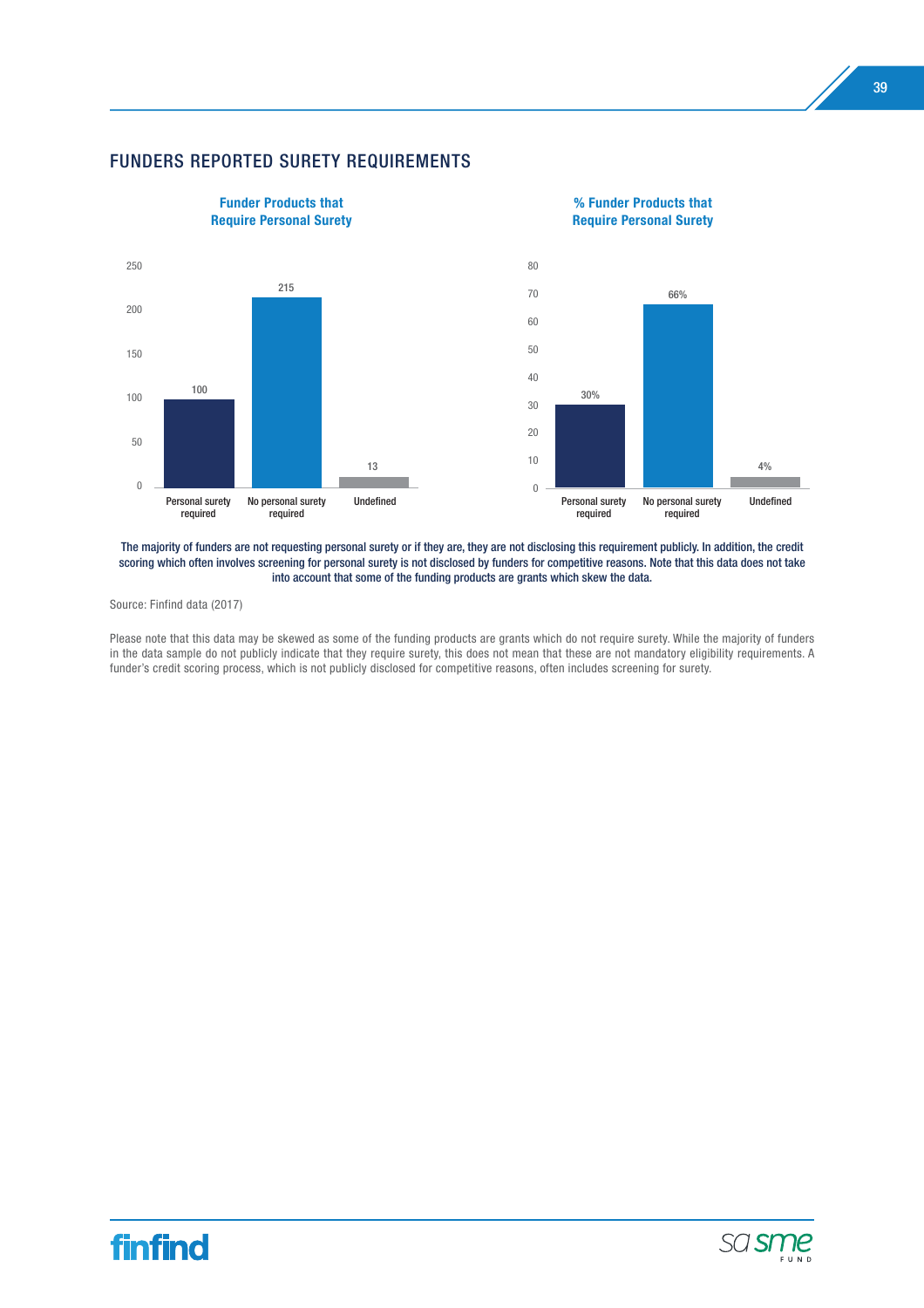## FUNDERS REPORTED SURETY REQUIREMENTS

**Funder Products that Require Personal Surety**

| Category | Count |
|---|---|
| Personal surety required | 100 |
| No personal surety required | 215 |
| Undefined | 13 |

**% Funder Products that Require Personal Surety**

| Category | % |
|---|---|
| Personal surety required | 30% |
| No personal surety required | 66% |
| Undefined | 4% |

The majority of funders are not requesting personal surety or if they are, they are not disclosing this requirement publicly. In addition, the credit scoring which often involves screening for personal surety is not disclosed by funders for competitive reasons. Note that this data does not take into account that some of the funding products are grants which skew the data.

Source: Finfind data (2017)

Please note that this data may be skewed as some of the funding products are grants which do not require surety. While the majority of funders in the data sample do not publicly indicate that they require surety, this does not mean that these are not mandatory eligibility requirements. A funder's credit scoring process, which is not publicly disclosed for competitive reasons, often includes screening for surety.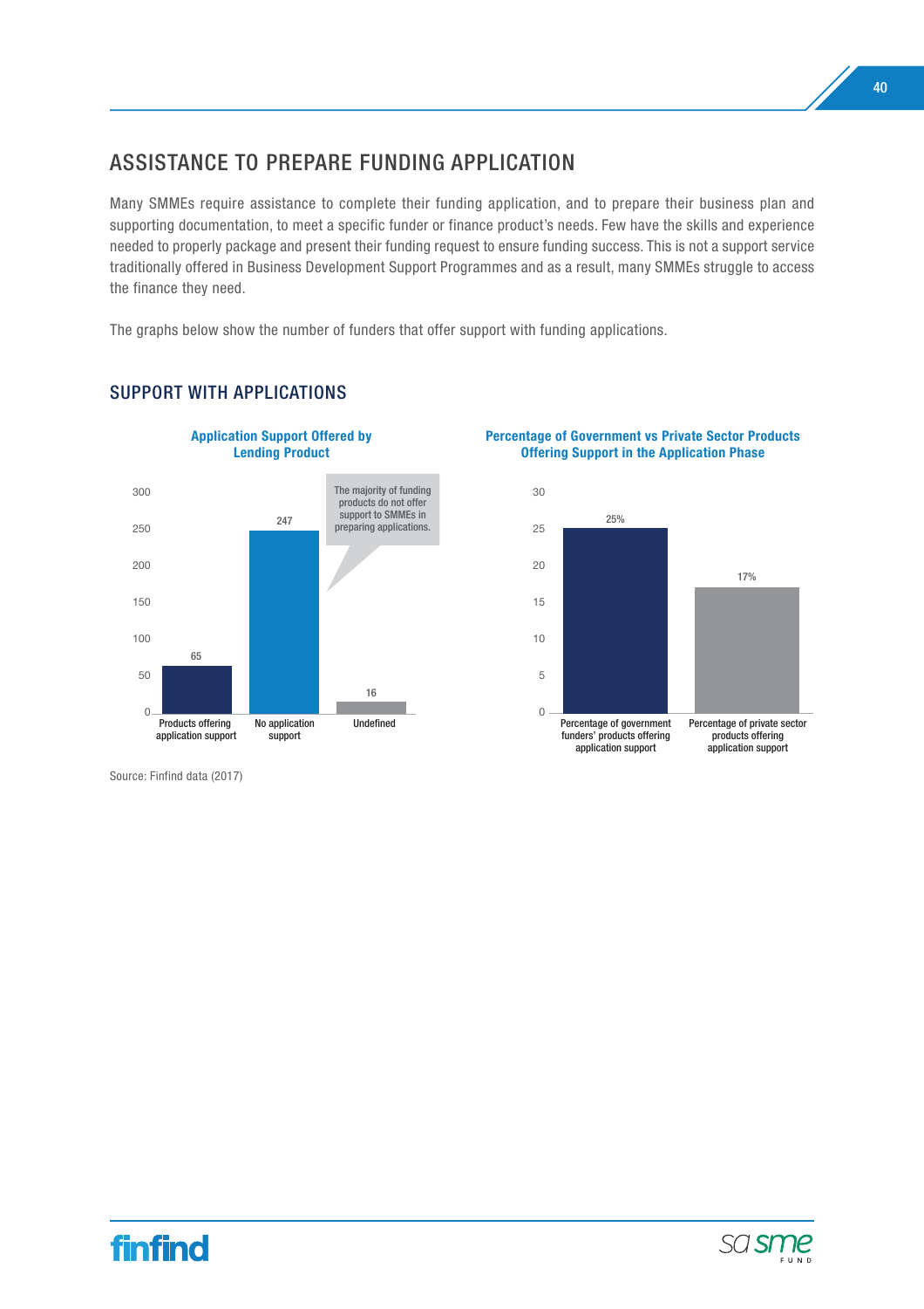## ASSISTANCE TO PREPARE FUNDING APPLICATION

Many SMMEs require assistance to complete their funding application, and to prepare their business plan and supporting documentation, to meet a specific funder or finance product's needs. Few have the skills and experience needed to properly package and present their funding request to ensure funding success. This is not a support service traditionally offered in Business Development Support Programmes and as a result, many SMMEs struggle to access the finance they need.

The graphs below show the number of funders that offer support with funding applications.

### SUPPORT WITH APPLICATIONS

**Application Support Offered by Lending Product**

| Category | Number |
|---|---|
| Products offering application support | 65 |
| No application support | 247 |
| Undefined | 16 |

The majority of funding products do not offer support to SMMEs in preparing applications.

**Percentage of Government vs Private Sector Products Offering Support in the Application Phase**

| Category | Percentage |
|---|---|
| Percentage of government funders' products offering application support | 25% |
| Percentage of private sector products offering application support | 17% |

Source: Finfind data (2017)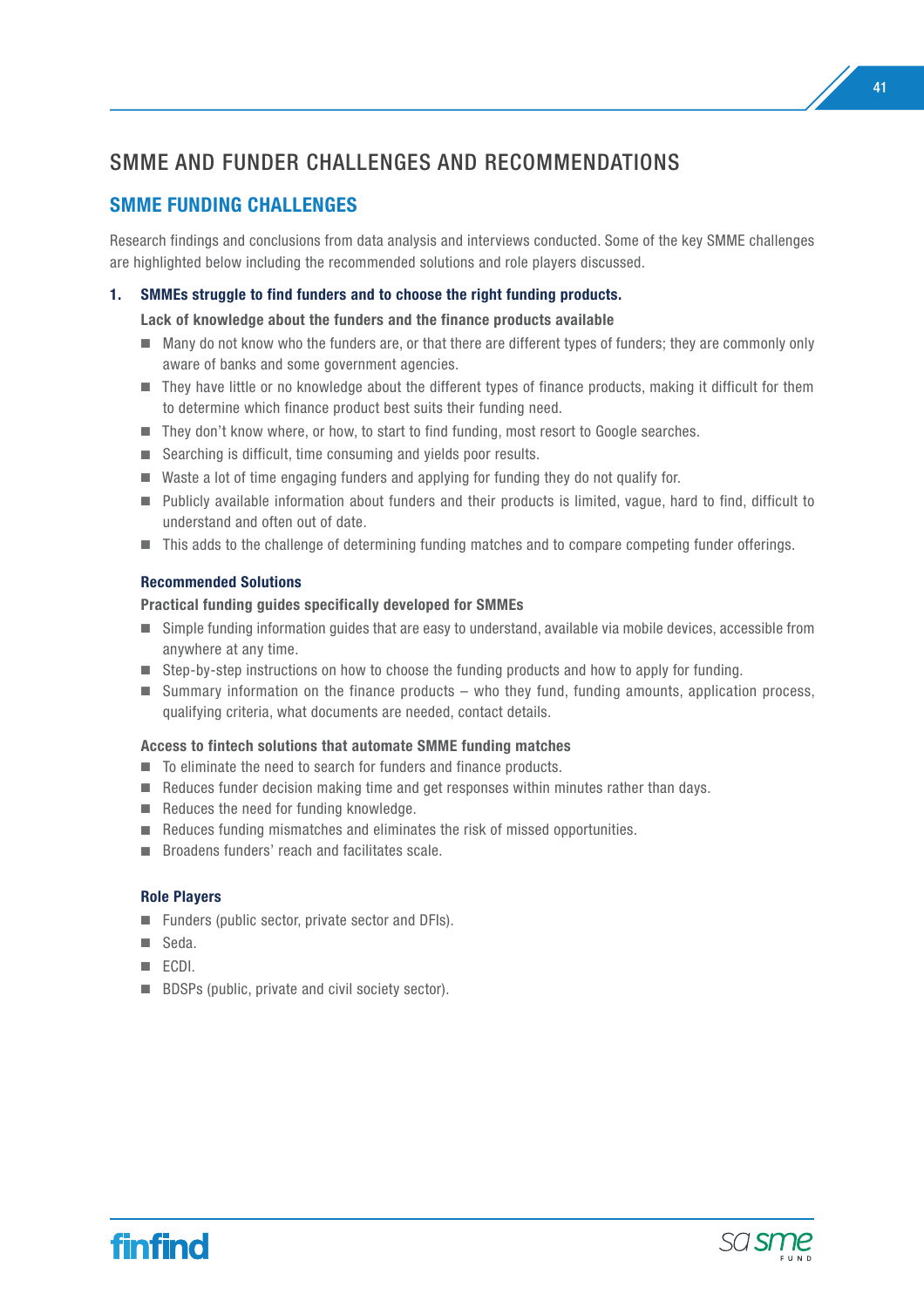# SMME AND FUNDER CHALLENGES AND RECOMMENDATIONS

## SMME FUNDING CHALLENGES

Research findings and conclusions from data analysis and interviews conducted. Some of the key SMME challenges are highlighted below including the recommended solutions and role players discussed.

**1. SMMEs struggle to find funders and to choose the right funding products.**

**Lack of knowledge about the funders and the finance products available**

- Many do not know who the funders are, or that there are different types of funders; they are commonly only aware of banks and some government agencies.
- They have little or no knowledge about the different types of finance products, making it difficult for them to determine which finance product best suits their funding need.
- They don't know where, or how, to start to find funding, most resort to Google searches.
- Searching is difficult, time consuming and yields poor results.
- Waste a lot of time engaging funders and applying for funding they do not qualify for.
- Publicly available information about funders and their products is limited, vague, hard to find, difficult to understand and often out of date.
- This adds to the challenge of determining funding matches and to compare competing funder offerings.

**Recommended Solutions**

**Practical funding guides specifically developed for SMMEs**

- Simple funding information guides that are easy to understand, available via mobile devices, accessible from anywhere at any time.
- Step-by-step instructions on how to choose the funding products and how to apply for funding.
- Summary information on the finance products – who they fund, funding amounts, application process, qualifying criteria, what documents are needed, contact details.

**Access to fintech solutions that automate SMME funding matches**

- To eliminate the need to search for funders and finance products.
- Reduces funder decision making time and get responses within minutes rather than days.
- Reduces the need for funding knowledge.
- Reduces funding mismatches and eliminates the risk of missed opportunities.
- Broadens funders' reach and facilitates scale.

**Role Players**

- Funders (public sector, private sector and DFIs).
- Seda.
- ECDI.
- BDSPs (public, private and civil society sector).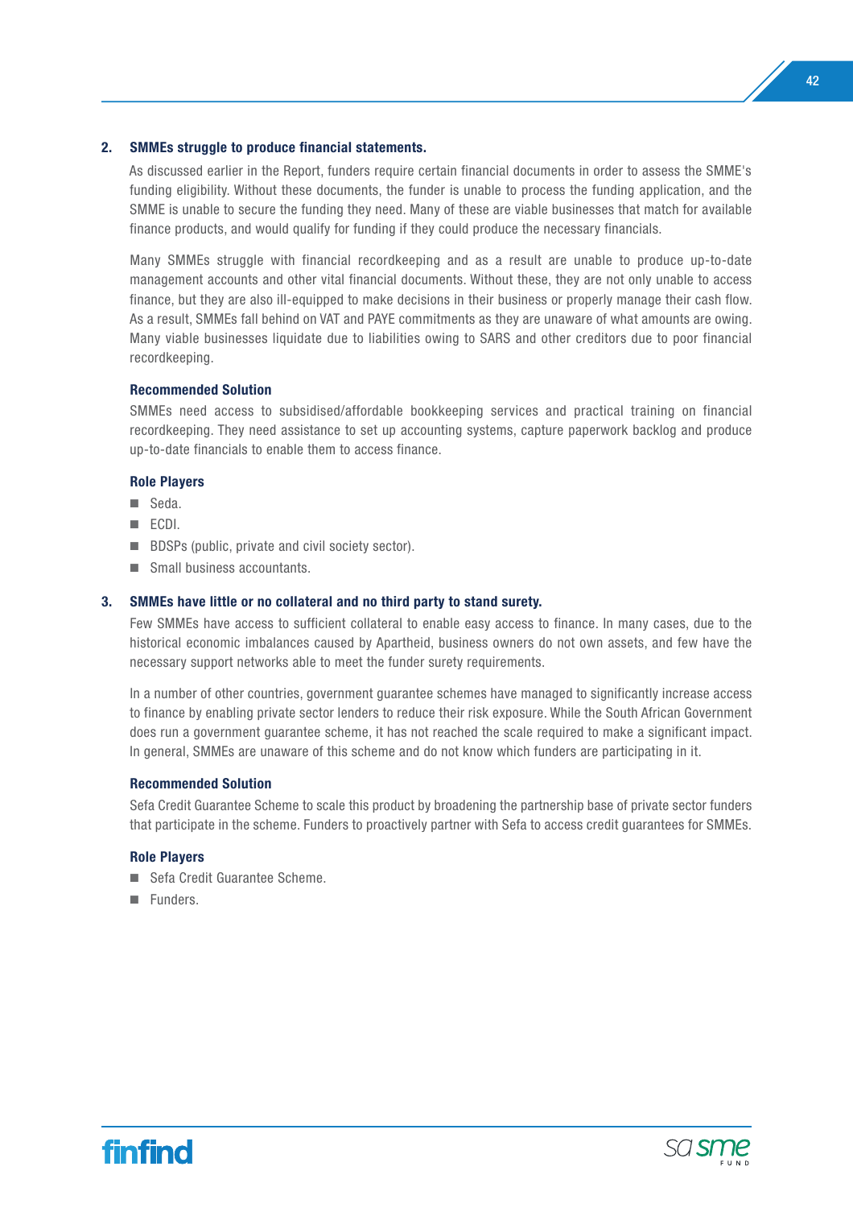**2. SMMEs struggle to produce financial statements.**

As discussed earlier in the Report, funders require certain financial documents in order to assess the SMME's funding eligibility. Without these documents, the funder is unable to process the funding application, and the SMME is unable to secure the funding they need. Many of these are viable businesses that match for available finance products, and would qualify for funding if they could produce the necessary financials.

Many SMMEs struggle with financial recordkeeping and as a result are unable to produce up-to-date management accounts and other vital financial documents. Without these, they are not only unable to access finance, but they are also ill-equipped to make decisions in their business or properly manage their cash flow. As a result, SMMEs fall behind on VAT and PAYE commitments as they are unaware of what amounts are owing. Many viable businesses liquidate due to liabilities owing to SARS and other creditors due to poor financial recordkeeping.

**Recommended Solution**

SMMEs need access to subsidised/affordable bookkeeping services and practical training on financial recordkeeping. They need assistance to set up accounting systems, capture paperwork backlog and produce up-to-date financials to enable them to access finance.

**Role Players**

- Seda.
- ECDI.
- BDSPs (public, private and civil society sector).
- Small business accountants.

**3. SMMEs have little or no collateral and no third party to stand surety.**

Few SMMEs have access to sufficient collateral to enable easy access to finance. In many cases, due to the historical economic imbalances caused by Apartheid, business owners do not own assets, and few have the necessary support networks able to meet the funder surety requirements.

In a number of other countries, government guarantee schemes have managed to significantly increase access to finance by enabling private sector lenders to reduce their risk exposure. While the South African Government does run a government guarantee scheme, it has not reached the scale required to make a significant impact. In general, SMMEs are unaware of this scheme and do not know which funders are participating in it.

**Recommended Solution**

Sefa Credit Guarantee Scheme to scale this product by broadening the partnership base of private sector funders that participate in the scheme. Funders to proactively partner with Sefa to access credit guarantees for SMMEs.

**Role Players**

- Sefa Credit Guarantee Scheme.
- Funders.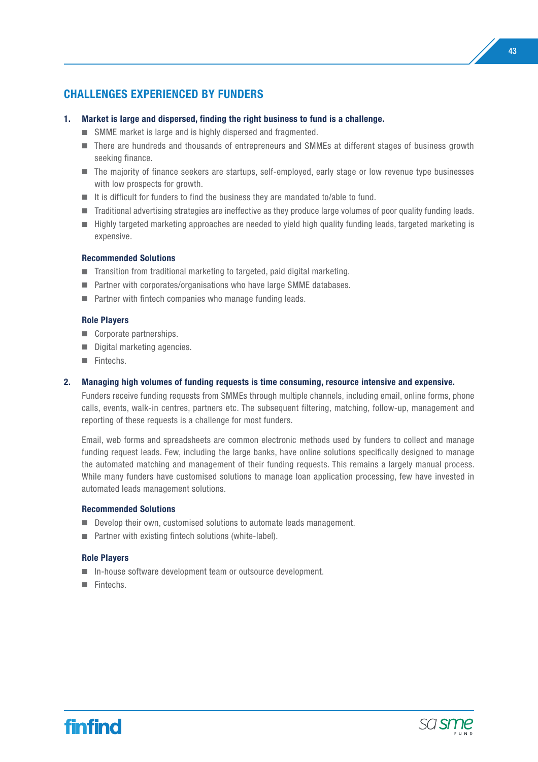## CHALLENGES EXPERIENCED BY FUNDERS

**1. Market is large and dispersed, finding the right business to fund is a challenge.**

- SMME market is large and is highly dispersed and fragmented.
- There are hundreds and thousands of entrepreneurs and SMMEs at different stages of business growth seeking finance.
- The majority of finance seekers are startups, self-employed, early stage or low revenue type businesses with low prospects for growth.
- It is difficult for funders to find the business they are mandated to/able to fund.
- Traditional advertising strategies are ineffective as they produce large volumes of poor quality funding leads.
- Highly targeted marketing approaches are needed to yield high quality funding leads, targeted marketing is expensive.

**Recommended Solutions**

- Transition from traditional marketing to targeted, paid digital marketing.
- Partner with corporates/organisations who have large SMME databases.
- Partner with fintech companies who manage funding leads.

**Role Players**

- Corporate partnerships.
- Digital marketing agencies.
- Fintechs.

**2. Managing high volumes of funding requests is time consuming, resource intensive and expensive.**

Funders receive funding requests from SMMEs through multiple channels, including email, online forms, phone calls, events, walk-in centres, partners etc. The subsequent filtering, matching, follow-up, management and reporting of these requests is a challenge for most funders.

Email, web forms and spreadsheets are common electronic methods used by funders to collect and manage funding request leads. Few, including the large banks, have online solutions specifically designed to manage the automated matching and management of their funding requests. This remains a largely manual process. While many funders have customised solutions to manage loan application processing, few have invested in automated leads management solutions.

**Recommended Solutions**

- Develop their own, customised solutions to automate leads management.
- Partner with existing fintech solutions (white-label).

**Role Players**

- In-house software development team or outsource development.
- Fintechs.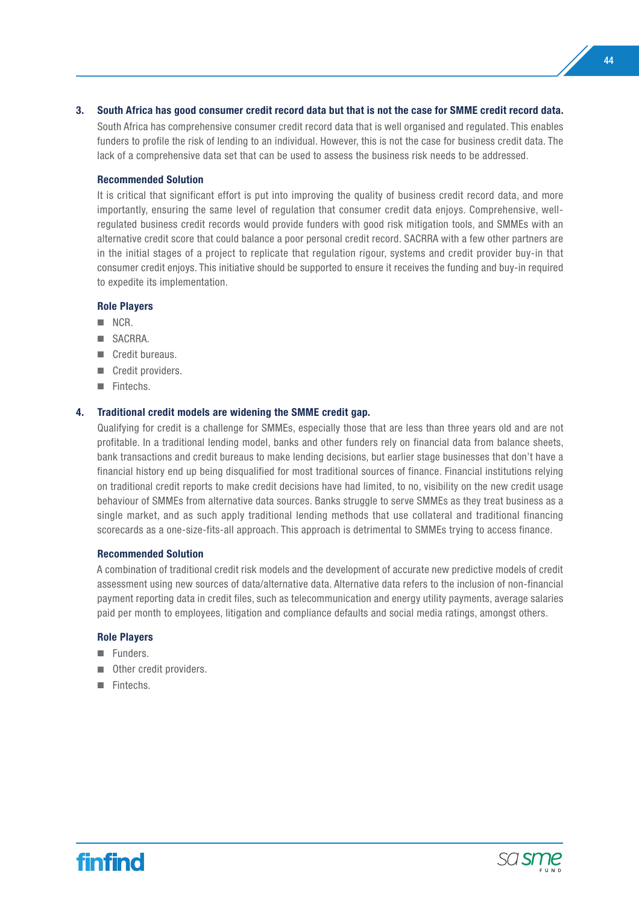**3. South Africa has good consumer credit record data but that is not the case for SMME credit record data.**

South Africa has comprehensive consumer credit record data that is well organised and regulated. This enables funders to profile the risk of lending to an individual. However, this is not the case for business credit data. The lack of a comprehensive data set that can be used to assess the business risk needs to be addressed.

**Recommended Solution**

It is critical that significant effort is put into improving the quality of business credit record data, and more importantly, ensuring the same level of regulation that consumer credit data enjoys. Comprehensive, well-regulated business credit records would provide funders with good risk mitigation tools, and SMMEs with an alternative credit score that could balance a poor personal credit record. SACRRA with a few other partners are in the initial stages of a project to replicate that regulation rigour, systems and credit provider buy-in that consumer credit enjoys. This initiative should be supported to ensure it receives the funding and buy-in required to expedite its implementation.

**Role Players**

- NCR.
- SACRRA.
- Credit bureaus.
- Credit providers.
- Fintechs.

**4. Traditional credit models are widening the SMME credit gap.**

Qualifying for credit is a challenge for SMMEs, especially those that are less than three years old and are not profitable. In a traditional lending model, banks and other funders rely on financial data from balance sheets, bank transactions and credit bureaus to make lending decisions, but earlier stage businesses that don't have a financial history end up being disqualified for most traditional sources of finance. Financial institutions relying on traditional credit reports to make credit decisions have had limited, to no, visibility on the new credit usage behaviour of SMMEs from alternative data sources. Banks struggle to serve SMMEs as they treat business as a single market, and as such apply traditional lending methods that use collateral and traditional financing scorecards as a one-size-fits-all approach. This approach is detrimental to SMMEs trying to access finance.

**Recommended Solution**

A combination of traditional credit risk models and the development of accurate new predictive models of credit assessment using new sources of data/alternative data. Alternative data refers to the inclusion of non-financial payment reporting data in credit files, such as telecommunication and energy utility payments, average salaries paid per month to employees, litigation and compliance defaults and social media ratings, amongst others.

**Role Players**

- Funders.
- Other credit providers.
- Fintechs.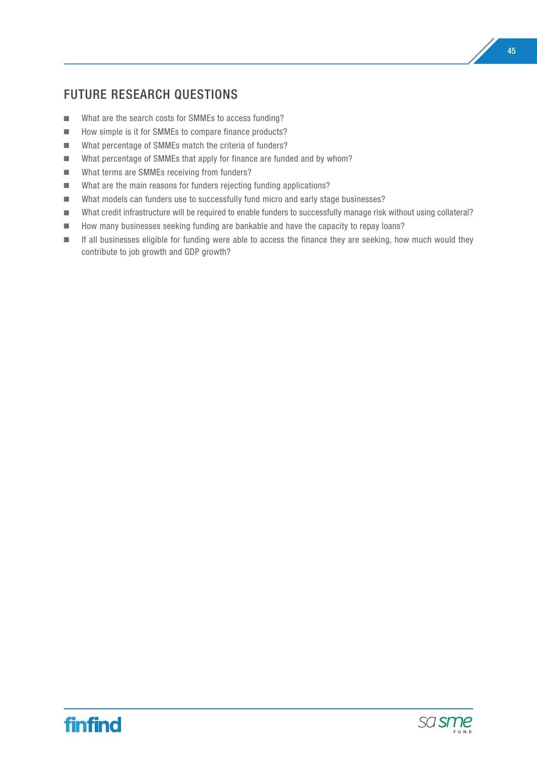# FUTURE RESEARCH QUESTIONS

- What are the search costs for SMMEs to access funding?
- How simple is it for SMMEs to compare finance products?
- What percentage of SMMEs match the criteria of funders?
- What percentage of SMMEs that apply for finance are funded and by whom?
- What terms are SMMEs receiving from funders?
- What are the main reasons for funders rejecting funding applications?
- What models can funders use to successfully fund micro and early stage businesses?
- What credit infrastructure will be required to enable funders to successfully manage risk without using collateral?
- How many businesses seeking funding are bankable and have the capacity to repay loans?
- If all businesses eligible for funding were able to access the finance they are seeking, how much would they contribute to job growth and GDP growth?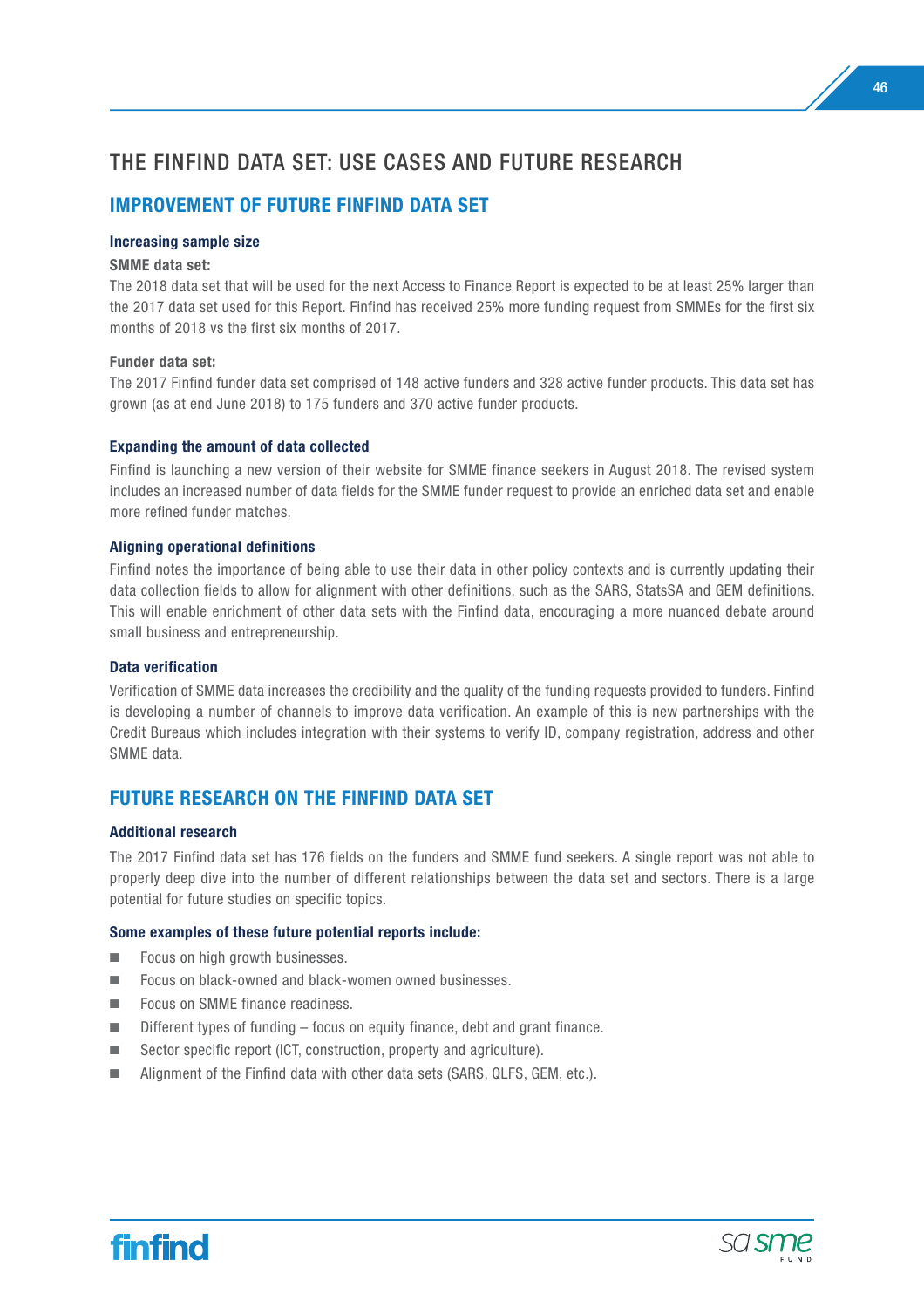# THE FINFIND DATA SET: USE CASES AND FUTURE RESEARCH

## IMPROVEMENT OF FUTURE FINFIND DATA SET

### Increasing sample size

**SMME data set:**

The 2018 data set that will be used for the next Access to Finance Report is expected to be at least 25% larger than the 2017 data set used for this Report. Finfind has received 25% more funding request from SMMEs for the first six months of 2018 vs the first six months of 2017.

**Funder data set:**

The 2017 Finfind funder data set comprised of 148 active funders and 328 active funder products. This data set has grown (as at end June 2018) to 175 funders and 370 active funder products.

### Expanding the amount of data collected

Finfind is launching a new version of their website for SMME finance seekers in August 2018. The revised system includes an increased number of data fields for the SMME funder request to provide an enriched data set and enable more refined funder matches.

### Aligning operational definitions

Finfind notes the importance of being able to use their data in other policy contexts and is currently updating their data collection fields to allow for alignment with other definitions, such as the SARS, StatsSA and GEM definitions. This will enable enrichment of other data sets with the Finfind data, encouraging a more nuanced debate around small business and entrepreneurship.

### Data verification

Verification of SMME data increases the credibility and the quality of the funding requests provided to funders. Finfind is developing a number of channels to improve data verification. An example of this is new partnerships with the Credit Bureaus which includes integration with their systems to verify ID, company registration, address and other SMME data.

## FUTURE RESEARCH ON THE FINFIND DATA SET

### Additional research

The 2017 Finfind data set has 176 fields on the funders and SMME fund seekers. A single report was not able to properly deep dive into the number of different relationships between the data set and sectors. There is a large potential for future studies on specific topics.

### Some examples of these future potential reports include:

- Focus on high growth businesses.
- Focus on black-owned and black-women owned businesses.
- Focus on SMME finance readiness.
- Different types of funding – focus on equity finance, debt and grant finance.
- Sector specific report (ICT, construction, property and agriculture).
- Alignment of the Finfind data with other data sets (SARS, QLFS, GEM, etc.).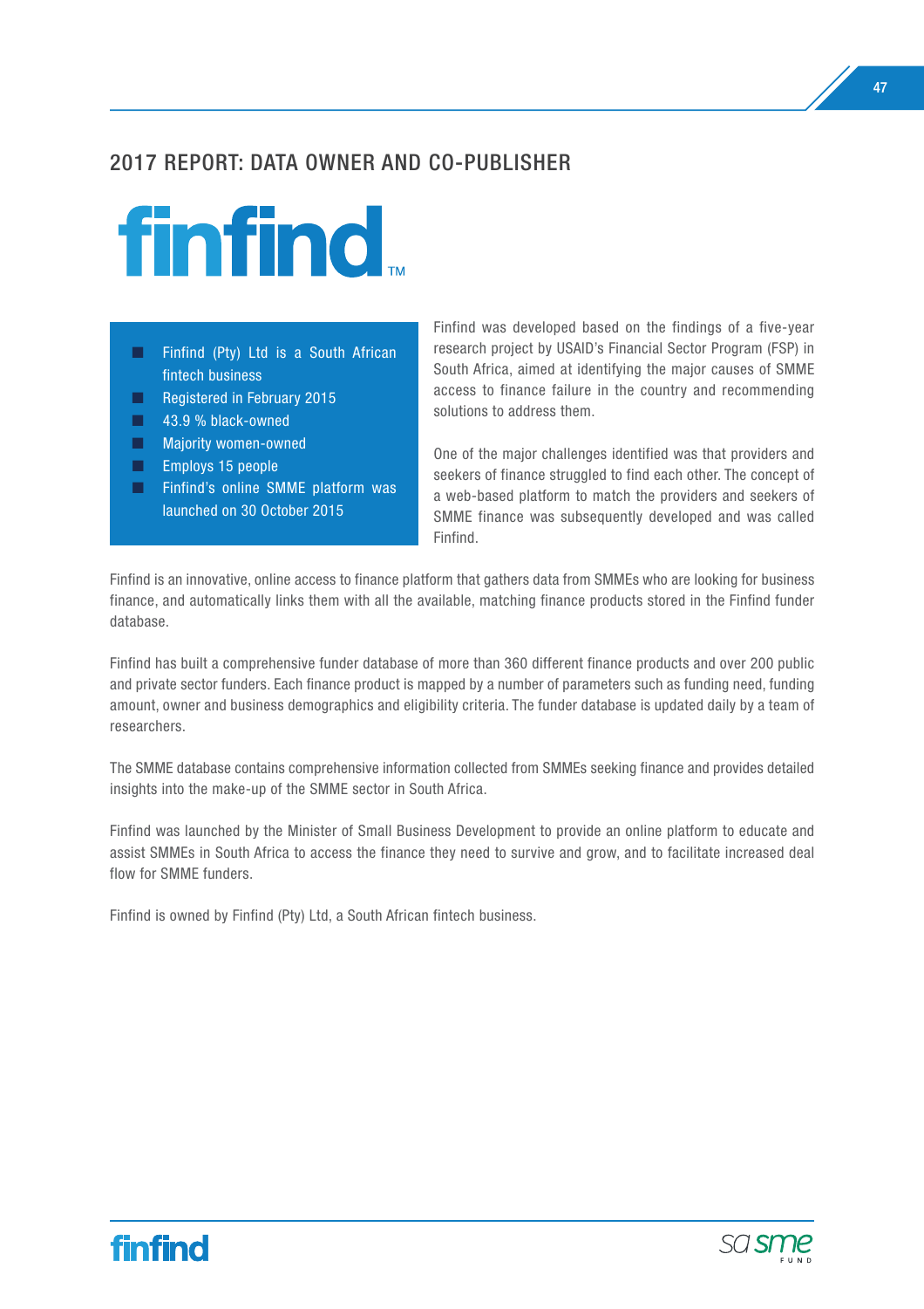## 2017 REPORT: DATA OWNER AND CO-PUBLISHER

# finfind™

- Finfind (Pty) Ltd is a South African fintech business
- Registered in February 2015
- 43.9 % black-owned
- Majority women-owned
- Employs 15 people
- Finfind's online SMME platform was launched on 30 October 2015

Finfind was developed based on the findings of a five-year research project by USAID's Financial Sector Program (FSP) in South Africa, aimed at identifying the major causes of SMME access to finance failure in the country and recommending solutions to address them.

One of the major challenges identified was that providers and seekers of finance struggled to find each other. The concept of a web-based platform to match the providers and seekers of SMME finance was subsequently developed and was called Finfind.

Finfind is an innovative, online access to finance platform that gathers data from SMMEs who are looking for business finance, and automatically links them with all the available, matching finance products stored in the Finfind funder database.

Finfind has built a comprehensive funder database of more than 360 different finance products and over 200 public and private sector funders. Each finance product is mapped by a number of parameters such as funding need, funding amount, owner and business demographics and eligibility criteria. The funder database is updated daily by a team of researchers.

The SMME database contains comprehensive information collected from SMMEs seeking finance and provides detailed insights into the make-up of the SMME sector in South Africa.

Finfind was launched by the Minister of Small Business Development to provide an online platform to educate and assist SMMEs in South Africa to access the finance they need to survive and grow, and to facilitate increased deal flow for SMME funders.

Finfind is owned by Finfind (Pty) Ltd, a South African fintech business.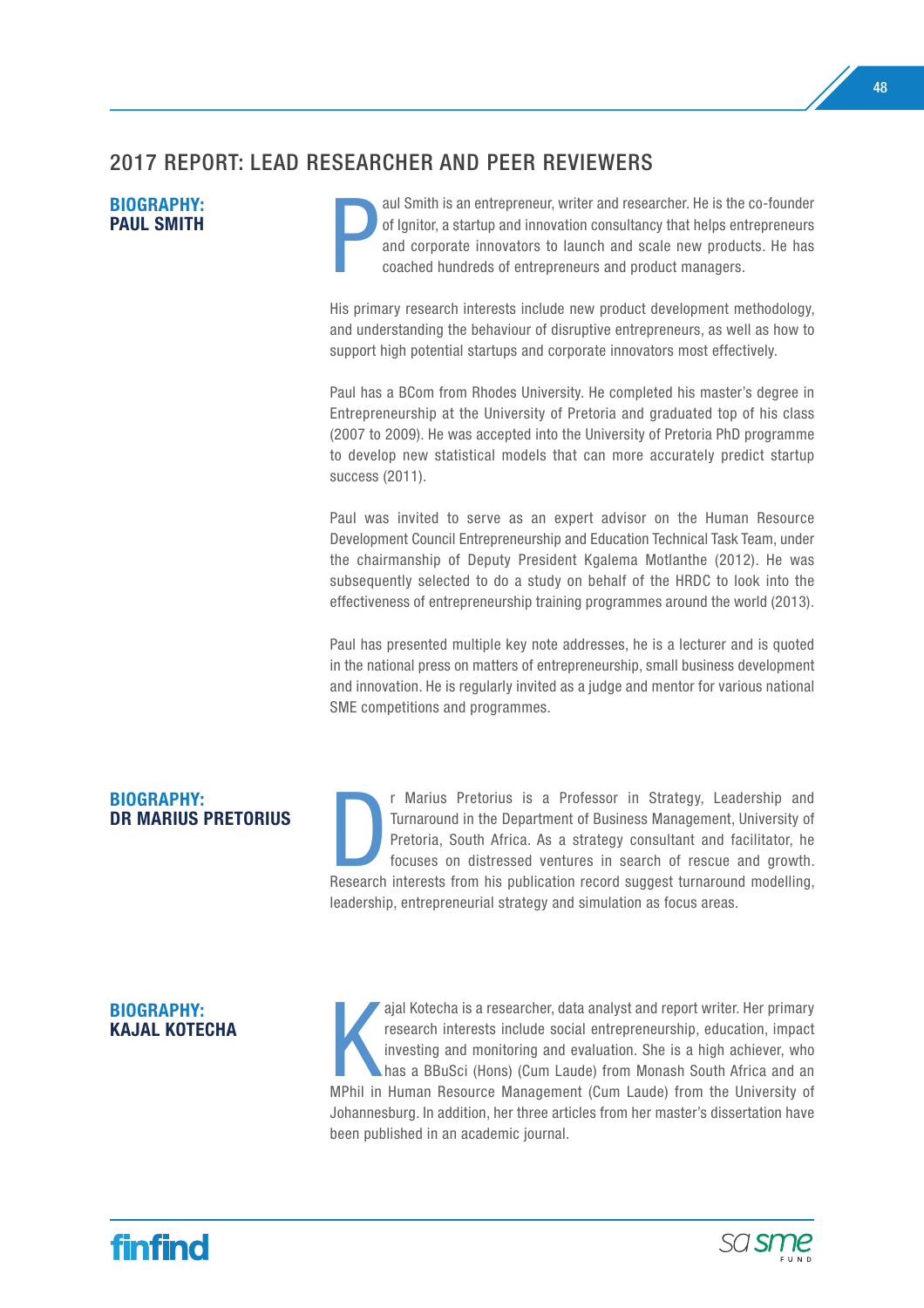## 2017 REPORT: LEAD RESEARCHER AND PEER REVIEWERS

### BIOGRAPHY: PAUL SMITH

Paul Smith is an entrepreneur, writer and researcher. He is the co-founder of Ignitor, a startup and innovation consultancy that helps entrepreneurs and corporate innovators to launch and scale new products. He has coached hundreds of entrepreneurs and product managers.

His primary research interests include new product development methodology, and understanding the behaviour of disruptive entrepreneurs, as well as how to support high potential startups and corporate innovators most effectively.

Paul has a BCom from Rhodes University. He completed his master's degree in Entrepreneurship at the University of Pretoria and graduated top of his class (2007 to 2009). He was accepted into the University of Pretoria PhD programme to develop new statistical models that can more accurately predict startup success (2011).

Paul was invited to serve as an expert advisor on the Human Resource Development Council Entrepreneurship and Education Technical Task Team, under the chairmanship of Deputy President Kgalema Motlanthe (2012). He was subsequently selected to do a study on behalf of the HRDC to look into the effectiveness of entrepreneurship training programmes around the world (2013).

Paul has presented multiple key note addresses, he is a lecturer and is quoted in the national press on matters of entrepreneurship, small business development and innovation. He is regularly invited as a judge and mentor for various national SME competitions and programmes.

### BIOGRAPHY: DR MARIUS PRETORIUS

Dr Marius Pretorius is a Professor in Strategy, Leadership and Turnaround in the Department of Business Management, University of Pretoria, South Africa. As a strategy consultant and facilitator, he focuses on distressed ventures in search of rescue and growth. Research interests from his publication record suggest turnaround modelling, leadership, entrepreneurial strategy and simulation as focus areas.

### BIOGRAPHY: KAJAL KOTECHA

Kajal Kotecha is a researcher, data analyst and report writer. Her primary research interests include social entrepreneurship, education, impact investing and monitoring and evaluation. She is a high achiever, who has a BBuSci (Hons) (Cum Laude) from Monash South Africa and an MPhil in Human Resource Management (Cum Laude) from the University of Johannesburg. In addition, her three articles from her master's dissertation have been published in an academic journal.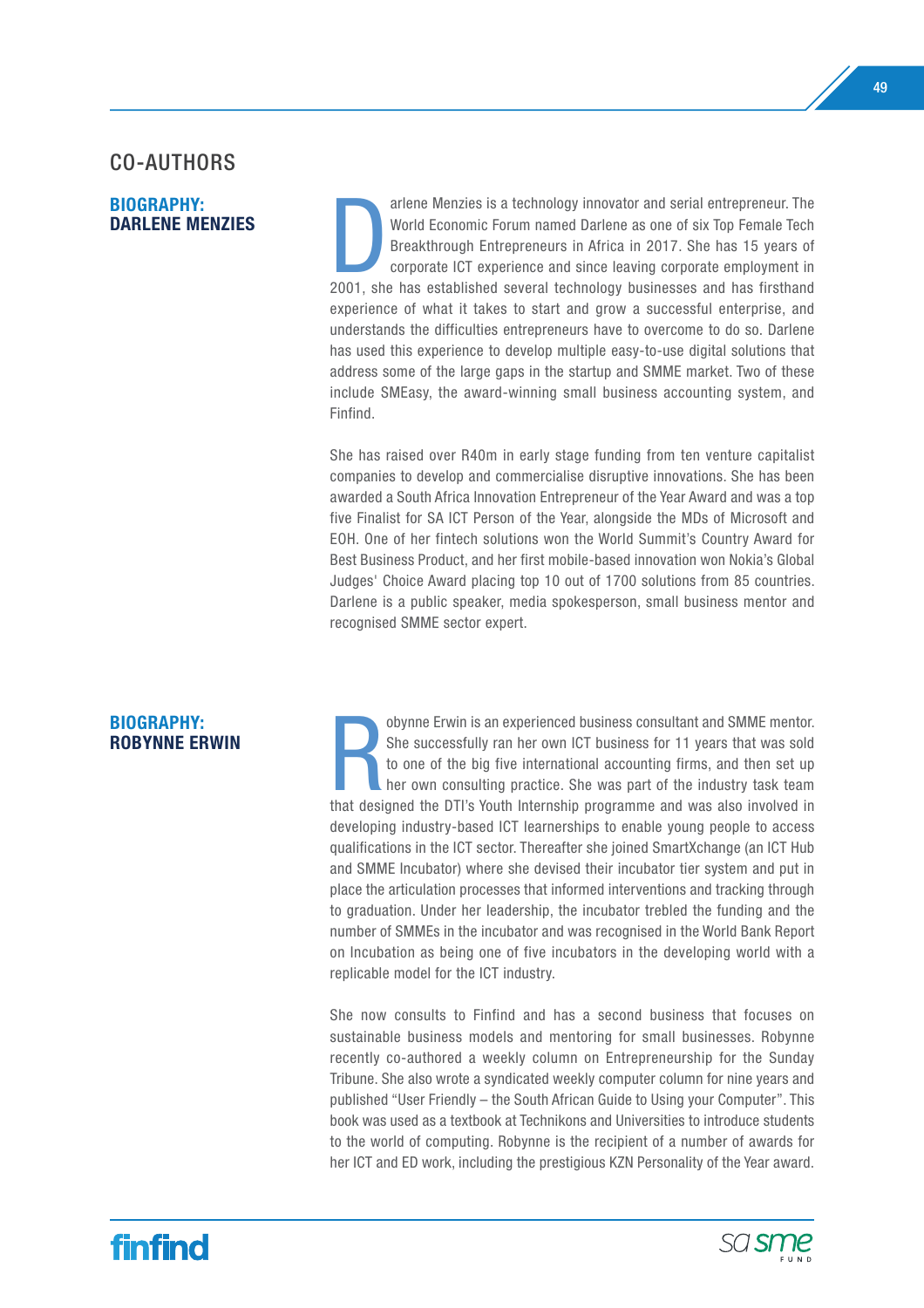## CO-AUTHORS

### BIOGRAPHY: DARLENE MENZIES

Darlene Menzies is a technology innovator and serial entrepreneur. The World Economic Forum named Darlene as one of six Top Female Tech Breakthrough Entrepreneurs in Africa in 2017. She has 15 years of corporate ICT experience and since leaving corporate employment in 2001, she has established several technology businesses and has firsthand experience of what it takes to start and grow a successful enterprise, and understands the difficulties entrepreneurs have to overcome to do so. Darlene has used this experience to develop multiple easy-to-use digital solutions that address some of the large gaps in the startup and SMME market. Two of these include SMEasy, the award-winning small business accounting system, and Finfind.

She has raised over R40m in early stage funding from ten venture capitalist companies to develop and commercialise disruptive innovations. She has been awarded a South Africa Innovation Entrepreneur of the Year Award and was a top five Finalist for SA ICT Person of the Year, alongside the MDs of Microsoft and EOH. One of her fintech solutions won the World Summit's Country Award for Best Business Product, and her first mobile-based innovation won Nokia's Global Judges' Choice Award placing top 10 out of 1700 solutions from 85 countries. Darlene is a public speaker, media spokesperson, small business mentor and recognised SMME sector expert.

### BIOGRAPHY: ROBYNNE ERWIN

Robynne Erwin is an experienced business consultant and SMME mentor. She successfully ran her own ICT business for 11 years that was sold to one of the big five international accounting firms, and then set up her own consulting practice. She was part of the industry task team that designed the DTI's Youth Internship programme and was also involved in developing industry-based ICT learnerships to enable young people to access qualifications in the ICT sector. Thereafter she joined SmartXchange (an ICT Hub and SMME Incubator) where she devised their incubator tier system and put in place the articulation processes that informed interventions and tracking through to graduation. Under her leadership, the incubator trebled the funding and the number of SMMEs in the incubator and was recognised in the World Bank Report on Incubation as being one of five incubators in the developing world with a replicable model for the ICT industry.

She now consults to Finfind and has a second business that focuses on sustainable business models and mentoring for small businesses. Robynne recently co-authored a weekly column on Entrepreneurship for the Sunday Tribune. She also wrote a syndicated weekly computer column for nine years and published "User Friendly – the South African Guide to Using your Computer". This book was used as a textbook at Technikons and Universities to introduce students to the world of computing. Robynne is the recipient of a number of awards for her ICT and ED work, including the prestigious KZN Personality of the Year award.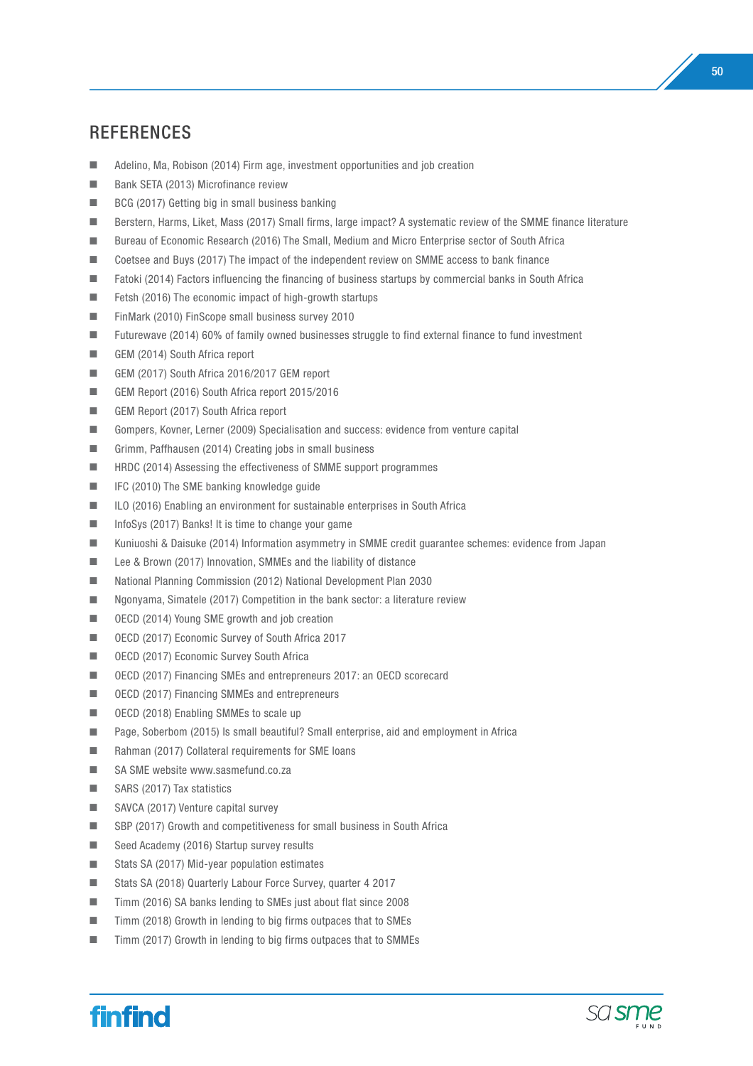## REFERENCES

- Adelino, Ma, Robison (2014) Firm age, investment opportunities and job creation
- Bank SETA (2013) Microfinance review
- BCG (2017) Getting big in small business banking
- Berstern, Harms, Liket, Mass (2017) Small firms, large impact? A systematic review of the SMME finance literature
- Bureau of Economic Research (2016) The Small, Medium and Micro Enterprise sector of South Africa
- Coetsee and Buys (2017) The impact of the independent review on SMME access to bank finance
- Fatoki (2014) Factors influencing the financing of business startups by commercial banks in South Africa
- Fetsh (2016) The economic impact of high-growth startups
- FinMark (2010) FinScope small business survey 2010
- Futurewave (2014) 60% of family owned businesses struggle to find external finance to fund investment
- GEM (2014) South Africa report
- GEM (2017) South Africa 2016/2017 GEM report
- GEM Report (2016) South Africa report 2015/2016
- GEM Report (2017) South Africa report
- Gompers, Kovner, Lerner (2009) Specialisation and success: evidence from venture capital
- Grimm, Paffhausen (2014) Creating jobs in small business
- HRDC (2014) Assessing the effectiveness of SMME support programmes
- IFC (2010) The SME banking knowledge guide
- ILO (2016) Enabling an environment for sustainable enterprises in South Africa
- InfoSys (2017) Banks! It is time to change your game
- Kuniuoshi & Daisuke (2014) Information asymmetry in SMME credit guarantee schemes: evidence from Japan
- Lee & Brown (2017) Innovation, SMMEs and the liability of distance
- National Planning Commission (2012) National Development Plan 2030
- Ngonyama, Simatele (2017) Competition in the bank sector: a literature review
- OECD (2014) Young SME growth and job creation
- OECD (2017) Economic Survey of South Africa 2017
- OECD (2017) Economic Survey South Africa
- OECD (2017) Financing SMEs and entrepreneurs 2017: an OECD scorecard
- OECD (2017) Financing SMMEs and entrepreneurs
- OECD (2018) Enabling SMMEs to scale up
- Page, Soberbom (2015) Is small beautiful? Small enterprise, aid and employment in Africa
- Rahman (2017) Collateral requirements for SME loans
- SA SME website www.sasmefund.co.za
- SARS (2017) Tax statistics
- SAVCA (2017) Venture capital survey
- SBP (2017) Growth and competitiveness for small business in South Africa
- Seed Academy (2016) Startup survey results
- Stats SA (2017) Mid-year population estimates
- Stats SA (2018) Quarterly Labour Force Survey, quarter 4 2017
- Timm (2016) SA banks lending to SMEs just about flat since 2008
- Timm (2018) Growth in lending to big firms outpaces that to SMEs
- Timm (2017) Growth in lending to big firms outpaces that to SMMEs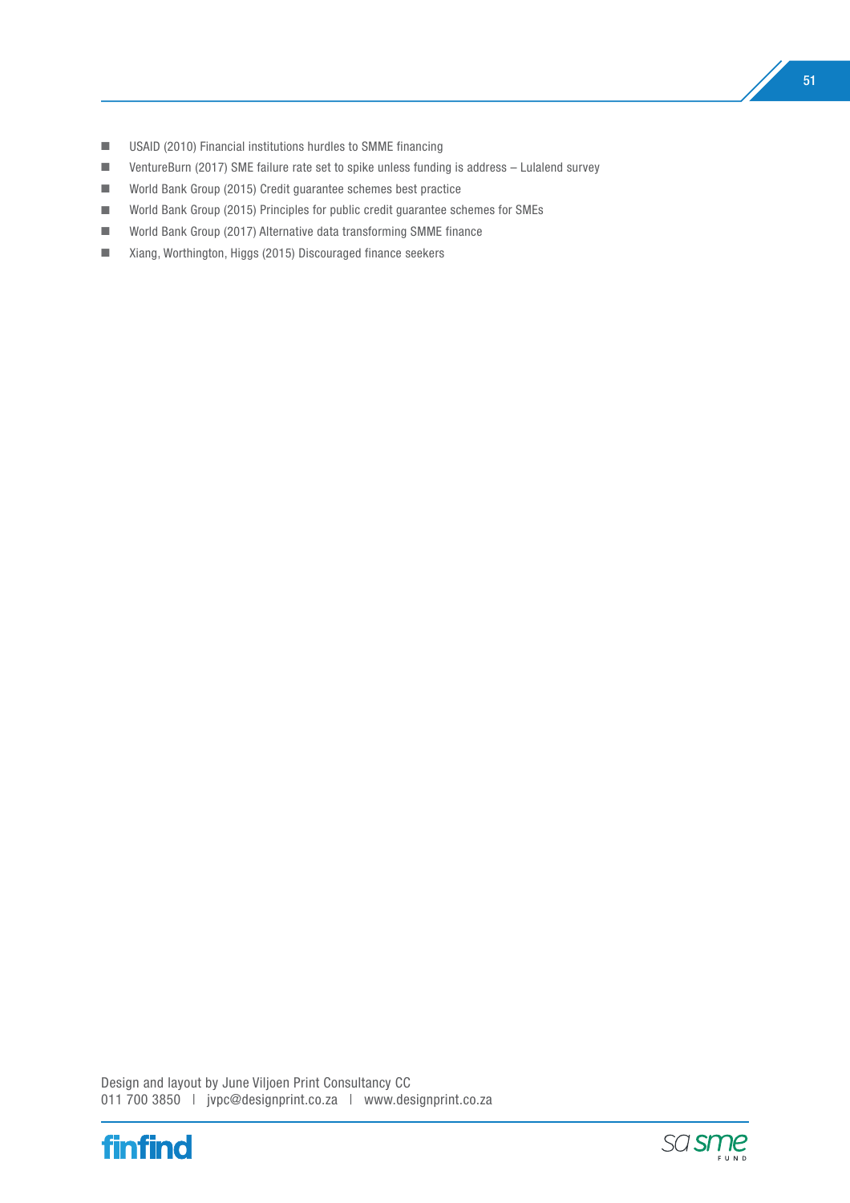- USAID (2010) Financial institutions hurdles to SMME financing
- VentureBurn (2017) SME failure rate set to spike unless funding is address – Lulalend survey
- World Bank Group (2015) Credit guarantee schemes best practice
- World Bank Group (2015) Principles for public credit guarantee schemes for SMEs
- World Bank Group (2017) Alternative data transforming SMME finance
- Xiang, Worthington, Higgs (2015) Discouraged finance seekers

Design and layout by June Viljoen Print Consultancy CC
011 700 3850 | jvpc@designprint.co.za | www.designprint.co.za

finfind

sa sme FUND